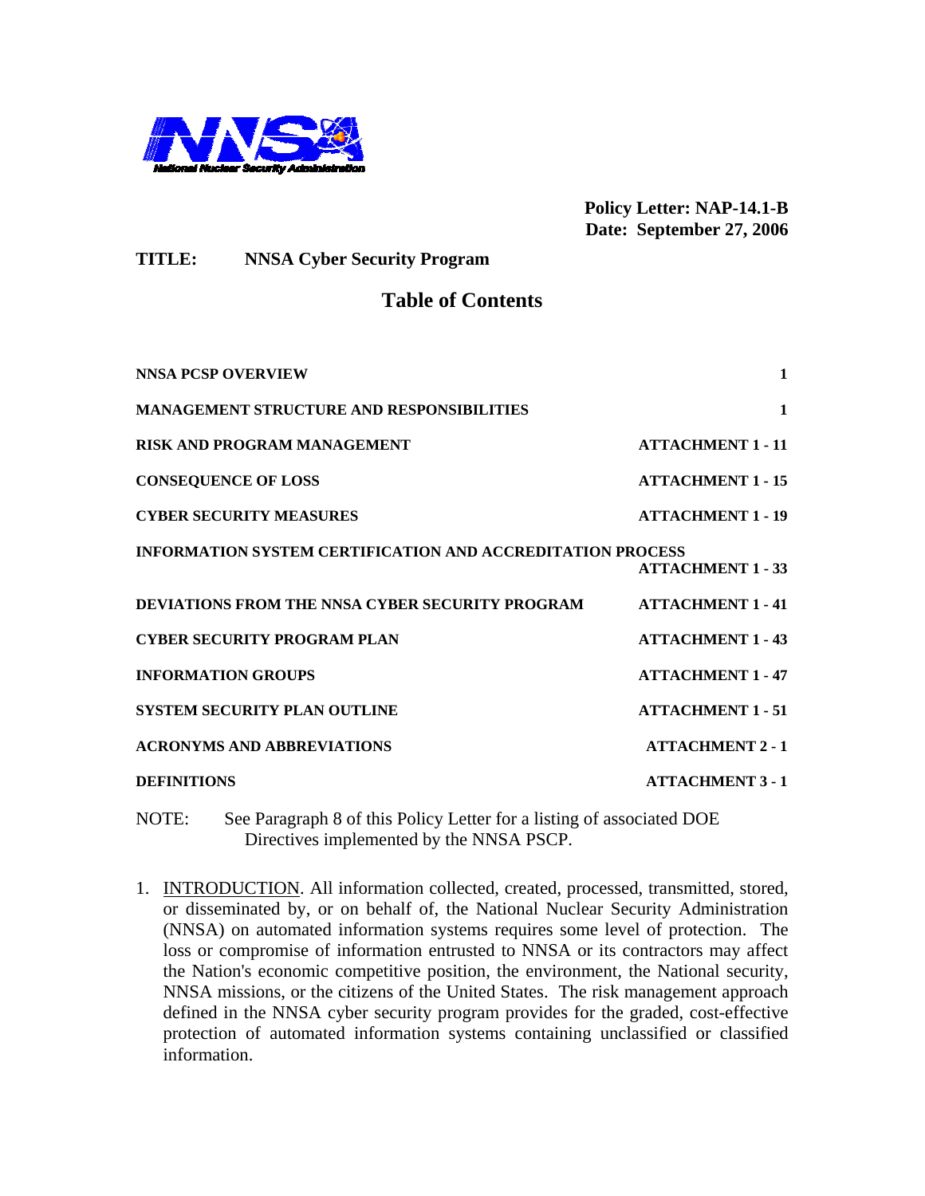**Policy Letter: NAP-14.1-B**
**Date: September 27, 2006**

**TITLE: NNSA Cyber Security Program**

# Table of Contents

| | |
|---|---|
| **NNSA PCSP OVERVIEW** | **1** |
| **MANAGEMENT STRUCTURE AND RESPONSIBILITIES** | **1** |
| **RISK AND PROGRAM MANAGEMENT** | **ATTACHMENT 1 - 11** |
| **CONSEQUENCE OF LOSS** | **ATTACHMENT 1 - 15** |
| **CYBER SECURITY MEASURES** | **ATTACHMENT 1 - 19** |
| **INFORMATION SYSTEM CERTIFICATION AND ACCREDITATION PROCESS** | **ATTACHMENT 1 - 33** |
| **DEVIATIONS FROM THE NNSA CYBER SECURITY PROGRAM** | **ATTACHMENT 1 - 41** |
| **CYBER SECURITY PROGRAM PLAN** | **ATTACHMENT 1 - 43** |
| **INFORMATION GROUPS** | **ATTACHMENT 1 - 47** |
| **SYSTEM SECURITY PLAN OUTLINE** | **ATTACHMENT 1 - 51** |
| **ACRONYMS AND ABBREVIATIONS** | **ATTACHMENT 2 - 1** |
| **DEFINITIONS** | **ATTACHMENT 3 - 1** |

NOTE: See Paragraph 8 of this Policy Letter for a listing of associated DOE Directives implemented by the NNSA PSCP.

1. INTRODUCTION. All information collected, created, processed, transmitted, stored, or disseminated by, or on behalf of, the National Nuclear Security Administration (NNSA) on automated information systems requires some level of protection. The loss or compromise of information entrusted to NNSA or its contractors may affect the Nation's economic competitive position, the environment, the National security, NNSA missions, or the citizens of the United States. The risk management approach defined in the NNSA cyber security program provides for the graded, cost-effective protection of automated information systems containing unclassified or classified information.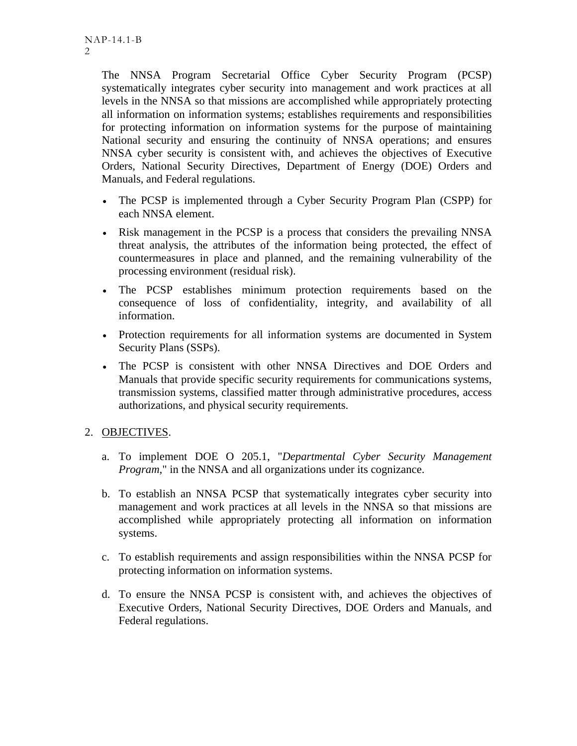The NNSA Program Secretarial Office Cyber Security Program (PCSP) systematically integrates cyber security into management and work practices at all levels in the NNSA so that missions are accomplished while appropriately protecting all information on information systems; establishes requirements and responsibilities for protecting information on information systems for the purpose of maintaining National security and ensuring the continuity of NNSA operations; and ensures NNSA cyber security is consistent with, and achieves the objectives of Executive Orders, National Security Directives, Department of Energy (DOE) Orders and Manuals, and Federal regulations.

- The PCSP is implemented through a Cyber Security Program Plan (CSPP) for each NNSA element.
- Risk management in the PCSP is a process that considers the prevailing NNSA threat analysis, the attributes of the information being protected, the effect of countermeasures in place and planned, and the remaining vulnerability of the processing environment (residual risk).
- The PCSP establishes minimum protection requirements based on the consequence of loss of confidentiality, integrity, and availability of all information.
- Protection requirements for all information systems are documented in System Security Plans (SSPs).
- The PCSP is consistent with other NNSA Directives and DOE Orders and Manuals that provide specific security requirements for communications systems, transmission systems, classified matter through administrative procedures, access authorizations, and physical security requirements.

2. OBJECTIVES.

   a. To implement DOE O 205.1, "*Departmental Cyber Security Management Program*," in the NNSA and all organizations under its cognizance.

   b. To establish an NNSA PCSP that systematically integrates cyber security into management and work practices at all levels in the NNSA so that missions are accomplished while appropriately protecting all information on information systems.

   c. To establish requirements and assign responsibilities within the NNSA PCSP for protecting information on information systems.

   d. To ensure the NNSA PCSP is consistent with, and achieves the objectives of Executive Orders, National Security Directives, DOE Orders and Manuals, and Federal regulations.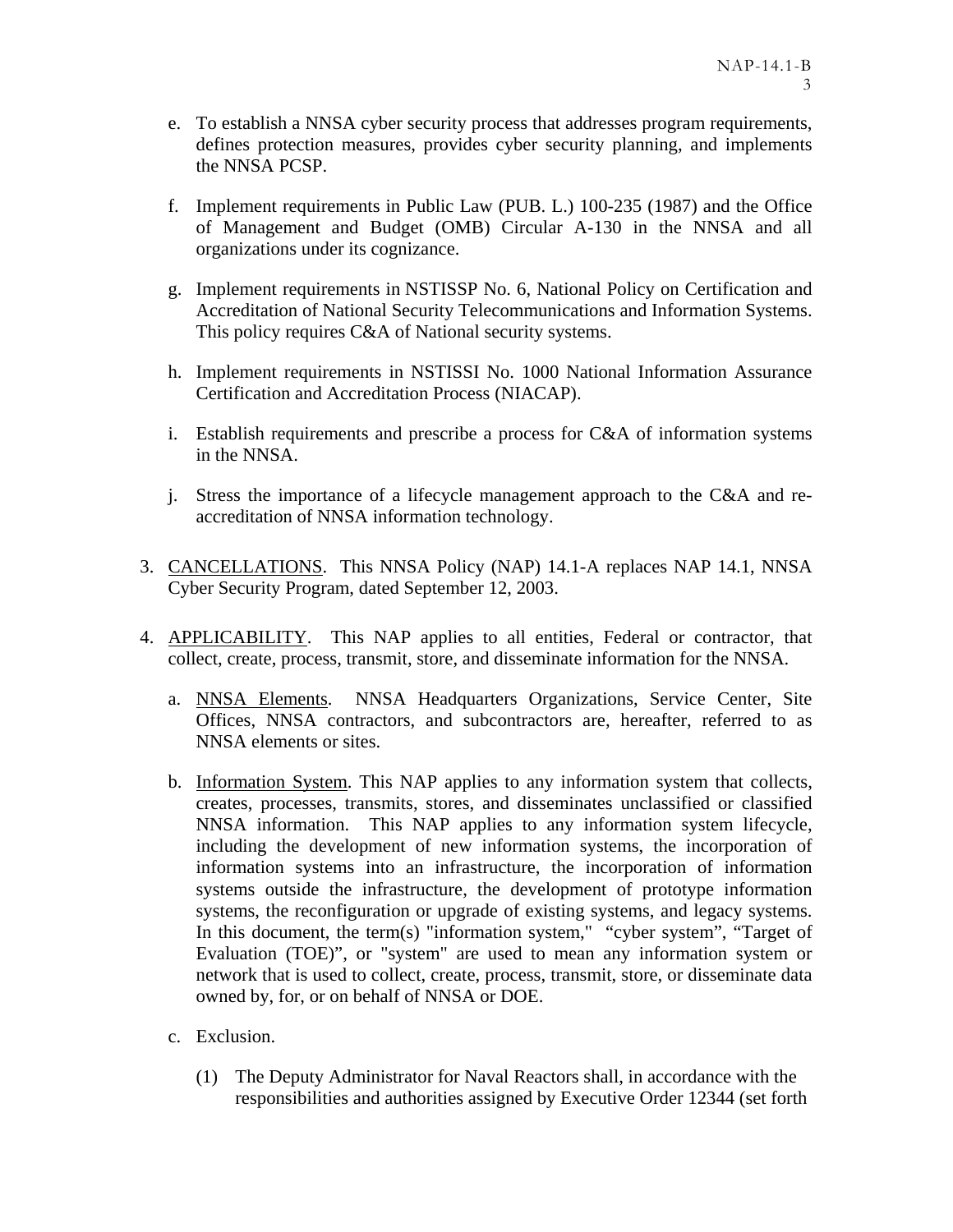e. To establish a NNSA cyber security process that addresses program requirements, defines protection measures, provides cyber security planning, and implements the NNSA PCSP.

f. Implement requirements in Public Law (PUB. L.) 100-235 (1987) and the Office of Management and Budget (OMB) Circular A-130 in the NNSA and all organizations under its cognizance.

g. Implement requirements in NSTISSP No. 6, National Policy on Certification and Accreditation of National Security Telecommunications and Information Systems. This policy requires C&A of National security systems.

h. Implement requirements in NSTISSI No. 1000 National Information Assurance Certification and Accreditation Process (NIACAP).

i. Establish requirements and prescribe a process for C&A of information systems in the NNSA.

j. Stress the importance of a lifecycle management approach to the C&A and re-accreditation of NNSA information technology.

3. CANCELLATIONS. This NNSA Policy (NAP) 14.1-A replaces NAP 14.1, NNSA Cyber Security Program, dated September 12, 2003.

4. APPLICABILITY. This NAP applies to all entities, Federal or contractor, that collect, create, process, transmit, store, and disseminate information for the NNSA.

   a. NNSA Elements. NNSA Headquarters Organizations, Service Center, Site Offices, NNSA contractors, and subcontractors are, hereafter, referred to as NNSA elements or sites.

   b. Information System. This NAP applies to any information system that collects, creates, processes, transmits, stores, and disseminates unclassified or classified NNSA information. This NAP applies to any information system lifecycle, including the development of new information systems, the incorporation of information systems into an infrastructure, the incorporation of information systems outside the infrastructure, the development of prototype information systems, the reconfiguration or upgrade of existing systems, and legacy systems. In this document, the term(s) "information system," "cyber system", "Target of Evaluation (TOE)", or "system" are used to mean any information system or network that is used to collect, create, process, transmit, store, or disseminate data owned by, for, or on behalf of NNSA or DOE.

   c. Exclusion.

      (1) The Deputy Administrator for Naval Reactors shall, in accordance with the responsibilities and authorities assigned by Executive Order 12344 (set forth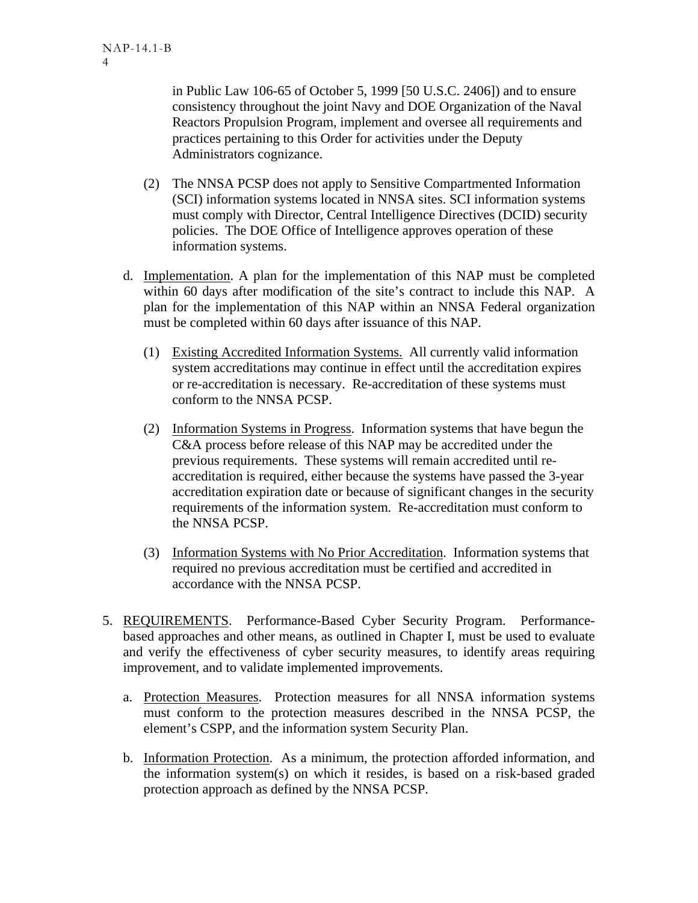in Public Law 106-65 of October 5, 1999 [50 U.S.C. 2406]) and to ensure consistency throughout the joint Navy and DOE Organization of the Naval Reactors Propulsion Program, implement and oversee all requirements and practices pertaining to this Order for activities under the Deputy Administrators cognizance.

(2) The NNSA PCSP does not apply to Sensitive Compartmented Information (SCI) information systems located in NNSA sites. SCI information systems must comply with Director, Central Intelligence Directives (DCID) security policies. The DOE Office of Intelligence approves operation of these information systems.

d. Implementation. A plan for the implementation of this NAP must be completed within 60 days after modification of the site's contract to include this NAP. A plan for the implementation of this NAP within an NNSA Federal organization must be completed within 60 days after issuance of this NAP.

(1) Existing Accredited Information Systems. All currently valid information system accreditations may continue in effect until the accreditation expires or re-accreditation is necessary. Re-accreditation of these systems must conform to the NNSA PCSP.

(2) Information Systems in Progress. Information systems that have begun the C&A process before release of this NAP may be accredited under the previous requirements. These systems will remain accredited until re-accreditation is required, either because the systems have passed the 3-year accreditation expiration date or because of significant changes in the security requirements of the information system. Re-accreditation must conform to the NNSA PCSP.

(3) Information Systems with No Prior Accreditation. Information systems that required no previous accreditation must be certified and accredited in accordance with the NNSA PCSP.

5. REQUIREMENTS. Performance-Based Cyber Security Program. Performance-based approaches and other means, as outlined in Chapter I, must be used to evaluate and verify the effectiveness of cyber security measures, to identify areas requiring improvement, and to validate implemented improvements.

a. Protection Measures. Protection measures for all NNSA information systems must conform to the protection measures described in the NNSA PCSP, the element's CSPP, and the information system Security Plan.

b. Information Protection. As a minimum, the protection afforded information, and the information system(s) on which it resides, is based on a risk-based graded protection approach as defined by the NNSA PCSP.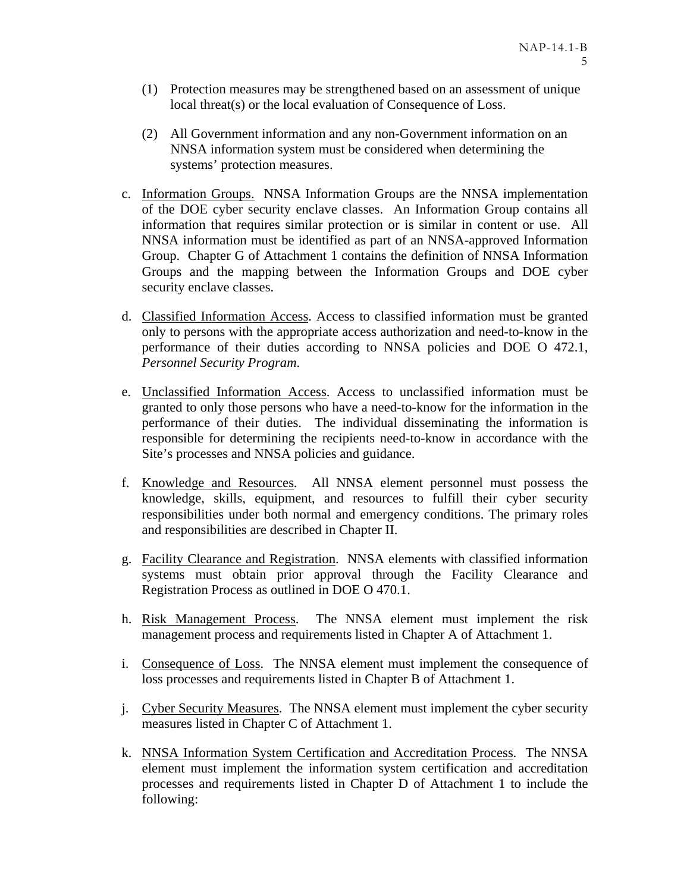(1) Protection measures may be strengthened based on an assessment of unique local threat(s) or the local evaluation of Consequence of Loss.

(2) All Government information and any non-Government information on an NNSA information system must be considered when determining the systems' protection measures.

c. Information Groups. NNSA Information Groups are the NNSA implementation of the DOE cyber security enclave classes. An Information Group contains all information that requires similar protection or is similar in content or use. All NNSA information must be identified as part of an NNSA-approved Information Group. Chapter G of Attachment 1 contains the definition of NNSA Information Groups and the mapping between the Information Groups and DOE cyber security enclave classes.

d. Classified Information Access. Access to classified information must be granted only to persons with the appropriate access authorization and need-to-know in the performance of their duties according to NNSA policies and DOE O 472.1, *Personnel Security Program*.

e. Unclassified Information Access. Access to unclassified information must be granted to only those persons who have a need-to-know for the information in the performance of their duties. The individual disseminating the information is responsible for determining the recipients need-to-know in accordance with the Site's processes and NNSA policies and guidance.

f. Knowledge and Resources. All NNSA element personnel must possess the knowledge, skills, equipment, and resources to fulfill their cyber security responsibilities under both normal and emergency conditions. The primary roles and responsibilities are described in Chapter II.

g. Facility Clearance and Registration. NNSA elements with classified information systems must obtain prior approval through the Facility Clearance and Registration Process as outlined in DOE O 470.1.

h. Risk Management Process. The NNSA element must implement the risk management process and requirements listed in Chapter A of Attachment 1.

i. Consequence of Loss. The NNSA element must implement the consequence of loss processes and requirements listed in Chapter B of Attachment 1.

j. Cyber Security Measures. The NNSA element must implement the cyber security measures listed in Chapter C of Attachment 1.

k. NNSA Information System Certification and Accreditation Process. The NNSA element must implement the information system certification and accreditation processes and requirements listed in Chapter D of Attachment 1 to include the following: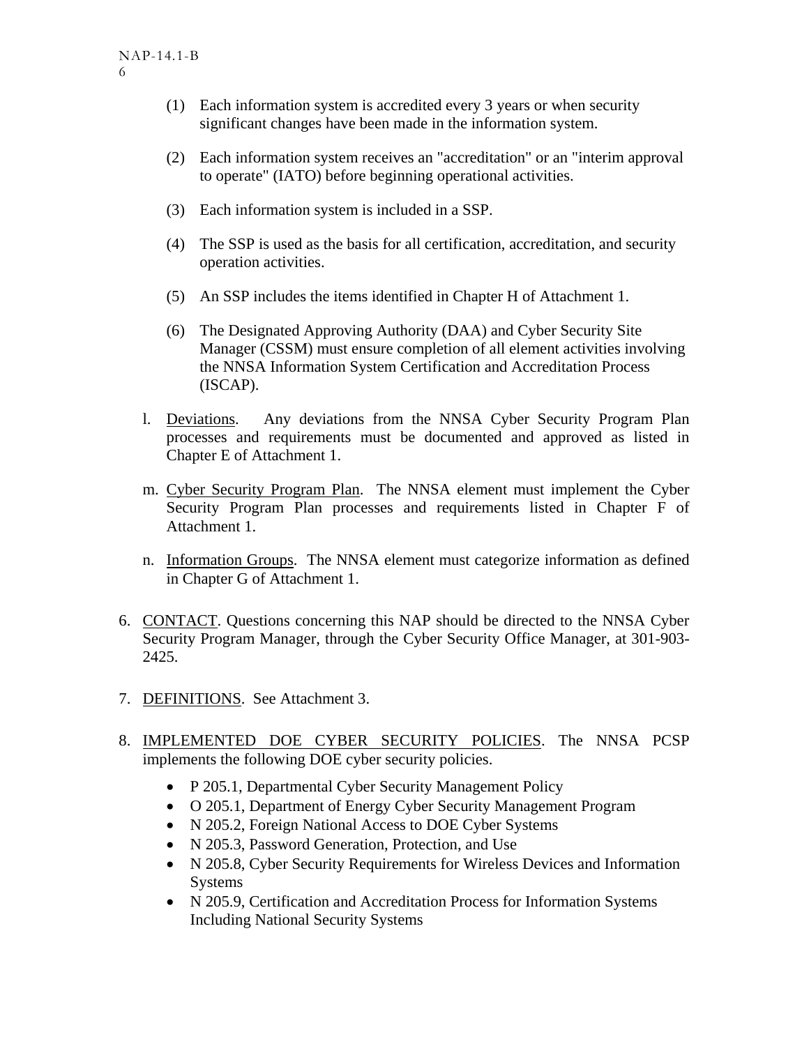(1) Each information system is accredited every 3 years or when security significant changes have been made in the information system.

(2) Each information system receives an "accreditation" or an "interim approval to operate" (IATO) before beginning operational activities.

(3) Each information system is included in a SSP.

(4) The SSP is used as the basis for all certification, accreditation, and security operation activities.

(5) An SSP includes the items identified in Chapter H of Attachment 1.

(6) The Designated Approving Authority (DAA) and Cyber Security Site Manager (CSSM) must ensure completion of all element activities involving the NNSA Information System Certification and Accreditation Process (ISCAP).

l. Deviations. Any deviations from the NNSA Cyber Security Program Plan processes and requirements must be documented and approved as listed in Chapter E of Attachment 1.

m. Cyber Security Program Plan. The NNSA element must implement the Cyber Security Program Plan processes and requirements listed in Chapter F of Attachment 1.

n. Information Groups. The NNSA element must categorize information as defined in Chapter G of Attachment 1.

6. CONTACT. Questions concerning this NAP should be directed to the NNSA Cyber Security Program Manager, through the Cyber Security Office Manager, at 301-903-2425.

7. DEFINITIONS. See Attachment 3.

8. IMPLEMENTED DOE CYBER SECURITY POLICIES. The NNSA PCSP implements the following DOE cyber security policies.

- P 205.1, Departmental Cyber Security Management Policy
- O 205.1, Department of Energy Cyber Security Management Program
- N 205.2, Foreign National Access to DOE Cyber Systems
- N 205.3, Password Generation, Protection, and Use
- N 205.8, Cyber Security Requirements for Wireless Devices and Information Systems
- N 205.9, Certification and Accreditation Process for Information Systems Including National Security Systems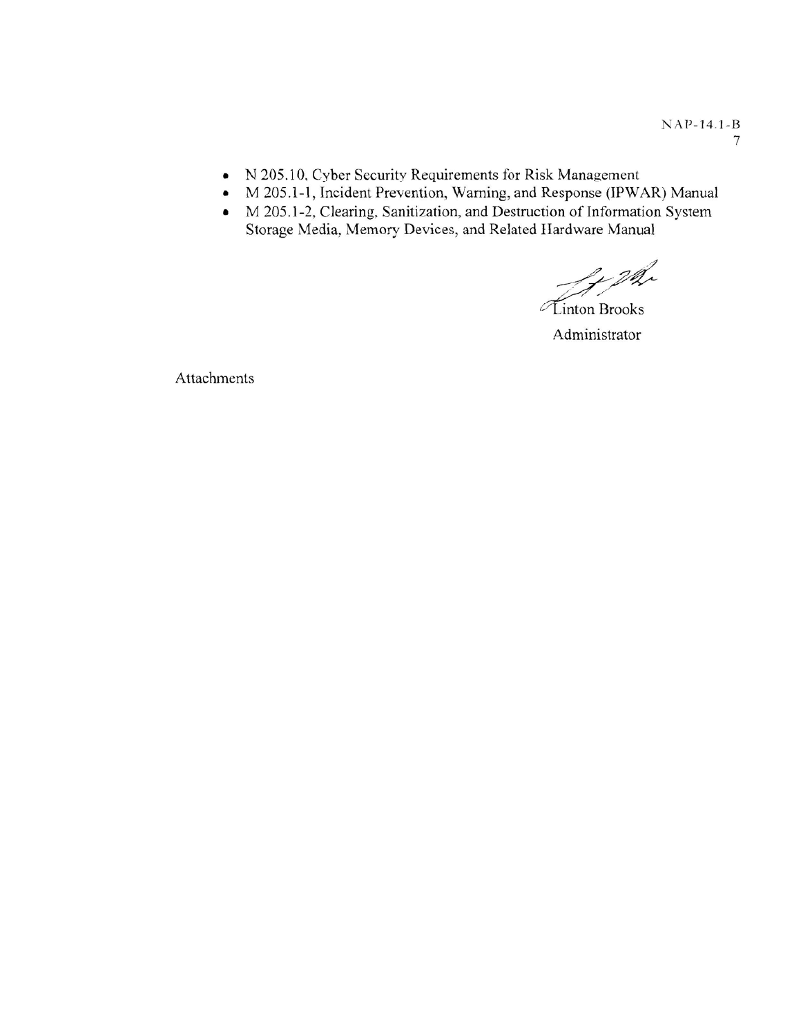- N 205.10, Cyber Security Requirements for Risk Management
- M 205.1-1, Incident Prevention, Warning, and Response (IPWAR) Manual
- M 205.1-2, Clearing, Sanitization, and Destruction of Information System Storage Media, Memory Devices, and Related Hardware Manual

Linton Brooks
Administrator

Attachments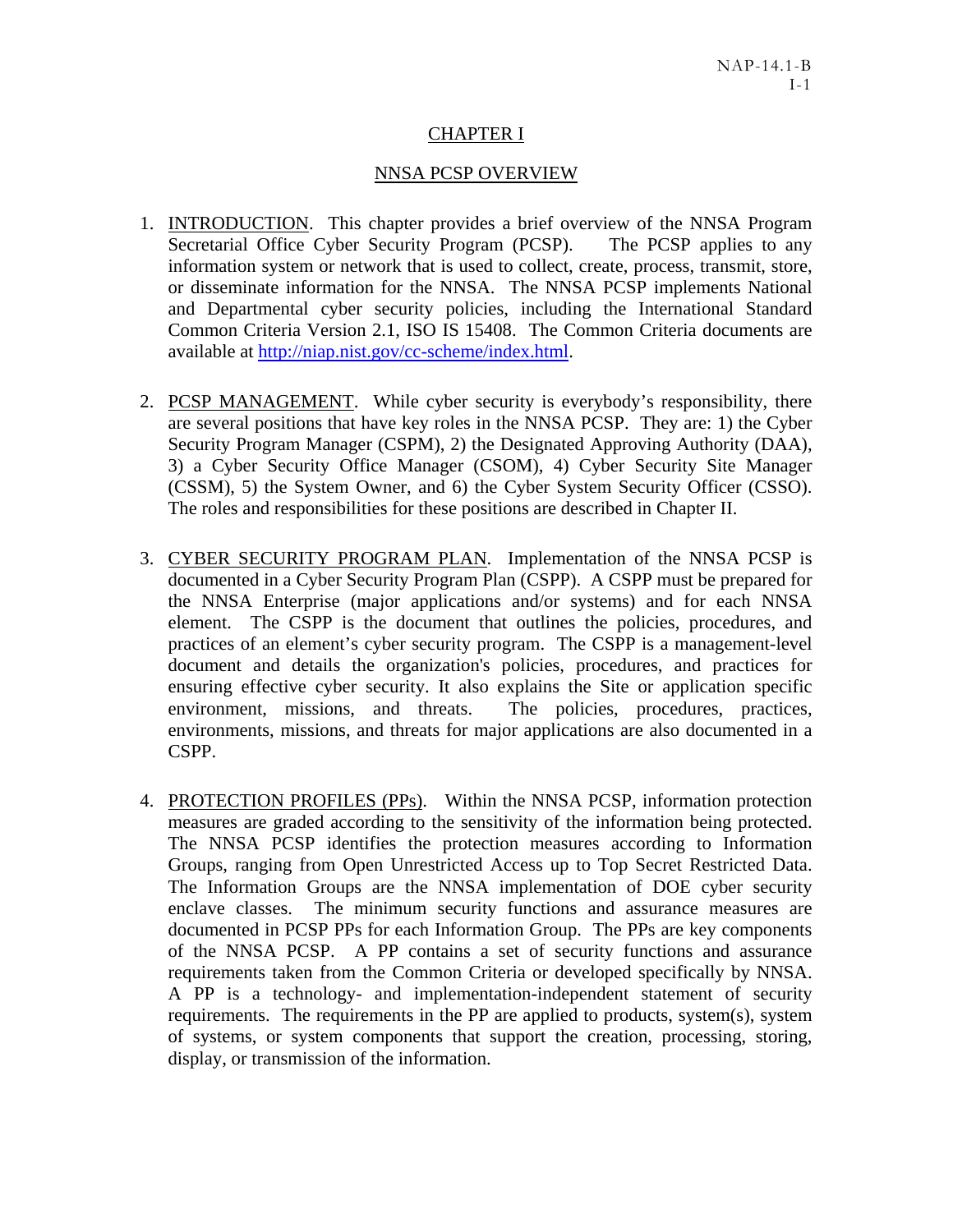# CHAPTER I

## NNSA PCSP OVERVIEW

1. INTRODUCTION. This chapter provides a brief overview of the NNSA Program Secretarial Office Cyber Security Program (PCSP). The PCSP applies to any information system or network that is used to collect, create, process, transmit, store, or disseminate information for the NNSA. The NNSA PCSP implements National and Departmental cyber security policies, including the International Standard Common Criteria Version 2.1, ISO IS 15408. The Common Criteria documents are available at http://niap.nist.gov/cc-scheme/index.html.

2. PCSP MANAGEMENT. While cyber security is everybody's responsibility, there are several positions that have key roles in the NNSA PCSP. They are: 1) the Cyber Security Program Manager (CSPM), 2) the Designated Approving Authority (DAA), 3) a Cyber Security Office Manager (CSOM), 4) Cyber Security Site Manager (CSSM), 5) the System Owner, and 6) the Cyber System Security Officer (CSSO). The roles and responsibilities for these positions are described in Chapter II.

3. CYBER SECURITY PROGRAM PLAN. Implementation of the NNSA PCSP is documented in a Cyber Security Program Plan (CSPP). A CSPP must be prepared for the NNSA Enterprise (major applications and/or systems) and for each NNSA element. The CSPP is the document that outlines the policies, procedures, and practices of an element's cyber security program. The CSPP is a management-level document and details the organization's policies, procedures, and practices for ensuring effective cyber security. It also explains the Site or application specific environment, missions, and threats. The policies, procedures, practices, environments, missions, and threats for major applications are also documented in a CSPP.

4. PROTECTION PROFILES (PPs). Within the NNSA PCSP, information protection measures are graded according to the sensitivity of the information being protected. The NNSA PCSP identifies the protection measures according to Information Groups, ranging from Open Unrestricted Access up to Top Secret Restricted Data. The Information Groups are the NNSA implementation of DOE cyber security enclave classes. The minimum security functions and assurance measures are documented in PCSP PPs for each Information Group. The PPs are key components of the NNSA PCSP. A PP contains a set of security functions and assurance requirements taken from the Common Criteria or developed specifically by NNSA. A PP is a technology- and implementation-independent statement of security requirements. The requirements in the PP are applied to products, system(s), system of systems, or system components that support the creation, processing, storing, display, or transmission of the information.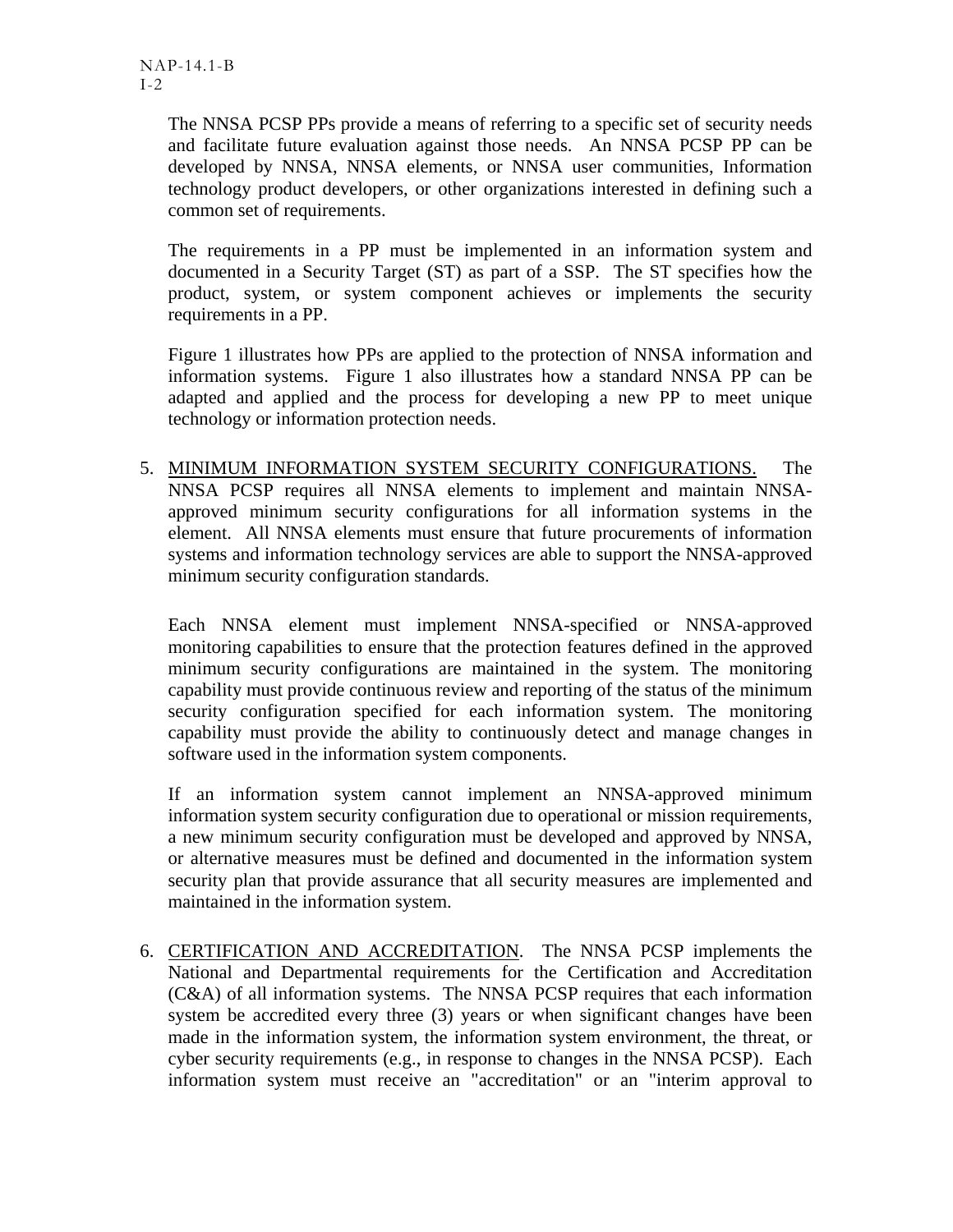The NNSA PCSP PPs provide a means of referring to a specific set of security needs and facilitate future evaluation against those needs. An NNSA PCSP PP can be developed by NNSA, NNSA elements, or NNSA user communities, Information technology product developers, or other organizations interested in defining such a common set of requirements.

The requirements in a PP must be implemented in an information system and documented in a Security Target (ST) as part of a SSP. The ST specifies how the product, system, or system component achieves or implements the security requirements in a PP.

Figure 1 illustrates how PPs are applied to the protection of NNSA information and information systems. Figure 1 also illustrates how a standard NNSA PP can be adapted and applied and the process for developing a new PP to meet unique technology or information protection needs.

5. MINIMUM INFORMATION SYSTEM SECURITY CONFIGURATIONS. The NNSA PCSP requires all NNSA elements to implement and maintain NNSA-approved minimum security configurations for all information systems in the element. All NNSA elements must ensure that future procurements of information systems and information technology services are able to support the NNSA-approved minimum security configuration standards.

   Each NNSA element must implement NNSA-specified or NNSA-approved monitoring capabilities to ensure that the protection features defined in the approved minimum security configurations are maintained in the system. The monitoring capability must provide continuous review and reporting of the status of the minimum security configuration specified for each information system. The monitoring capability must provide the ability to continuously detect and manage changes in software used in the information system components.

   If an information system cannot implement an NNSA-approved minimum information system security configuration due to operational or mission requirements, a new minimum security configuration must be developed and approved by NNSA, or alternative measures must be defined and documented in the information system security plan that provide assurance that all security measures are implemented and maintained in the information system.

6. CERTIFICATION AND ACCREDITATION. The NNSA PCSP implements the National and Departmental requirements for the Certification and Accreditation (C&A) of all information systems. The NNSA PCSP requires that each information system be accredited every three (3) years or when significant changes have been made in the information system, the information system environment, the threat, or cyber security requirements (e.g., in response to changes in the NNSA PCSP). Each information system must receive an "accreditation" or an "interim approval to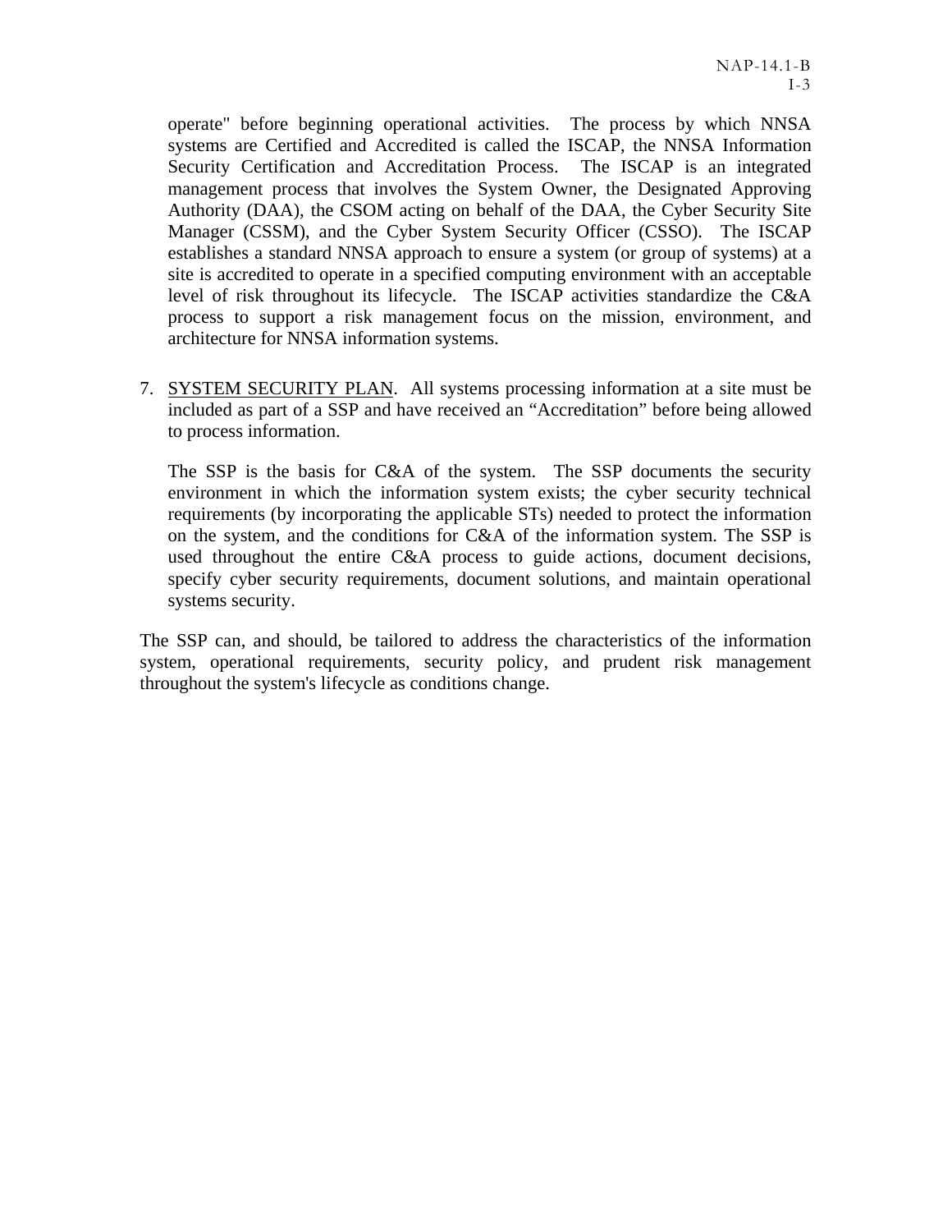operate" before beginning operational activities. The process by which NNSA systems are Certified and Accredited is called the ISCAP, the NNSA Information Security Certification and Accreditation Process. The ISCAP is an integrated management process that involves the System Owner, the Designated Approving Authority (DAA), the CSOM acting on behalf of the DAA, the Cyber Security Site Manager (CSSM), and the Cyber System Security Officer (CSSO). The ISCAP establishes a standard NNSA approach to ensure a system (or group of systems) at a site is accredited to operate in a specified computing environment with an acceptable level of risk throughout its lifecycle. The ISCAP activities standardize the C&A process to support a risk management focus on the mission, environment, and architecture for NNSA information systems.

7. <u>SYSTEM SECURITY PLAN</u>. All systems processing information at a site must be included as part of a SSP and have received an "Accreditation" before being allowed to process information.

   The SSP is the basis for C&A of the system. The SSP documents the security environment in which the information system exists; the cyber security technical requirements (by incorporating the applicable STs) needed to protect the information on the system, and the conditions for C&A of the information system. The SSP is used throughout the entire C&A process to guide actions, document decisions, specify cyber security requirements, document solutions, and maintain operational systems security.

The SSP can, and should, be tailored to address the characteristics of the information system, operational requirements, security policy, and prudent risk management throughout the system's lifecycle as conditions change.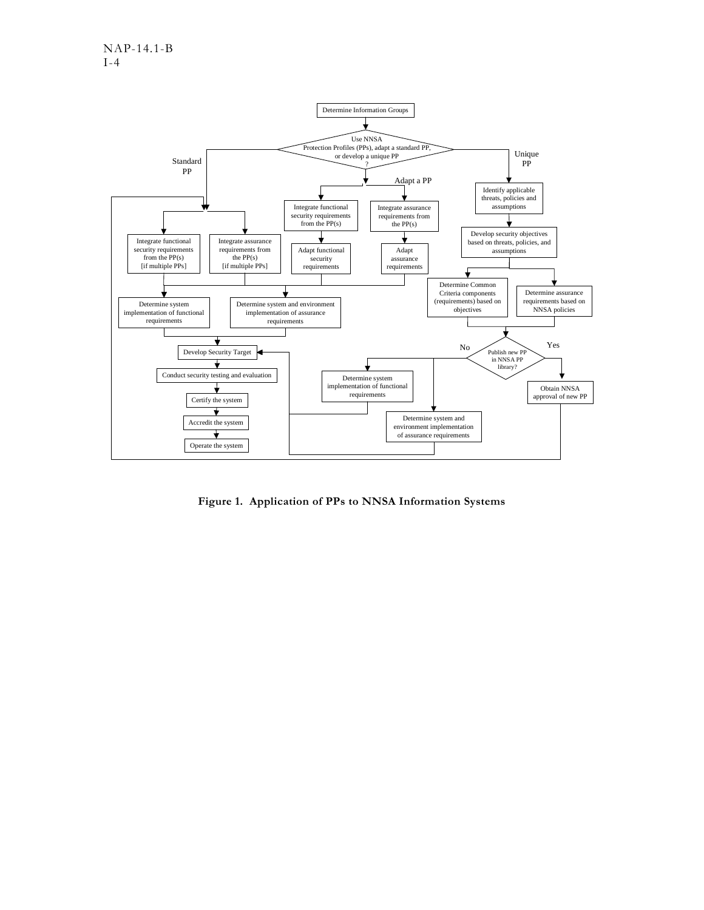Determine Information Groups

Use NNSA Protection Profiles (PPs), adapt a standard PP, or develop a unique PP ?

Standard PP

Adapt a PP

Unique PP

Integrate functional security requirements from the PP(s) [if multiple PPs]

Integrate assurance requirements from the PP(s) [if multiple PPs]

Integrate functional security requirements from the PP(s)

Integrate assurance requirements from the PP(s)

Adapt functional security requirements

Adapt assurance requirements

Identify applicable threats, policies and assumptions

Develop security objectives based on threats, policies, and assumptions

Determine Common Criteria components (requirements) based on objectives

Determine assurance requirements based on NNSA policies

Determine system implementation of functional requirements

Determine system and environment implementation of assurance requirements

Develop Security Target

Conduct security testing and evaluation

Certify the system

Accredit the system

Operate the system

No

Yes

Publish new PP in NNSA PP library?

Determine system implementation of functional requirements

Determine system and environment implementation of assurance requirements

Obtain NNSA approval of new PP

**Figure 1. Application of PPs to NNSA Information Systems**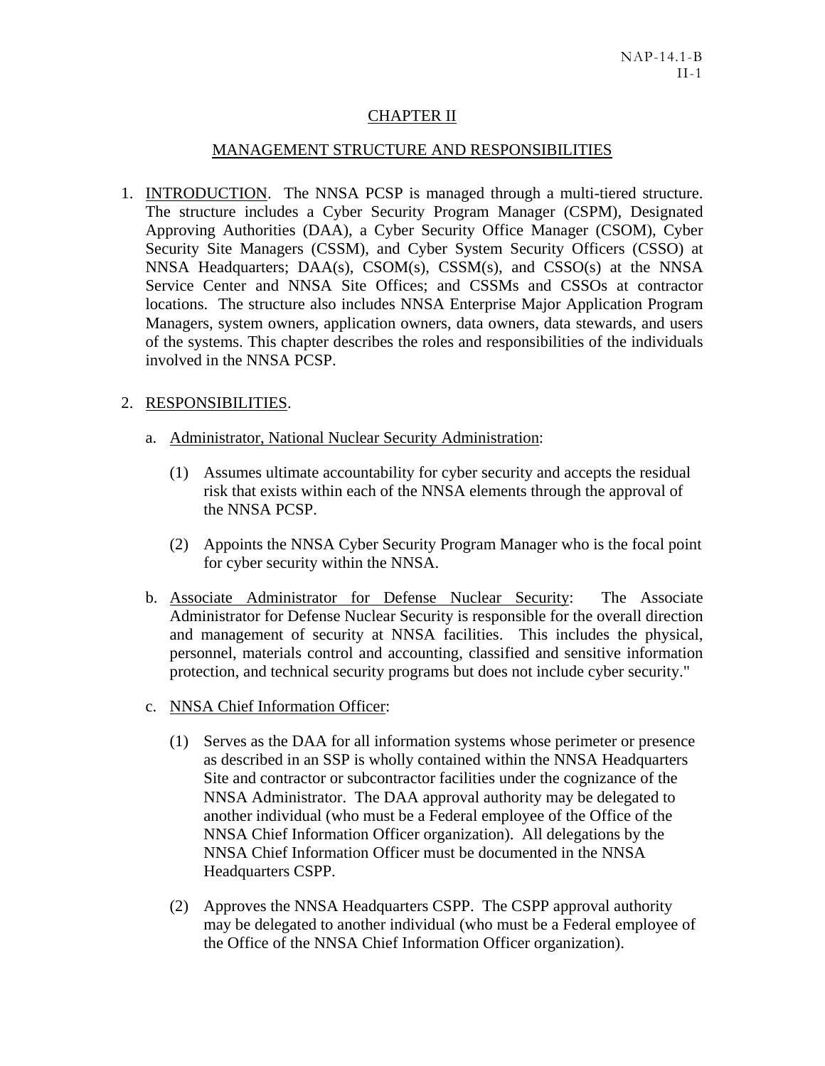## CHAPTER II

## MANAGEMENT STRUCTURE AND RESPONSIBILITIES

1. INTRODUCTION. The NNSA PCSP is managed through a multi-tiered structure. The structure includes a Cyber Security Program Manager (CSPM), Designated Approving Authorities (DAA), a Cyber Security Office Manager (CSOM), Cyber Security Site Managers (CSSM), and Cyber System Security Officers (CSSO) at NNSA Headquarters; DAA(s), CSOM(s), CSSM(s), and CSSO(s) at the NNSA Service Center and NNSA Site Offices; and CSSMs and CSSOs at contractor locations. The structure also includes NNSA Enterprise Major Application Program Managers, system owners, application owners, data owners, data stewards, and users of the systems. This chapter describes the roles and responsibilities of the individuals involved in the NNSA PCSP.

2. RESPONSIBILITIES.

   a. Administrator, National Nuclear Security Administration:

      (1) Assumes ultimate accountability for cyber security and accepts the residual risk that exists within each of the NNSA elements through the approval of the NNSA PCSP.

      (2) Appoints the NNSA Cyber Security Program Manager who is the focal point for cyber security within the NNSA.

   b. Associate Administrator for Defense Nuclear Security: The Associate Administrator for Defense Nuclear Security is responsible for the overall direction and management of security at NNSA facilities. This includes the physical, personnel, materials control and accounting, classified and sensitive information protection, and technical security programs but does not include cyber security."

   c. NNSA Chief Information Officer:

      (1) Serves as the DAA for all information systems whose perimeter or presence as described in an SSP is wholly contained within the NNSA Headquarters Site and contractor or subcontractor facilities under the cognizance of the NNSA Administrator. The DAA approval authority may be delegated to another individual (who must be a Federal employee of the Office of the NNSA Chief Information Officer organization). All delegations by the NNSA Chief Information Officer must be documented in the NNSA Headquarters CSPP.

      (2) Approves the NNSA Headquarters CSPP. The CSPP approval authority may be delegated to another individual (who must be a Federal employee of the Office of the NNSA Chief Information Officer organization).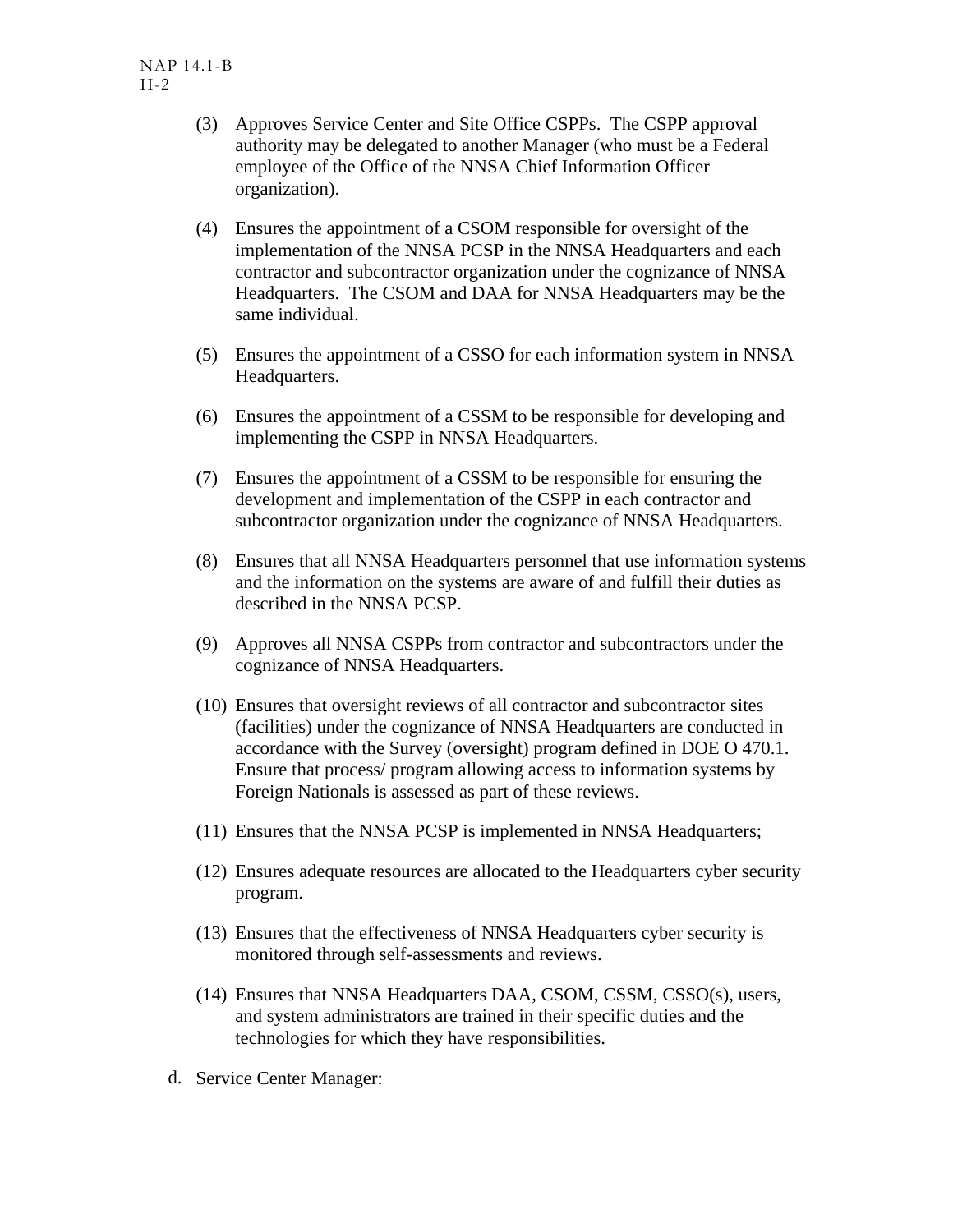(3) Approves Service Center and Site Office CSPPs. The CSPP approval authority may be delegated to another Manager (who must be a Federal employee of the Office of the NNSA Chief Information Officer organization).

(4) Ensures the appointment of a CSOM responsible for oversight of the implementation of the NNSA PCSP in the NNSA Headquarters and each contractor and subcontractor organization under the cognizance of NNSA Headquarters. The CSOM and DAA for NNSA Headquarters may be the same individual.

(5) Ensures the appointment of a CSSO for each information system in NNSA Headquarters.

(6) Ensures the appointment of a CSSM to be responsible for developing and implementing the CSPP in NNSA Headquarters.

(7) Ensures the appointment of a CSSM to be responsible for ensuring the development and implementation of the CSPP in each contractor and subcontractor organization under the cognizance of NNSA Headquarters.

(8) Ensures that all NNSA Headquarters personnel that use information systems and the information on the systems are aware of and fulfill their duties as described in the NNSA PCSP.

(9) Approves all NNSA CSPPs from contractor and subcontractors under the cognizance of NNSA Headquarters.

(10) Ensures that oversight reviews of all contractor and subcontractor sites (facilities) under the cognizance of NNSA Headquarters are conducted in accordance with the Survey (oversight) program defined in DOE O 470.1. Ensure that process/ program allowing access to information systems by Foreign Nationals is assessed as part of these reviews.

(11) Ensures that the NNSA PCSP is implemented in NNSA Headquarters;

(12) Ensures adequate resources are allocated to the Headquarters cyber security program.

(13) Ensures that the effectiveness of NNSA Headquarters cyber security is monitored through self-assessments and reviews.

(14) Ensures that NNSA Headquarters DAA, CSOM, CSSM, CSSO(s), users, and system administrators are trained in their specific duties and the technologies for which they have responsibilities.

d. Service Center Manager: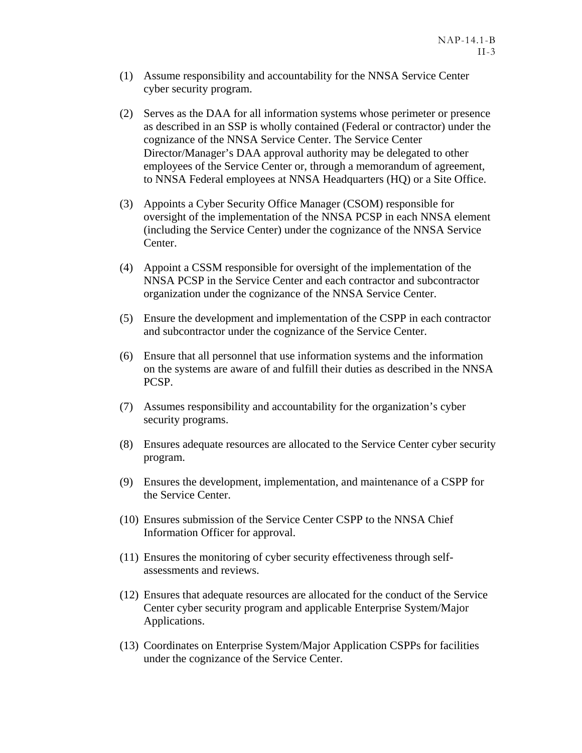(1) Assume responsibility and accountability for the NNSA Service Center cyber security program.

(2) Serves as the DAA for all information systems whose perimeter or presence as described in an SSP is wholly contained (Federal or contractor) under the cognizance of the NNSA Service Center. The Service Center Director/Manager's DAA approval authority may be delegated to other employees of the Service Center or, through a memorandum of agreement, to NNSA Federal employees at NNSA Headquarters (HQ) or a Site Office.

(3) Appoints a Cyber Security Office Manager (CSOM) responsible for oversight of the implementation of the NNSA PCSP in each NNSA element (including the Service Center) under the cognizance of the NNSA Service Center.

(4) Appoint a CSSM responsible for oversight of the implementation of the NNSA PCSP in the Service Center and each contractor and subcontractor organization under the cognizance of the NNSA Service Center.

(5) Ensure the development and implementation of the CSPP in each contractor and subcontractor under the cognizance of the Service Center.

(6) Ensure that all personnel that use information systems and the information on the systems are aware of and fulfill their duties as described in the NNSA PCSP.

(7) Assumes responsibility and accountability for the organization's cyber security programs.

(8) Ensures adequate resources are allocated to the Service Center cyber security program.

(9) Ensures the development, implementation, and maintenance of a CSPP for the Service Center.

(10) Ensures submission of the Service Center CSPP to the NNSA Chief Information Officer for approval.

(11) Ensures the monitoring of cyber security effectiveness through self-assessments and reviews.

(12) Ensures that adequate resources are allocated for the conduct of the Service Center cyber security program and applicable Enterprise System/Major Applications.

(13) Coordinates on Enterprise System/Major Application CSPPs for facilities under the cognizance of the Service Center.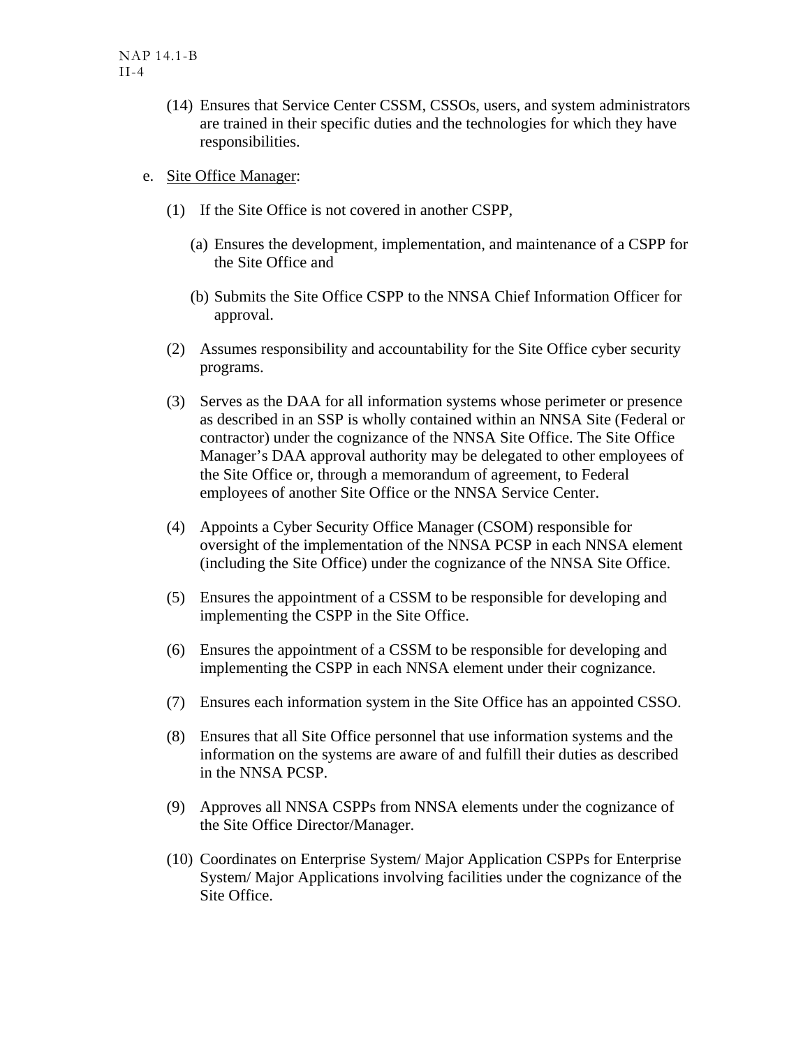(14) Ensures that Service Center CSSM, CSSOs, users, and system administrators are trained in their specific duties and the technologies for which they have responsibilities.

e. <u>Site Office Manager</u>:

(1) If the Site Office is not covered in another CSPP,

(a) Ensures the development, implementation, and maintenance of a CSPP for the Site Office and

(b) Submits the Site Office CSPP to the NNSA Chief Information Officer for approval.

(2) Assumes responsibility and accountability for the Site Office cyber security programs.

(3) Serves as the DAA for all information systems whose perimeter or presence as described in an SSP is wholly contained within an NNSA Site (Federal or contractor) under the cognizance of the NNSA Site Office. The Site Office Manager's DAA approval authority may be delegated to other employees of the Site Office or, through a memorandum of agreement, to Federal employees of another Site Office or the NNSA Service Center.

(4) Appoints a Cyber Security Office Manager (CSOM) responsible for oversight of the implementation of the NNSA PCSP in each NNSA element (including the Site Office) under the cognizance of the NNSA Site Office.

(5) Ensures the appointment of a CSSM to be responsible for developing and implementing the CSPP in the Site Office.

(6) Ensures the appointment of a CSSM to be responsible for developing and implementing the CSPP in each NNSA element under their cognizance.

(7) Ensures each information system in the Site Office has an appointed CSSO.

(8) Ensures that all Site Office personnel that use information systems and the information on the systems are aware of and fulfill their duties as described in the NNSA PCSP.

(9) Approves all NNSA CSPPs from NNSA elements under the cognizance of the Site Office Director/Manager.

(10) Coordinates on Enterprise System/ Major Application CSPPs for Enterprise System/ Major Applications involving facilities under the cognizance of the Site Office.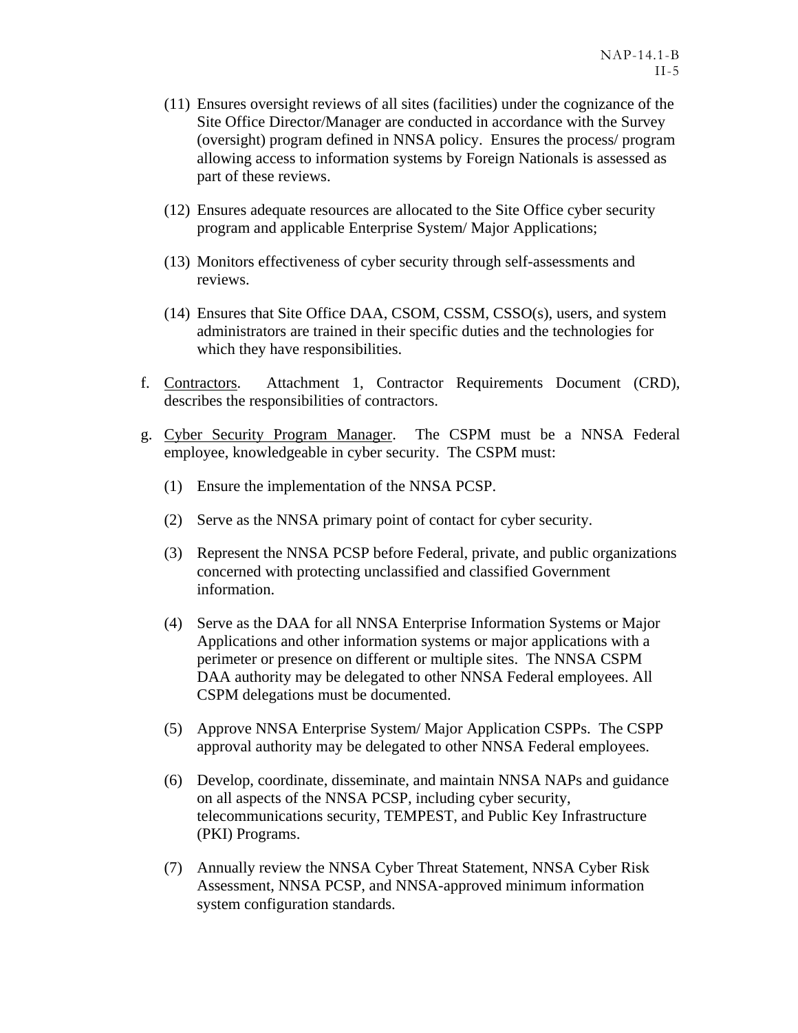(11) Ensures oversight reviews of all sites (facilities) under the cognizance of the Site Office Director/Manager are conducted in accordance with the Survey (oversight) program defined in NNSA policy. Ensures the process/ program allowing access to information systems by Foreign Nationals is assessed as part of these reviews.

(12) Ensures adequate resources are allocated to the Site Office cyber security program and applicable Enterprise System/ Major Applications;

(13) Monitors effectiveness of cyber security through self-assessments and reviews.

(14) Ensures that Site Office DAA, CSOM, CSSM, CSSO(s), users, and system administrators are trained in their specific duties and the technologies for which they have responsibilities.

f. Contractors. Attachment 1, Contractor Requirements Document (CRD), describes the responsibilities of contractors.

g. Cyber Security Program Manager. The CSPM must be a NNSA Federal employee, knowledgeable in cyber security. The CSPM must:

(1) Ensure the implementation of the NNSA PCSP.

(2) Serve as the NNSA primary point of contact for cyber security.

(3) Represent the NNSA PCSP before Federal, private, and public organizations concerned with protecting unclassified and classified Government information.

(4) Serve as the DAA for all NNSA Enterprise Information Systems or Major Applications and other information systems or major applications with a perimeter or presence on different or multiple sites. The NNSA CSPM DAA authority may be delegated to other NNSA Federal employees. All CSPM delegations must be documented.

(5) Approve NNSA Enterprise System/ Major Application CSPPs. The CSPP approval authority may be delegated to other NNSA Federal employees.

(6) Develop, coordinate, disseminate, and maintain NNSA NAPs and guidance on all aspects of the NNSA PCSP, including cyber security, telecommunications security, TEMPEST, and Public Key Infrastructure (PKI) Programs.

(7) Annually review the NNSA Cyber Threat Statement, NNSA Cyber Risk Assessment, NNSA PCSP, and NNSA-approved minimum information system configuration standards.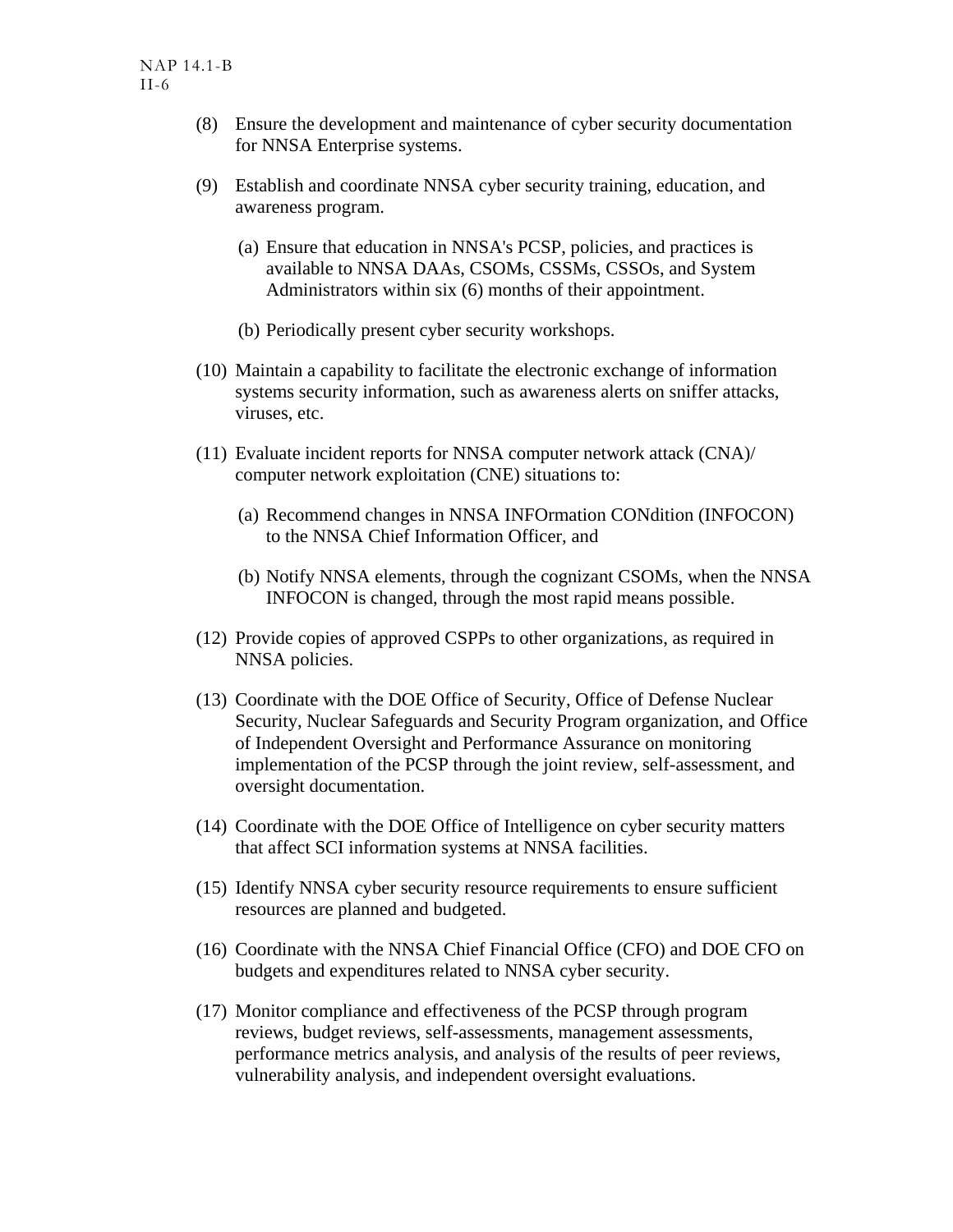(8) Ensure the development and maintenance of cyber security documentation for NNSA Enterprise systems.

(9) Establish and coordinate NNSA cyber security training, education, and awareness program.

   (a) Ensure that education in NNSA's PCSP, policies, and practices is available to NNSA DAAs, CSOMs, CSSMs, CSSOs, and System Administrators within six (6) months of their appointment.

   (b) Periodically present cyber security workshops.

(10) Maintain a capability to facilitate the electronic exchange of information systems security information, such as awareness alerts on sniffer attacks, viruses, etc.

(11) Evaluate incident reports for NNSA computer network attack (CNA)/ computer network exploitation (CNE) situations to:

   (a) Recommend changes in NNSA INFOrmation CONdition (INFOCON) to the NNSA Chief Information Officer, and

   (b) Notify NNSA elements, through the cognizant CSOMs, when the NNSA INFOCON is changed, through the most rapid means possible.

(12) Provide copies of approved CSPPs to other organizations, as required in NNSA policies.

(13) Coordinate with the DOE Office of Security, Office of Defense Nuclear Security, Nuclear Safeguards and Security Program organization, and Office of Independent Oversight and Performance Assurance on monitoring implementation of the PCSP through the joint review, self-assessment, and oversight documentation.

(14) Coordinate with the DOE Office of Intelligence on cyber security matters that affect SCI information systems at NNSA facilities.

(15) Identify NNSA cyber security resource requirements to ensure sufficient resources are planned and budgeted.

(16) Coordinate with the NNSA Chief Financial Office (CFO) and DOE CFO on budgets and expenditures related to NNSA cyber security.

(17) Monitor compliance and effectiveness of the PCSP through program reviews, budget reviews, self-assessments, management assessments, performance metrics analysis, and analysis of the results of peer reviews, vulnerability analysis, and independent oversight evaluations.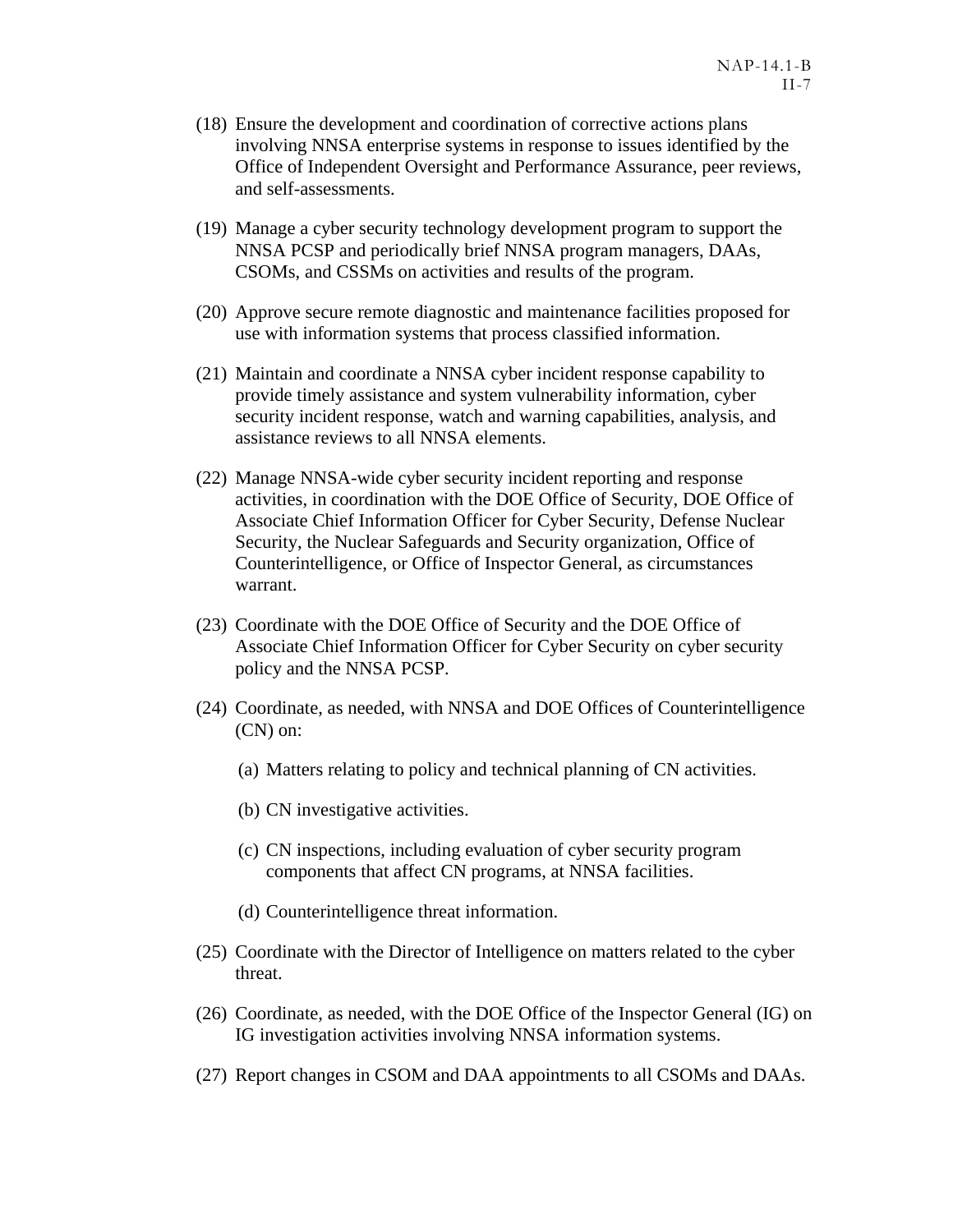(18) Ensure the development and coordination of corrective actions plans involving NNSA enterprise systems in response to issues identified by the Office of Independent Oversight and Performance Assurance, peer reviews, and self-assessments.

(19) Manage a cyber security technology development program to support the NNSA PCSP and periodically brief NNSA program managers, DAAs, CSOMs, and CSSMs on activities and results of the program.

(20) Approve secure remote diagnostic and maintenance facilities proposed for use with information systems that process classified information.

(21) Maintain and coordinate a NNSA cyber incident response capability to provide timely assistance and system vulnerability information, cyber security incident response, watch and warning capabilities, analysis, and assistance reviews to all NNSA elements.

(22) Manage NNSA-wide cyber security incident reporting and response activities, in coordination with the DOE Office of Security, DOE Office of Associate Chief Information Officer for Cyber Security, Defense Nuclear Security, the Nuclear Safeguards and Security organization, Office of Counterintelligence, or Office of Inspector General, as circumstances warrant.

(23) Coordinate with the DOE Office of Security and the DOE Office of Associate Chief Information Officer for Cyber Security on cyber security policy and the NNSA PCSP.

(24) Coordinate, as needed, with NNSA and DOE Offices of Counterintelligence (CN) on:

(a) Matters relating to policy and technical planning of CN activities.

(b) CN investigative activities.

(c) CN inspections, including evaluation of cyber security program components that affect CN programs, at NNSA facilities.

(d) Counterintelligence threat information.

(25) Coordinate with the Director of Intelligence on matters related to the cyber threat.

(26) Coordinate, as needed, with the DOE Office of the Inspector General (IG) on IG investigation activities involving NNSA information systems.

(27) Report changes in CSOM and DAA appointments to all CSOMs and DAAs.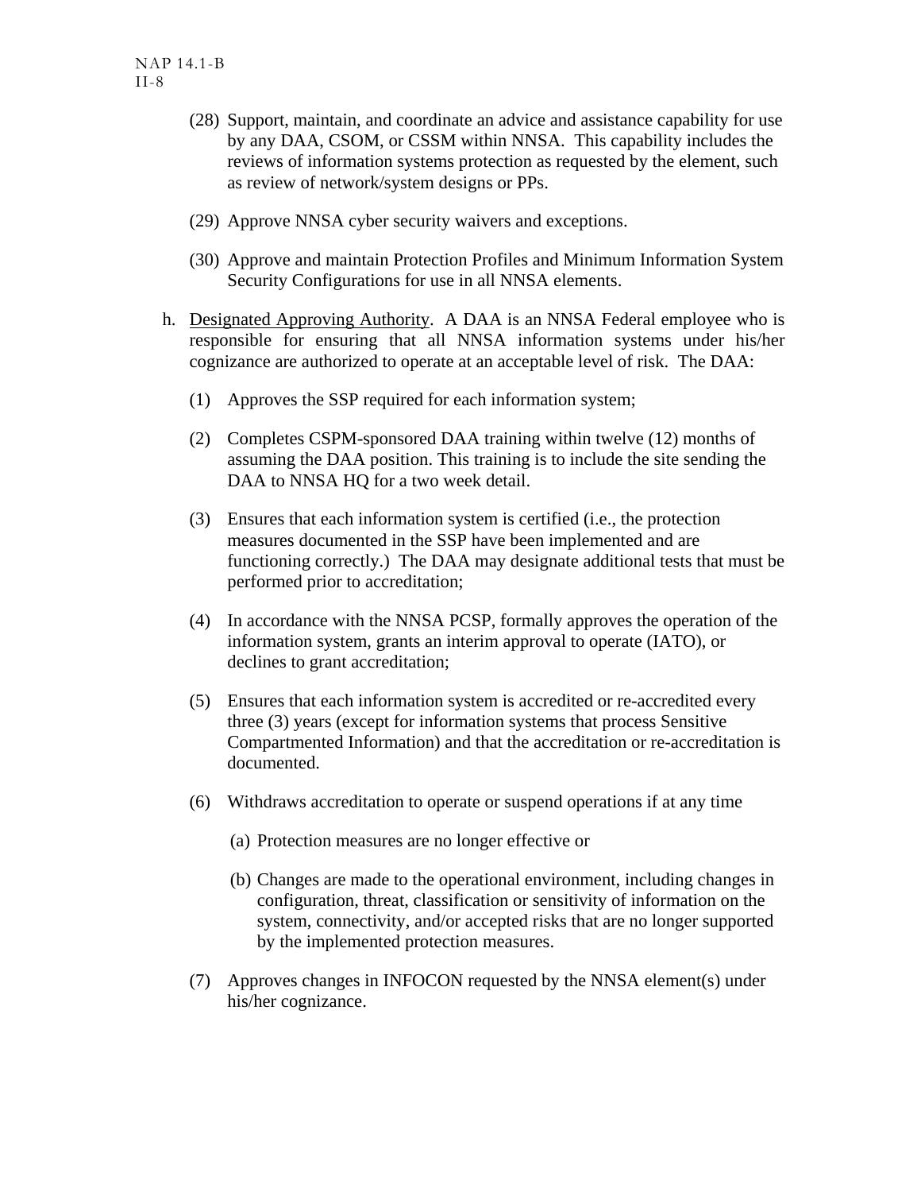(28) Support, maintain, and coordinate an advice and assistance capability for use by any DAA, CSOM, or CSSM within NNSA. This capability includes the reviews of information systems protection as requested by the element, such as review of network/system designs or PPs.

(29) Approve NNSA cyber security waivers and exceptions.

(30) Approve and maintain Protection Profiles and Minimum Information System Security Configurations for use in all NNSA elements.

h. Designated Approving Authority. A DAA is an NNSA Federal employee who is responsible for ensuring that all NNSA information systems under his/her cognizance are authorized to operate at an acceptable level of risk. The DAA:

(1) Approves the SSP required for each information system;

(2) Completes CSPM-sponsored DAA training within twelve (12) months of assuming the DAA position. This training is to include the site sending the DAA to NNSA HQ for a two week detail.

(3) Ensures that each information system is certified (i.e., the protection measures documented in the SSP have been implemented and are functioning correctly.) The DAA may designate additional tests that must be performed prior to accreditation;

(4) In accordance with the NNSA PCSP, formally approves the operation of the information system, grants an interim approval to operate (IATO), or declines to grant accreditation;

(5) Ensures that each information system is accredited or re-accredited every three (3) years (except for information systems that process Sensitive Compartmented Information) and that the accreditation or re-accreditation is documented.

(6) Withdraws accreditation to operate or suspend operations if at any time

(a) Protection measures are no longer effective or

(b) Changes are made to the operational environment, including changes in configuration, threat, classification or sensitivity of information on the system, connectivity, and/or accepted risks that are no longer supported by the implemented protection measures.

(7) Approves changes in INFOCON requested by the NNSA element(s) under his/her cognizance.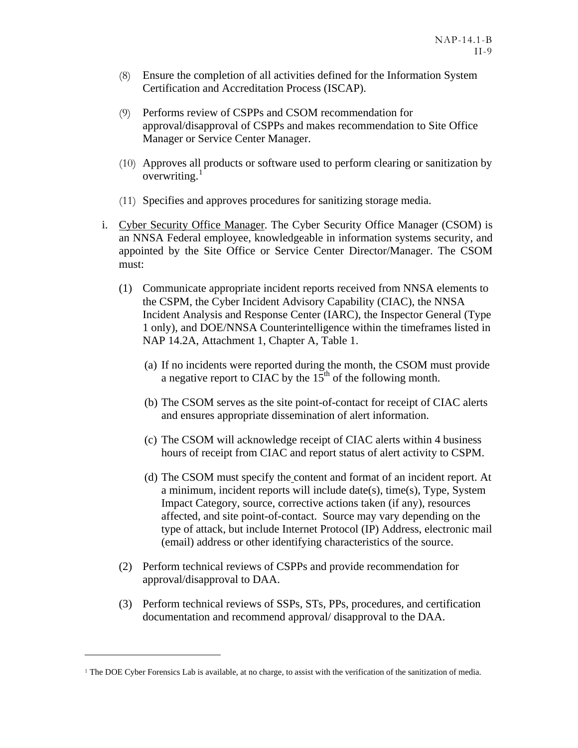(8) Ensure the completion of all activities defined for the Information System Certification and Accreditation Process (ISCAP).

(9) Performs review of CSPPs and CSOM recommendation for approval/disapproval of CSPPs and makes recommendation to Site Office Manager or Service Center Manager.

(10) Approves all products or software used to perform clearing or sanitization by overwriting.[1]

(11) Specifies and approves procedures for sanitizing storage media.

i. Cyber Security Office Manager. The Cyber Security Office Manager (CSOM) is an NNSA Federal employee, knowledgeable in information systems security, and appointed by the Site Office or Service Center Director/Manager. The CSOM must:

(1) Communicate appropriate incident reports received from NNSA elements to the CSPM, the Cyber Incident Advisory Capability (CIAC), the NNSA Incident Analysis and Response Center (IARC), the Inspector General (Type 1 only), and DOE/NNSA Counterintelligence within the timeframes listed in NAP 14.2A, Attachment 1, Chapter A, Table 1.

(a) If no incidents were reported during the month, the CSOM must provide a negative report to CIAC by the 15th of the following month.

(b) The CSOM serves as the site point-of-contact for receipt of CIAC alerts and ensures appropriate dissemination of alert information.

(c) The CSOM will acknowledge receipt of CIAC alerts within 4 business hours of receipt from CIAC and report status of alert activity to CSPM.

(d) The CSOM must specify the content and format of an incident report. At a minimum, incident reports will include date(s), time(s), Type, System Impact Category, source, corrective actions taken (if any), resources affected, and site point-of-contact. Source may vary depending on the type of attack, but include Internet Protocol (IP) Address, electronic mail (email) address or other identifying characteristics of the source.

(2) Perform technical reviews of CSPPs and provide recommendation for approval/disapproval to DAA.

(3) Perform technical reviews of SSPs, STs, PPs, procedures, and certification documentation and recommend approval/ disapproval to the DAA.

---

[1] The DOE Cyber Forensics Lab is available, at no charge, to assist with the verification of the sanitization of media.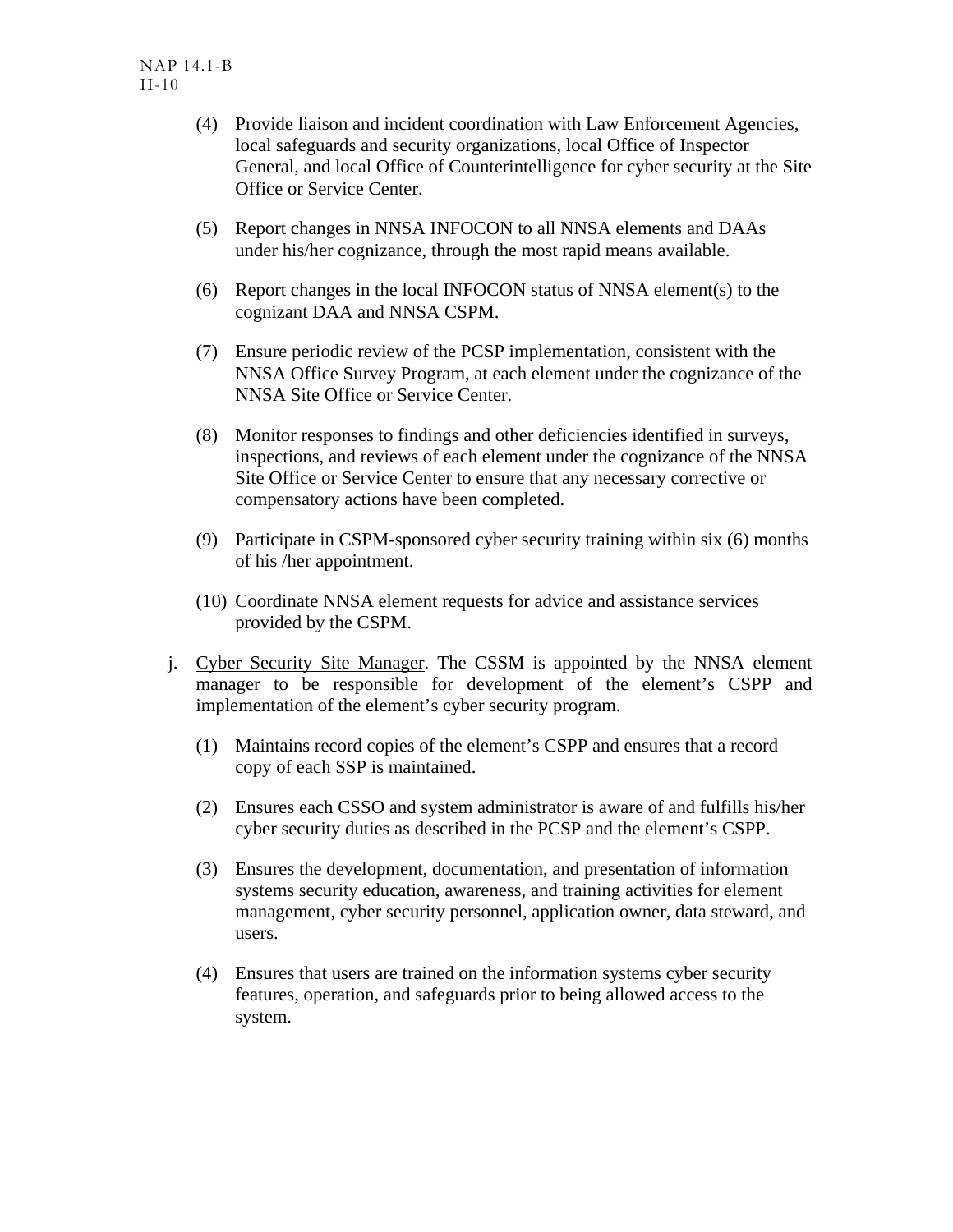(4) Provide liaison and incident coordination with Law Enforcement Agencies, local safeguards and security organizations, local Office of Inspector General, and local Office of Counterintelligence for cyber security at the Site Office or Service Center.

(5) Report changes in NNSA INFOCON to all NNSA elements and DAAs under his/her cognizance, through the most rapid means available.

(6) Report changes in the local INFOCON status of NNSA element(s) to the cognizant DAA and NNSA CSPM.

(7) Ensure periodic review of the PCSP implementation, consistent with the NNSA Office Survey Program, at each element under the cognizance of the NNSA Site Office or Service Center.

(8) Monitor responses to findings and other deficiencies identified in surveys, inspections, and reviews of each element under the cognizance of the NNSA Site Office or Service Center to ensure that any necessary corrective or compensatory actions have been completed.

(9) Participate in CSPM-sponsored cyber security training within six (6) months of his /her appointment.

(10) Coordinate NNSA element requests for advice and assistance services provided by the CSPM.

j. Cyber Security Site Manager. The CSSM is appointed by the NNSA element manager to be responsible for development of the element's CSPP and implementation of the element's cyber security program.

(1) Maintains record copies of the element's CSPP and ensures that a record copy of each SSP is maintained.

(2) Ensures each CSSO and system administrator is aware of and fulfills his/her cyber security duties as described in the PCSP and the element's CSPP.

(3) Ensures the development, documentation, and presentation of information systems security education, awareness, and training activities for element management, cyber security personnel, application owner, data steward, and users.

(4) Ensures that users are trained on the information systems cyber security features, operation, and safeguards prior to being allowed access to the system.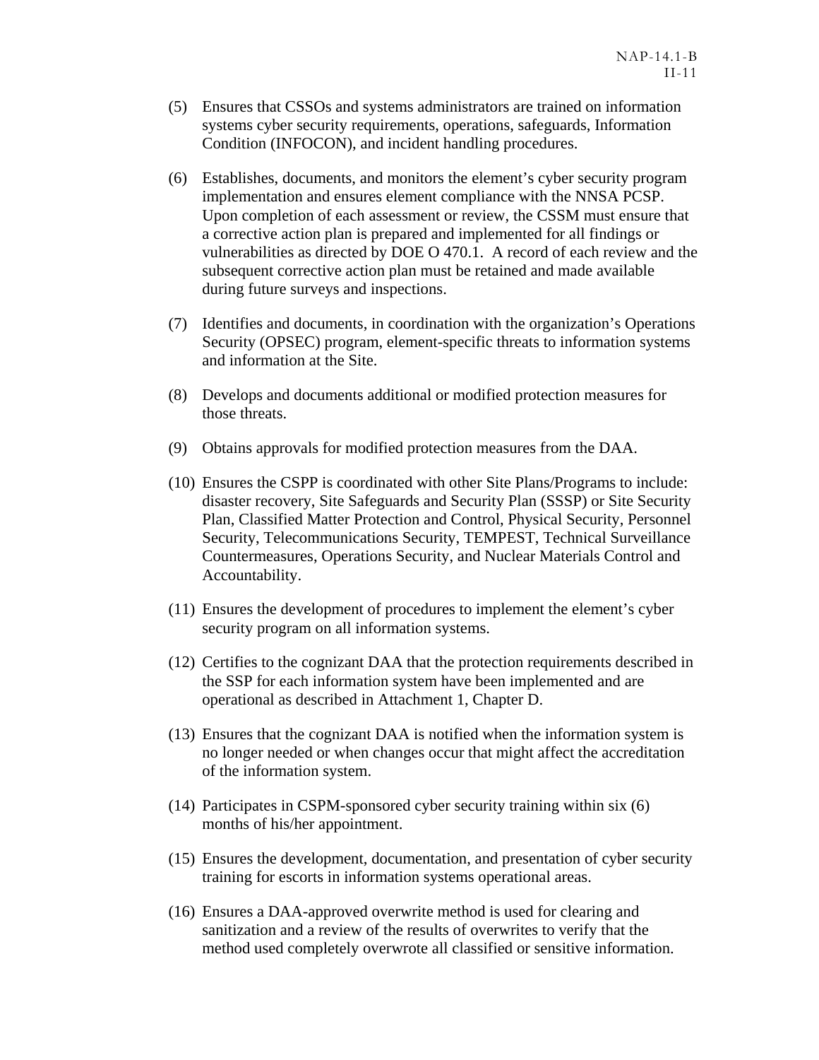(5) Ensures that CSSOs and systems administrators are trained on information systems cyber security requirements, operations, safeguards, Information Condition (INFOCON), and incident handling procedures.

(6) Establishes, documents, and monitors the element's cyber security program implementation and ensures element compliance with the NNSA PCSP. Upon completion of each assessment or review, the CSSM must ensure that a corrective action plan is prepared and implemented for all findings or vulnerabilities as directed by DOE O 470.1. A record of each review and the subsequent corrective action plan must be retained and made available during future surveys and inspections.

(7) Identifies and documents, in coordination with the organization's Operations Security (OPSEC) program, element-specific threats to information systems and information at the Site.

(8) Develops and documents additional or modified protection measures for those threats.

(9) Obtains approvals for modified protection measures from the DAA.

(10) Ensures the CSPP is coordinated with other Site Plans/Programs to include: disaster recovery, Site Safeguards and Security Plan (SSSP) or Site Security Plan, Classified Matter Protection and Control, Physical Security, Personnel Security, Telecommunications Security, TEMPEST, Technical Surveillance Countermeasures, Operations Security, and Nuclear Materials Control and Accountability.

(11) Ensures the development of procedures to implement the element's cyber security program on all information systems.

(12) Certifies to the cognizant DAA that the protection requirements described in the SSP for each information system have been implemented and are operational as described in Attachment 1, Chapter D.

(13) Ensures that the cognizant DAA is notified when the information system is no longer needed or when changes occur that might affect the accreditation of the information system.

(14) Participates in CSPM-sponsored cyber security training within six (6) months of his/her appointment.

(15) Ensures the development, documentation, and presentation of cyber security training for escorts in information systems operational areas.

(16) Ensures a DAA-approved overwrite method is used for clearing and sanitization and a review of the results of overwrites to verify that the method used completely overwrote all classified or sensitive information.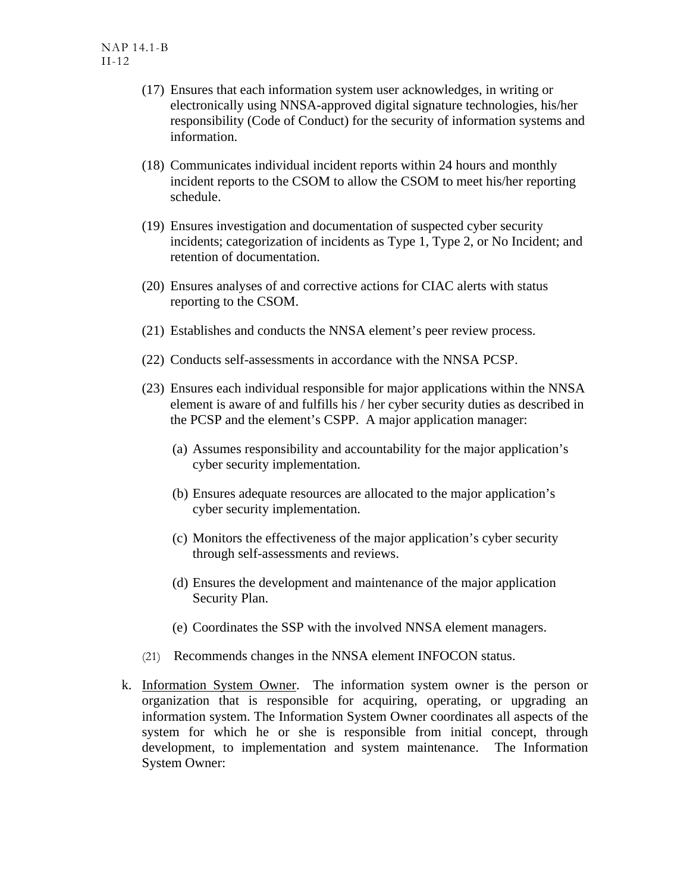(17) Ensures that each information system user acknowledges, in writing or electronically using NNSA-approved digital signature technologies, his/her responsibility (Code of Conduct) for the security of information systems and information.

(18) Communicates individual incident reports within 24 hours and monthly incident reports to the CSOM to allow the CSOM to meet his/her reporting schedule.

(19) Ensures investigation and documentation of suspected cyber security incidents; categorization of incidents as Type 1, Type 2, or No Incident; and retention of documentation.

(20) Ensures analyses of and corrective actions for CIAC alerts with status reporting to the CSOM.

(21) Establishes and conducts the NNSA element's peer review process.

(22) Conducts self-assessments in accordance with the NNSA PCSP.

(23) Ensures each individual responsible for major applications within the NNSA element is aware of and fulfills his / her cyber security duties as described in the PCSP and the element's CSPP. A major application manager:

   (a) Assumes responsibility and accountability for the major application's cyber security implementation.

   (b) Ensures adequate resources are allocated to the major application's cyber security implementation.

   (c) Monitors the effectiveness of the major application's cyber security through self-assessments and reviews.

   (d) Ensures the development and maintenance of the major application Security Plan.

   (e) Coordinates the SSP with the involved NNSA element managers.

(21) Recommends changes in the NNSA element INFOCON status.

k. Information System Owner. The information system owner is the person or organization that is responsible for acquiring, operating, or upgrading an information system. The Information System Owner coordinates all aspects of the system for which he or she is responsible from initial concept, through development, to implementation and system maintenance. The Information System Owner: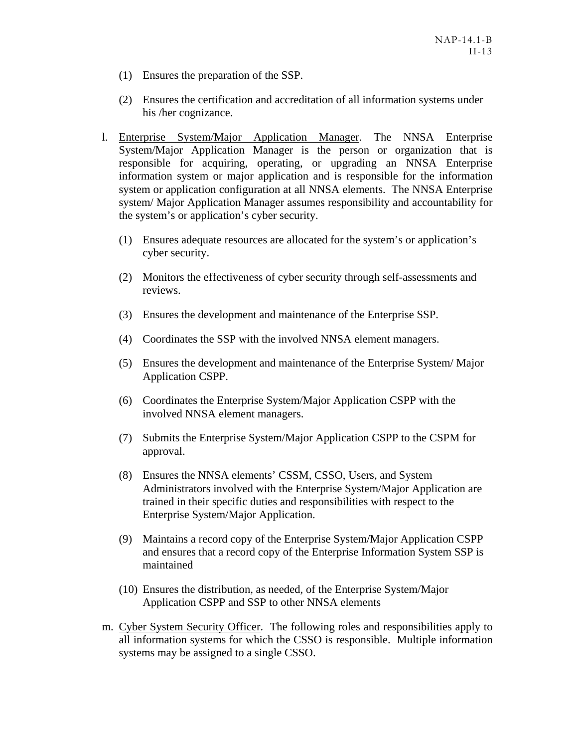(1) Ensures the preparation of the SSP.

(2) Ensures the certification and accreditation of all information systems under his /her cognizance.

l. Enterprise System/Major Application Manager. The NNSA Enterprise System/Major Application Manager is the person or organization that is responsible for acquiring, operating, or upgrading an NNSA Enterprise information system or major application and is responsible for the information system or application configuration at all NNSA elements. The NNSA Enterprise system/ Major Application Manager assumes responsibility and accountability for the system's or application's cyber security.

(1) Ensures adequate resources are allocated for the system's or application's cyber security.

(2) Monitors the effectiveness of cyber security through self-assessments and reviews.

(3) Ensures the development and maintenance of the Enterprise SSP.

(4) Coordinates the SSP with the involved NNSA element managers.

(5) Ensures the development and maintenance of the Enterprise System/ Major Application CSPP.

(6) Coordinates the Enterprise System/Major Application CSPP with the involved NNSA element managers.

(7) Submits the Enterprise System/Major Application CSPP to the CSPM for approval.

(8) Ensures the NNSA elements' CSSM, CSSO, Users, and System Administrators involved with the Enterprise System/Major Application are trained in their specific duties and responsibilities with respect to the Enterprise System/Major Application.

(9) Maintains a record copy of the Enterprise System/Major Application CSPP and ensures that a record copy of the Enterprise Information System SSP is maintained

(10) Ensures the distribution, as needed, of the Enterprise System/Major Application CSPP and SSP to other NNSA elements

m. Cyber System Security Officer. The following roles and responsibilities apply to all information systems for which the CSSO is responsible. Multiple information systems may be assigned to a single CSSO.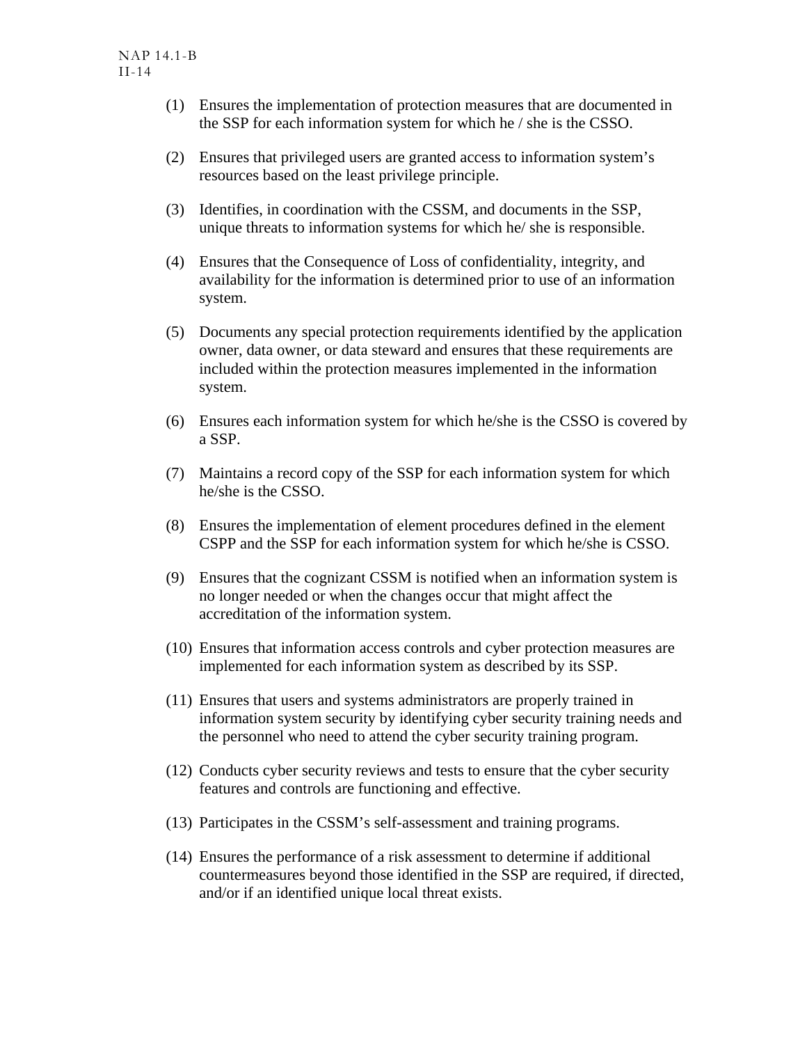(1) Ensures the implementation of protection measures that are documented in the SSP for each information system for which he / she is the CSSO.

(2) Ensures that privileged users are granted access to information system's resources based on the least privilege principle.

(3) Identifies, in coordination with the CSSM, and documents in the SSP, unique threats to information systems for which he/ she is responsible.

(4) Ensures that the Consequence of Loss of confidentiality, integrity, and availability for the information is determined prior to use of an information system.

(5) Documents any special protection requirements identified by the application owner, data owner, or data steward and ensures that these requirements are included within the protection measures implemented in the information system.

(6) Ensures each information system for which he/she is the CSSO is covered by a SSP.

(7) Maintains a record copy of the SSP for each information system for which he/she is the CSSO.

(8) Ensures the implementation of element procedures defined in the element CSPP and the SSP for each information system for which he/she is CSSO.

(9) Ensures that the cognizant CSSM is notified when an information system is no longer needed or when the changes occur that might affect the accreditation of the information system.

(10) Ensures that information access controls and cyber protection measures are implemented for each information system as described by its SSP.

(11) Ensures that users and systems administrators are properly trained in information system security by identifying cyber security training needs and the personnel who need to attend the cyber security training program.

(12) Conducts cyber security reviews and tests to ensure that the cyber security features and controls are functioning and effective.

(13) Participates in the CSSM's self-assessment and training programs.

(14) Ensures the performance of a risk assessment to determine if additional countermeasures beyond those identified in the SSP are required, if directed, and/or if an identified unique local threat exists.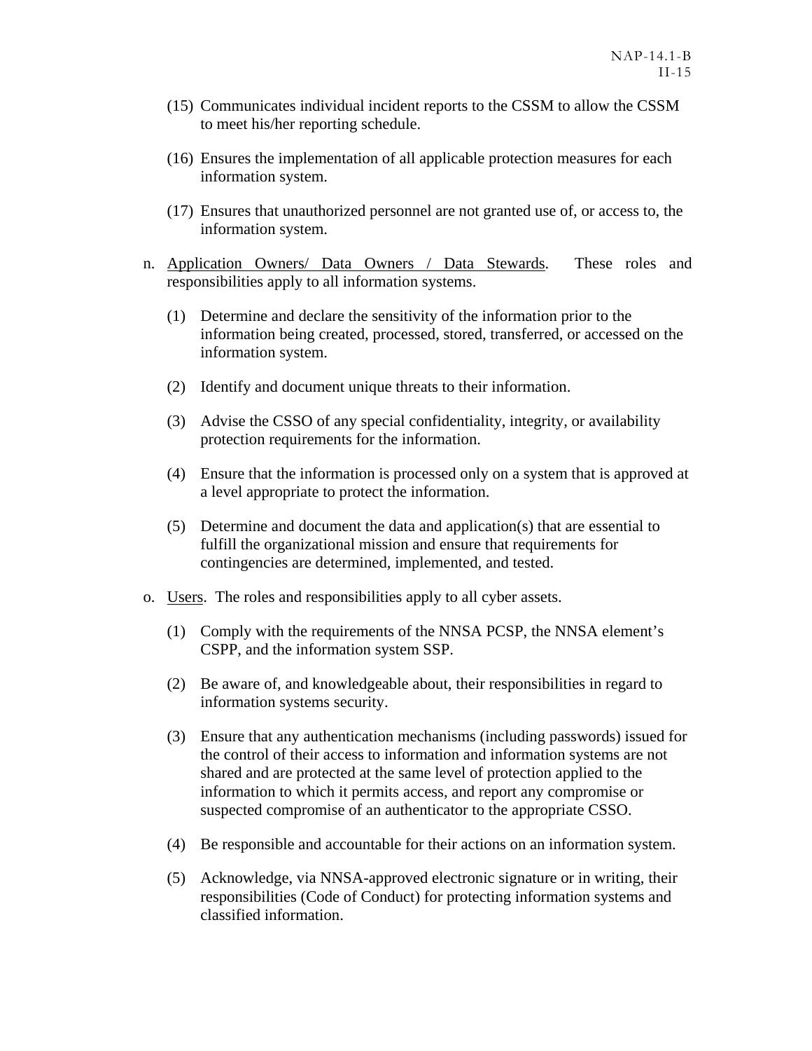(15) Communicates individual incident reports to the CSSM to allow the CSSM to meet his/her reporting schedule.

(16) Ensures the implementation of all applicable protection measures for each information system.

(17) Ensures that unauthorized personnel are not granted use of, or access to, the information system.

n. Application Owners/ Data Owners / Data Stewards. These roles and responsibilities apply to all information systems.

(1) Determine and declare the sensitivity of the information prior to the information being created, processed, stored, transferred, or accessed on the information system.

(2) Identify and document unique threats to their information.

(3) Advise the CSSO of any special confidentiality, integrity, or availability protection requirements for the information.

(4) Ensure that the information is processed only on a system that is approved at a level appropriate to protect the information.

(5) Determine and document the data and application(s) that are essential to fulfill the organizational mission and ensure that requirements for contingencies are determined, implemented, and tested.

o. Users. The roles and responsibilities apply to all cyber assets.

(1) Comply with the requirements of the NNSA PCSP, the NNSA element's CSPP, and the information system SSP.

(2) Be aware of, and knowledgeable about, their responsibilities in regard to information systems security.

(3) Ensure that any authentication mechanisms (including passwords) issued for the control of their access to information and information systems are not shared and are protected at the same level of protection applied to the information to which it permits access, and report any compromise or suspected compromise of an authenticator to the appropriate CSSO.

(4) Be responsible and accountable for their actions on an information system.

(5) Acknowledge, via NNSA-approved electronic signature or in writing, their responsibilities (Code of Conduct) for protecting information systems and classified information.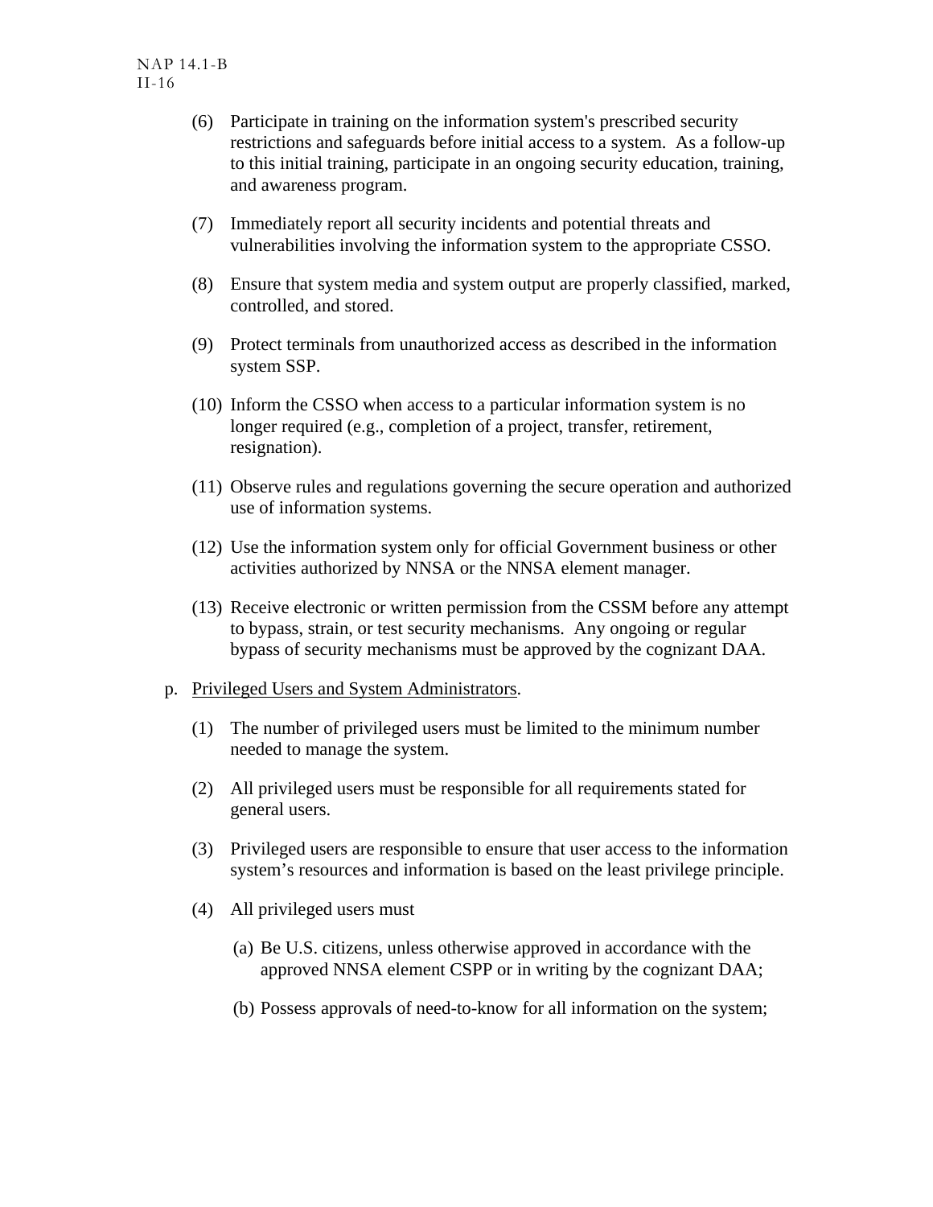(6) Participate in training on the information system's prescribed security restrictions and safeguards before initial access to a system. As a follow-up to this initial training, participate in an ongoing security education, training, and awareness program.

(7) Immediately report all security incidents and potential threats and vulnerabilities involving the information system to the appropriate CSSO.

(8) Ensure that system media and system output are properly classified, marked, controlled, and stored.

(9) Protect terminals from unauthorized access as described in the information system SSP.

(10) Inform the CSSO when access to a particular information system is no longer required (e.g., completion of a project, transfer, retirement, resignation).

(11) Observe rules and regulations governing the secure operation and authorized use of information systems.

(12) Use the information system only for official Government business or other activities authorized by NNSA or the NNSA element manager.

(13) Receive electronic or written permission from the CSSM before any attempt to bypass, strain, or test security mechanisms. Any ongoing or regular bypass of security mechanisms must be approved by the cognizant DAA.

p. Privileged Users and System Administrators.

(1) The number of privileged users must be limited to the minimum number needed to manage the system.

(2) All privileged users must be responsible for all requirements stated for general users.

(3) Privileged users are responsible to ensure that user access to the information system's resources and information is based on the least privilege principle.

(4) All privileged users must

(a) Be U.S. citizens, unless otherwise approved in accordance with the approved NNSA element CSPP or in writing by the cognizant DAA;

(b) Possess approvals of need-to-know for all information on the system;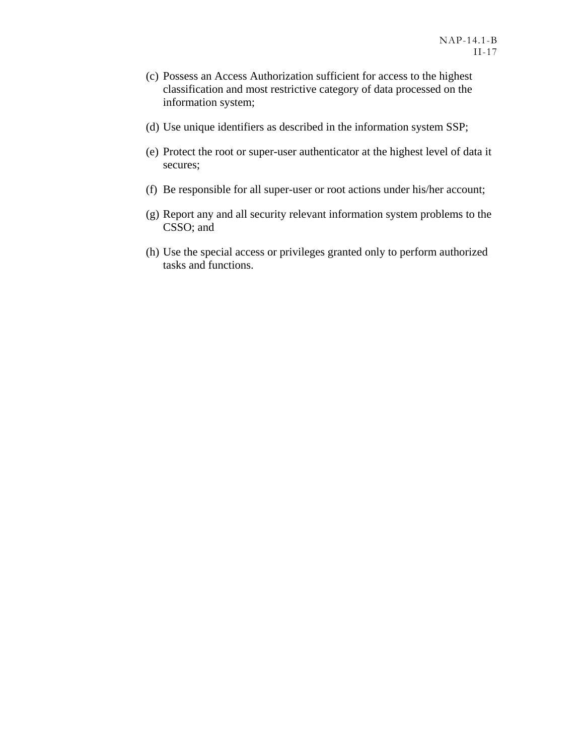(c) Possess an Access Authorization sufficient for access to the highest classification and most restrictive category of data processed on the information system;

(d) Use unique identifiers as described in the information system SSP;

(e) Protect the root or super-user authenticator at the highest level of data it secures;

(f) Be responsible for all super-user or root actions under his/her account;

(g) Report any and all security relevant information system problems to the CSSO; and

(h) Use the special access or privileges granted only to perform authorized tasks and functions.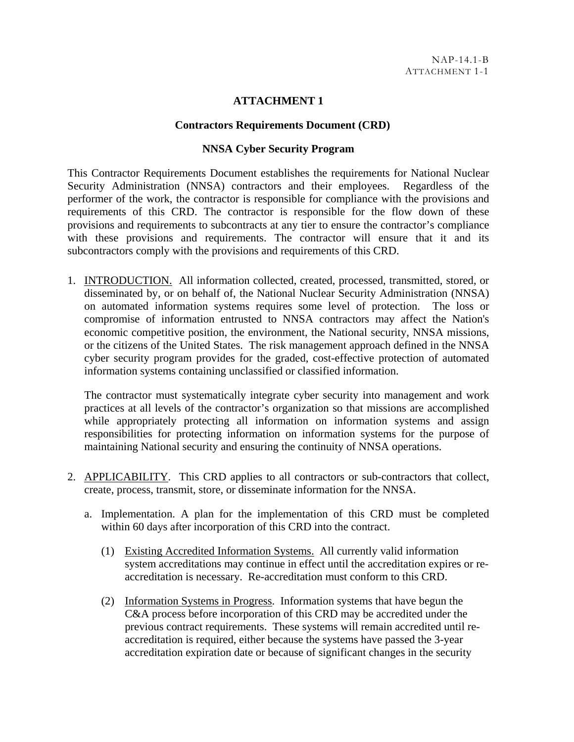# ATTACHMENT 1

## Contractors Requirements Document (CRD)

## NNSA Cyber Security Program

This Contractor Requirements Document establishes the requirements for National Nuclear Security Administration (NNSA) contractors and their employees. Regardless of the performer of the work, the contractor is responsible for compliance with the provisions and requirements of this CRD. The contractor is responsible for the flow down of these provisions and requirements to subcontracts at any tier to ensure the contractor's compliance with these provisions and requirements. The contractor will ensure that it and its subcontractors comply with the provisions and requirements of this CRD.

1. INTRODUCTION. All information collected, created, processed, transmitted, stored, or disseminated by, or on behalf of, the National Nuclear Security Administration (NNSA) on automated information systems requires some level of protection. The loss or compromise of information entrusted to NNSA contractors may affect the Nation's economic competitive position, the environment, the National security, NNSA missions, or the citizens of the United States. The risk management approach defined in the NNSA cyber security program provides for the graded, cost-effective protection of automated information systems containing unclassified or classified information.

   The contractor must systematically integrate cyber security into management and work practices at all levels of the contractor's organization so that missions are accomplished while appropriately protecting all information on information systems and assign responsibilities for protecting information on information systems for the purpose of maintaining National security and ensuring the continuity of NNSA operations.

2. APPLICABILITY. This CRD applies to all contractors or sub-contractors that collect, create, process, transmit, store, or disseminate information for the NNSA.

   a. Implementation. A plan for the implementation of this CRD must be completed within 60 days after incorporation of this CRD into the contract.

      (1) Existing Accredited Information Systems. All currently valid information system accreditations may continue in effect until the accreditation expires or re-accreditation is necessary. Re-accreditation must conform to this CRD.

      (2) Information Systems in Progress. Information systems that have begun the C&A process before incorporation of this CRD may be accredited under the previous contract requirements. These systems will remain accredited until re-accreditation is required, either because the systems have passed the 3-year accreditation expiration date or because of significant changes in the security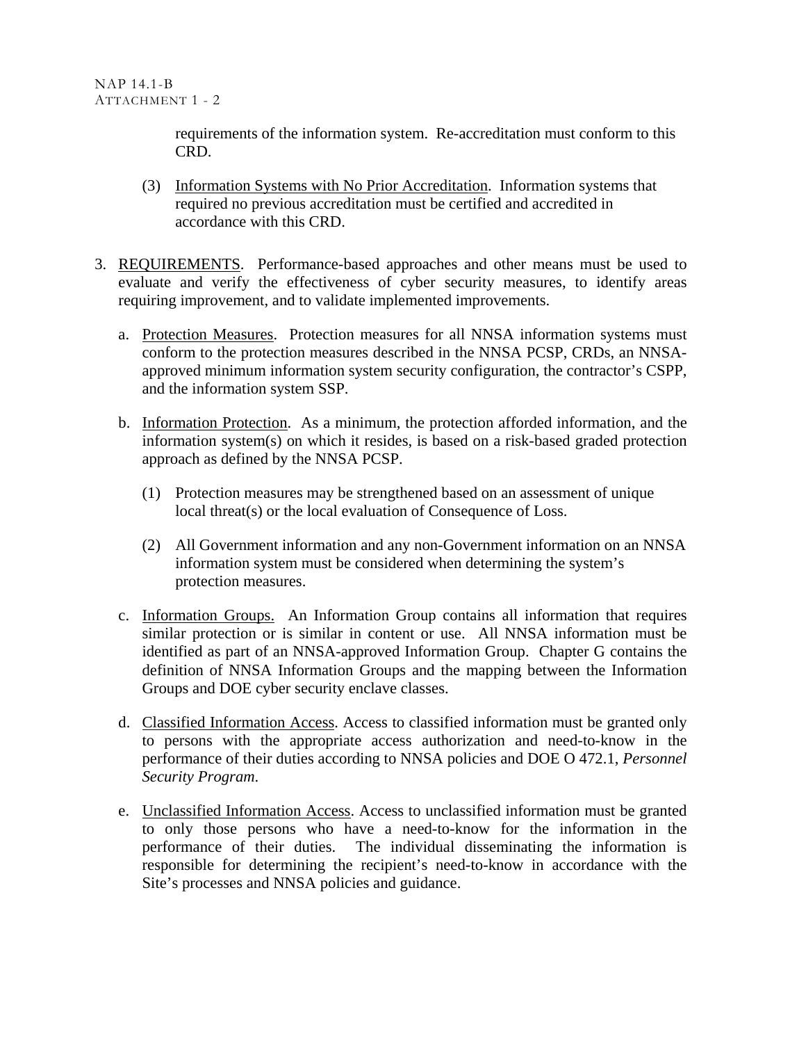requirements of the information system. Re-accreditation must conform to this CRD.

(3) Information Systems with No Prior Accreditation. Information systems that required no previous accreditation must be certified and accredited in accordance with this CRD.

3. REQUIREMENTS. Performance-based approaches and other means must be used to evaluate and verify the effectiveness of cyber security measures, to identify areas requiring improvement, and to validate implemented improvements.

   a. Protection Measures. Protection measures for all NNSA information systems must conform to the protection measures described in the NNSA PCSP, CRDs, an NNSA-approved minimum information system security configuration, the contractor's CSPP, and the information system SSP.

   b. Information Protection. As a minimum, the protection afforded information, and the information system(s) on which it resides, is based on a risk-based graded protection approach as defined by the NNSA PCSP.

      (1) Protection measures may be strengthened based on an assessment of unique local threat(s) or the local evaluation of Consequence of Loss.

      (2) All Government information and any non-Government information on an NNSA information system must be considered when determining the system's protection measures.

   c. Information Groups. An Information Group contains all information that requires similar protection or is similar in content or use. All NNSA information must be identified as part of an NNSA-approved Information Group. Chapter G contains the definition of NNSA Information Groups and the mapping between the Information Groups and DOE cyber security enclave classes.

   d. Classified Information Access. Access to classified information must be granted only to persons with the appropriate access authorization and need-to-know in the performance of their duties according to NNSA policies and DOE O 472.1, *Personnel Security Program*.

   e. Unclassified Information Access. Access to unclassified information must be granted to only those persons who have a need-to-know for the information in the performance of their duties. The individual disseminating the information is responsible for determining the recipient's need-to-know in accordance with the Site's processes and NNSA policies and guidance.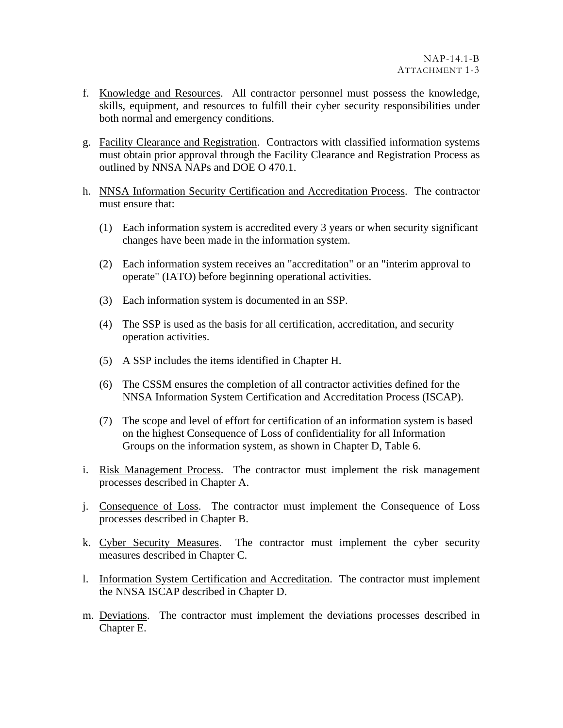f. Knowledge and Resources. All contractor personnel must possess the knowledge, skills, equipment, and resources to fulfill their cyber security responsibilities under both normal and emergency conditions.

g. Facility Clearance and Registration. Contractors with classified information systems must obtain prior approval through the Facility Clearance and Registration Process as outlined by NNSA NAPs and DOE O 470.1.

h. NNSA Information Security Certification and Accreditation Process. The contractor must ensure that:

   (1) Each information system is accredited every 3 years or when security significant changes have been made in the information system.

   (2) Each information system receives an "accreditation" or an "interim approval to operate" (IATO) before beginning operational activities.

   (3) Each information system is documented in an SSP.

   (4) The SSP is used as the basis for all certification, accreditation, and security operation activities.

   (5) A SSP includes the items identified in Chapter H.

   (6) The CSSM ensures the completion of all contractor activities defined for the NNSA Information System Certification and Accreditation Process (ISCAP).

   (7) The scope and level of effort for certification of an information system is based on the highest Consequence of Loss of confidentiality for all Information Groups on the information system, as shown in Chapter D, Table 6.

i. Risk Management Process. The contractor must implement the risk management processes described in Chapter A.

j. Consequence of Loss. The contractor must implement the Consequence of Loss processes described in Chapter B.

k. Cyber Security Measures. The contractor must implement the cyber security measures described in Chapter C.

l. Information System Certification and Accreditation. The contractor must implement the NNSA ISCAP described in Chapter D.

m. Deviations. The contractor must implement the deviations processes described in Chapter E.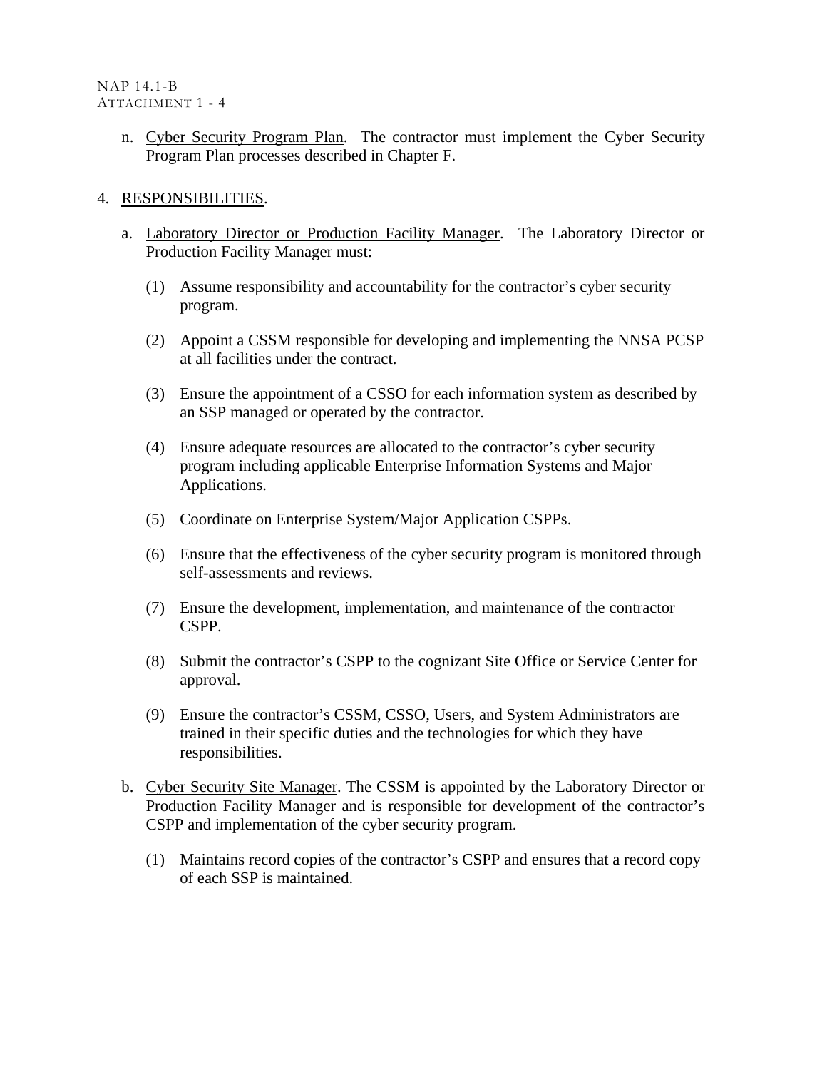n. Cyber Security Program Plan. The contractor must implement the Cyber Security Program Plan processes described in Chapter F.

4. RESPONSIBILITIES.

   a. Laboratory Director or Production Facility Manager. The Laboratory Director or Production Facility Manager must:

      (1) Assume responsibility and accountability for the contractor's cyber security program.

      (2) Appoint a CSSM responsible for developing and implementing the NNSA PCSP at all facilities under the contract.

      (3) Ensure the appointment of a CSSO for each information system as described by an SSP managed or operated by the contractor.

      (4) Ensure adequate resources are allocated to the contractor's cyber security program including applicable Enterprise Information Systems and Major Applications.

      (5) Coordinate on Enterprise System/Major Application CSPPs.

      (6) Ensure that the effectiveness of the cyber security program is monitored through self-assessments and reviews.

      (7) Ensure the development, implementation, and maintenance of the contractor CSPP.

      (8) Submit the contractor's CSPP to the cognizant Site Office or Service Center for approval.

      (9) Ensure the contractor's CSSM, CSSO, Users, and System Administrators are trained in their specific duties and the technologies for which they have responsibilities.

   b. Cyber Security Site Manager. The CSSM is appointed by the Laboratory Director or Production Facility Manager and is responsible for development of the contractor's CSPP and implementation of the cyber security program.

      (1) Maintains record copies of the contractor's CSPP and ensures that a record copy of each SSP is maintained.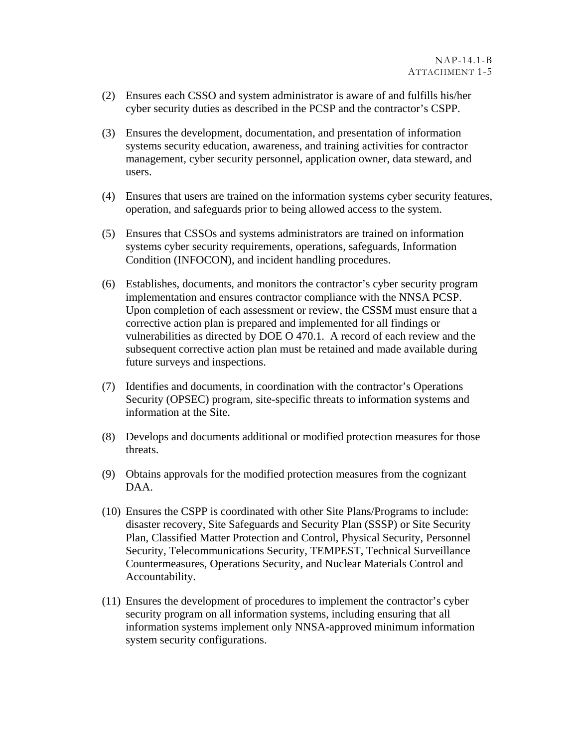(2) Ensures each CSSO and system administrator is aware of and fulfills his/her cyber security duties as described in the PCSP and the contractor's CSPP.

(3) Ensures the development, documentation, and presentation of information systems security education, awareness, and training activities for contractor management, cyber security personnel, application owner, data steward, and users.

(4) Ensures that users are trained on the information systems cyber security features, operation, and safeguards prior to being allowed access to the system.

(5) Ensures that CSSOs and systems administrators are trained on information systems cyber security requirements, operations, safeguards, Information Condition (INFOCON), and incident handling procedures.

(6) Establishes, documents, and monitors the contractor's cyber security program implementation and ensures contractor compliance with the NNSA PCSP. Upon completion of each assessment or review, the CSSM must ensure that a corrective action plan is prepared and implemented for all findings or vulnerabilities as directed by DOE O 470.1. A record of each review and the subsequent corrective action plan must be retained and made available during future surveys and inspections.

(7) Identifies and documents, in coordination with the contractor's Operations Security (OPSEC) program, site-specific threats to information systems and information at the Site.

(8) Develops and documents additional or modified protection measures for those threats.

(9) Obtains approvals for the modified protection measures from the cognizant DAA.

(10) Ensures the CSPP is coordinated with other Site Plans/Programs to include: disaster recovery, Site Safeguards and Security Plan (SSSP) or Site Security Plan, Classified Matter Protection and Control, Physical Security, Personnel Security, Telecommunications Security, TEMPEST, Technical Surveillance Countermeasures, Operations Security, and Nuclear Materials Control and Accountability.

(11) Ensures the development of procedures to implement the contractor's cyber security program on all information systems, including ensuring that all information systems implement only NNSA-approved minimum information system security configurations.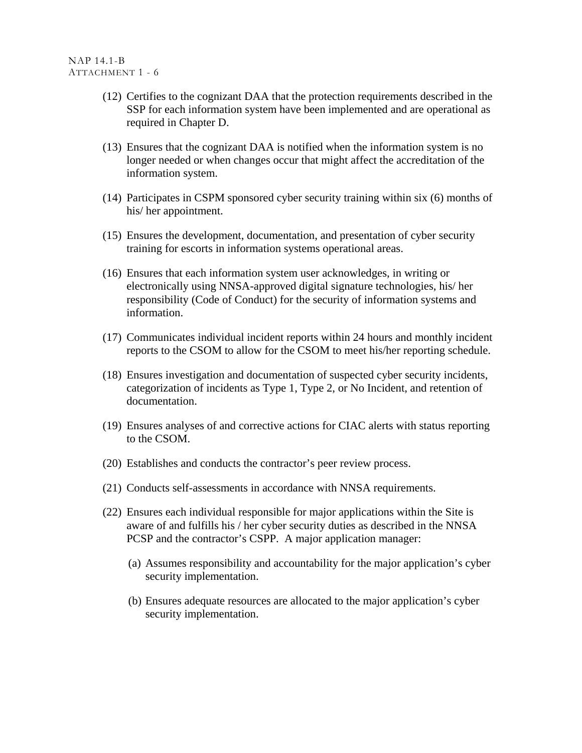(12) Certifies to the cognizant DAA that the protection requirements described in the SSP for each information system have been implemented and are operational as required in Chapter D.

(13) Ensures that the cognizant DAA is notified when the information system is no longer needed or when changes occur that might affect the accreditation of the information system.

(14) Participates in CSPM sponsored cyber security training within six (6) months of his/ her appointment.

(15) Ensures the development, documentation, and presentation of cyber security training for escorts in information systems operational areas.

(16) Ensures that each information system user acknowledges, in writing or electronically using NNSA-approved digital signature technologies, his/ her responsibility (Code of Conduct) for the security of information systems and information.

(17) Communicates individual incident reports within 24 hours and monthly incident reports to the CSOM to allow for the CSOM to meet his/her reporting schedule.

(18) Ensures investigation and documentation of suspected cyber security incidents, categorization of incidents as Type 1, Type 2, or No Incident, and retention of documentation.

(19) Ensures analyses of and corrective actions for CIAC alerts with status reporting to the CSOM.

(20) Establishes and conducts the contractor's peer review process.

(21) Conducts self-assessments in accordance with NNSA requirements.

(22) Ensures each individual responsible for major applications within the Site is aware of and fulfills his / her cyber security duties as described in the NNSA PCSP and the contractor's CSPP. A major application manager:

  (a) Assumes responsibility and accountability for the major application's cyber security implementation.

  (b) Ensures adequate resources are allocated to the major application's cyber security implementation.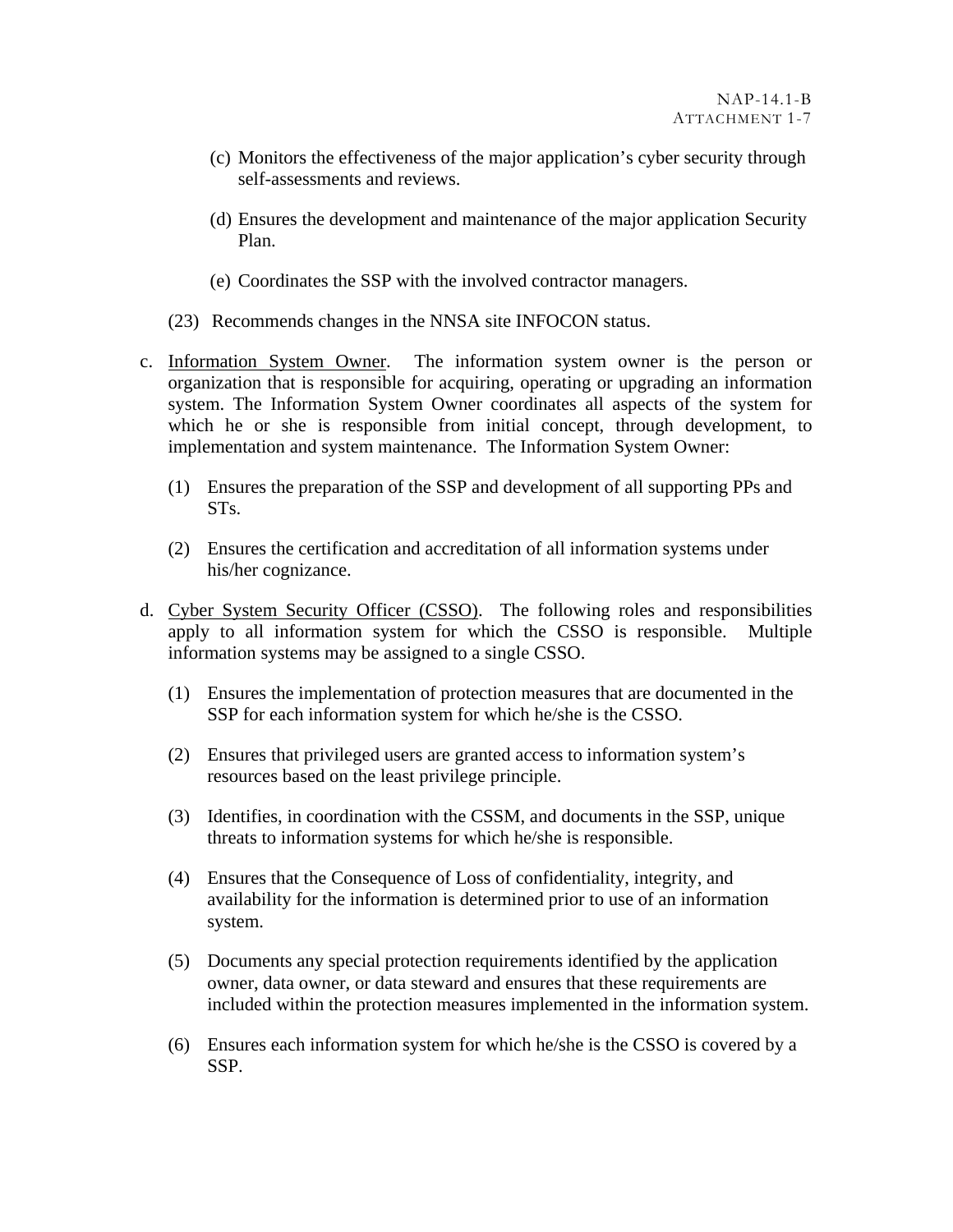(c) Monitors the effectiveness of the major application's cyber security through self-assessments and reviews.

(d) Ensures the development and maintenance of the major application Security Plan.

(e) Coordinates the SSP with the involved contractor managers.

(23) Recommends changes in the NNSA site INFOCON status.

c. Information System Owner. The information system owner is the person or organization that is responsible for acquiring, operating or upgrading an information system. The Information System Owner coordinates all aspects of the system for which he or she is responsible from initial concept, through development, to implementation and system maintenance. The Information System Owner:

(1) Ensures the preparation of the SSP and development of all supporting PPs and STs.

(2) Ensures the certification and accreditation of all information systems under his/her cognizance.

d. Cyber System Security Officer (CSSO). The following roles and responsibilities apply to all information system for which the CSSO is responsible. Multiple information systems may be assigned to a single CSSO.

(1) Ensures the implementation of protection measures that are documented in the SSP for each information system for which he/she is the CSSO.

(2) Ensures that privileged users are granted access to information system's resources based on the least privilege principle.

(3) Identifies, in coordination with the CSSM, and documents in the SSP, unique threats to information systems for which he/she is responsible.

(4) Ensures that the Consequence of Loss of confidentiality, integrity, and availability for the information is determined prior to use of an information system.

(5) Documents any special protection requirements identified by the application owner, data owner, or data steward and ensures that these requirements are included within the protection measures implemented in the information system.

(6) Ensures each information system for which he/she is the CSSO is covered by a SSP.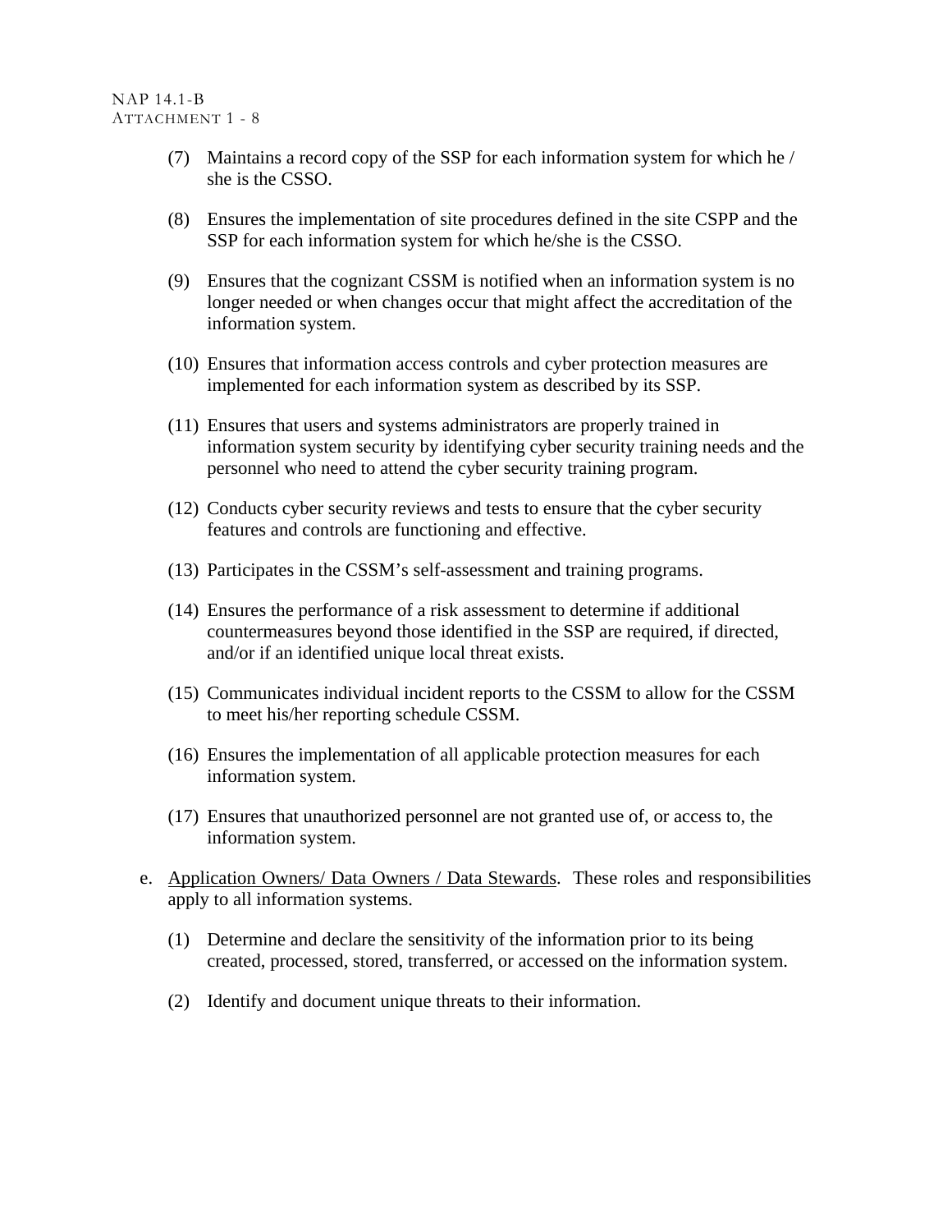(7) Maintains a record copy of the SSP for each information system for which he / she is the CSSO.

(8) Ensures the implementation of site procedures defined in the site CSPP and the SSP for each information system for which he/she is the CSSO.

(9) Ensures that the cognizant CSSM is notified when an information system is no longer needed or when changes occur that might affect the accreditation of the information system.

(10) Ensures that information access controls and cyber protection measures are implemented for each information system as described by its SSP.

(11) Ensures that users and systems administrators are properly trained in information system security by identifying cyber security training needs and the personnel who need to attend the cyber security training program.

(12) Conducts cyber security reviews and tests to ensure that the cyber security features and controls are functioning and effective.

(13) Participates in the CSSM's self-assessment and training programs.

(14) Ensures the performance of a risk assessment to determine if additional countermeasures beyond those identified in the SSP are required, if directed, and/or if an identified unique local threat exists.

(15) Communicates individual incident reports to the CSSM to allow for the CSSM to meet his/her reporting schedule CSSM.

(16) Ensures the implementation of all applicable protection measures for each information system.

(17) Ensures that unauthorized personnel are not granted use of, or access to, the information system.

e. Application Owners/ Data Owners / Data Stewards. These roles and responsibilities apply to all information systems.

(1) Determine and declare the sensitivity of the information prior to its being created, processed, stored, transferred, or accessed on the information system.

(2) Identify and document unique threats to their information.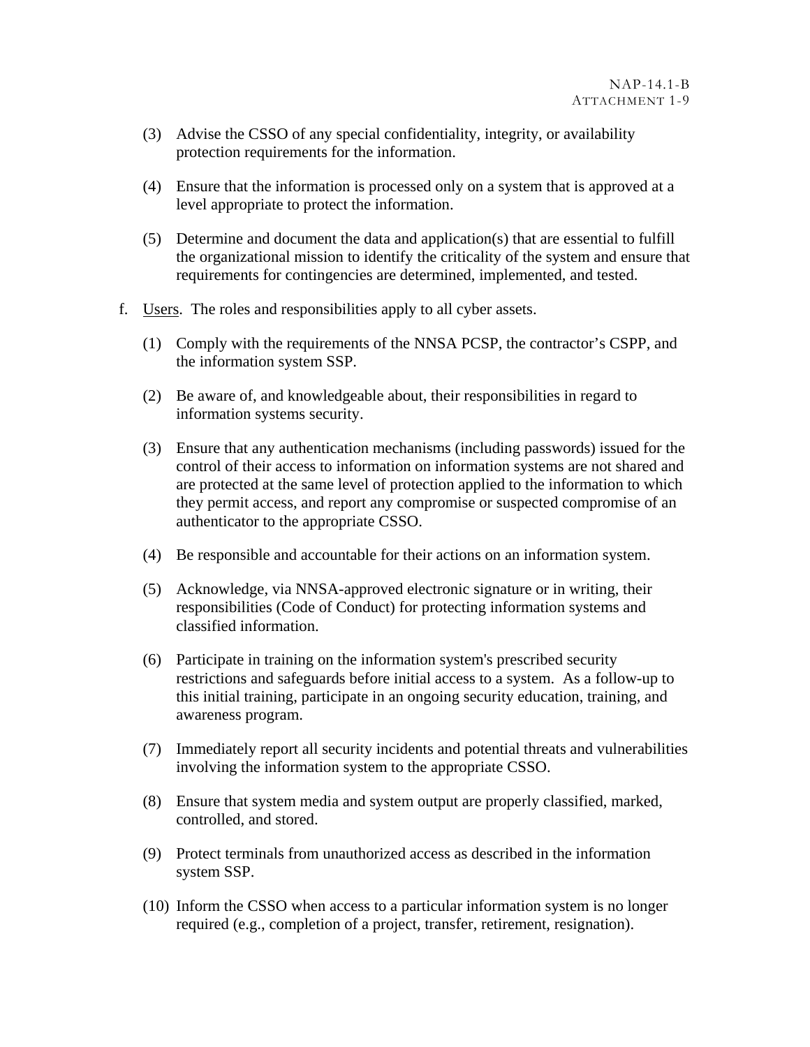(3) Advise the CSSO of any special confidentiality, integrity, or availability protection requirements for the information.

(4) Ensure that the information is processed only on a system that is approved at a level appropriate to protect the information.

(5) Determine and document the data and application(s) that are essential to fulfill the organizational mission to identify the criticality of the system and ensure that requirements for contingencies are determined, implemented, and tested.

f. Users. The roles and responsibilities apply to all cyber assets.

(1) Comply with the requirements of the NNSA PCSP, the contractor's CSPP, and the information system SSP.

(2) Be aware of, and knowledgeable about, their responsibilities in regard to information systems security.

(3) Ensure that any authentication mechanisms (including passwords) issued for the control of their access to information on information systems are not shared and are protected at the same level of protection applied to the information to which they permit access, and report any compromise or suspected compromise of an authenticator to the appropriate CSSO.

(4) Be responsible and accountable for their actions on an information system.

(5) Acknowledge, via NNSA-approved electronic signature or in writing, their responsibilities (Code of Conduct) for protecting information systems and classified information.

(6) Participate in training on the information system's prescribed security restrictions and safeguards before initial access to a system. As a follow-up to this initial training, participate in an ongoing security education, training, and awareness program.

(7) Immediately report all security incidents and potential threats and vulnerabilities involving the information system to the appropriate CSSO.

(8) Ensure that system media and system output are properly classified, marked, controlled, and stored.

(9) Protect terminals from unauthorized access as described in the information system SSP.

(10) Inform the CSSO when access to a particular information system is no longer required (e.g., completion of a project, transfer, retirement, resignation).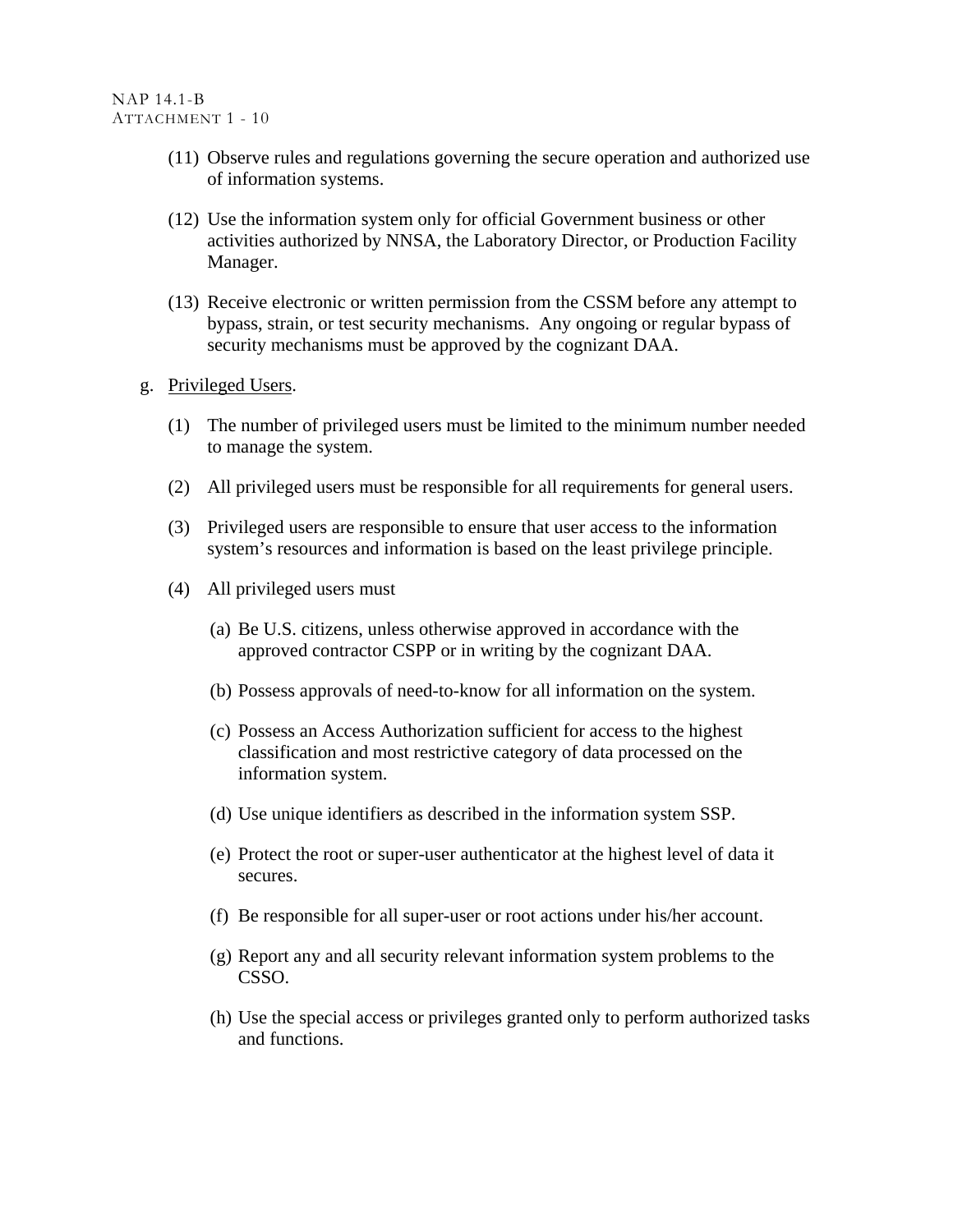(11) Observe rules and regulations governing the secure operation and authorized use of information systems.

(12) Use the information system only for official Government business or other activities authorized by NNSA, the Laboratory Director, or Production Facility Manager.

(13) Receive electronic or written permission from the CSSM before any attempt to bypass, strain, or test security mechanisms. Any ongoing or regular bypass of security mechanisms must be approved by the cognizant DAA.

g. Privileged Users.

(1) The number of privileged users must be limited to the minimum number needed to manage the system.

(2) All privileged users must be responsible for all requirements for general users.

(3) Privileged users are responsible to ensure that user access to the information system's resources and information is based on the least privilege principle.

(4) All privileged users must

(a) Be U.S. citizens, unless otherwise approved in accordance with the approved contractor CSPP or in writing by the cognizant DAA.

(b) Possess approvals of need-to-know for all information on the system.

(c) Possess an Access Authorization sufficient for access to the highest classification and most restrictive category of data processed on the information system.

(d) Use unique identifiers as described in the information system SSP.

(e) Protect the root or super-user authenticator at the highest level of data it secures.

(f) Be responsible for all super-user or root actions under his/her account.

(g) Report any and all security relevant information system problems to the CSSO.

(h) Use the special access or privileges granted only to perform authorized tasks and functions.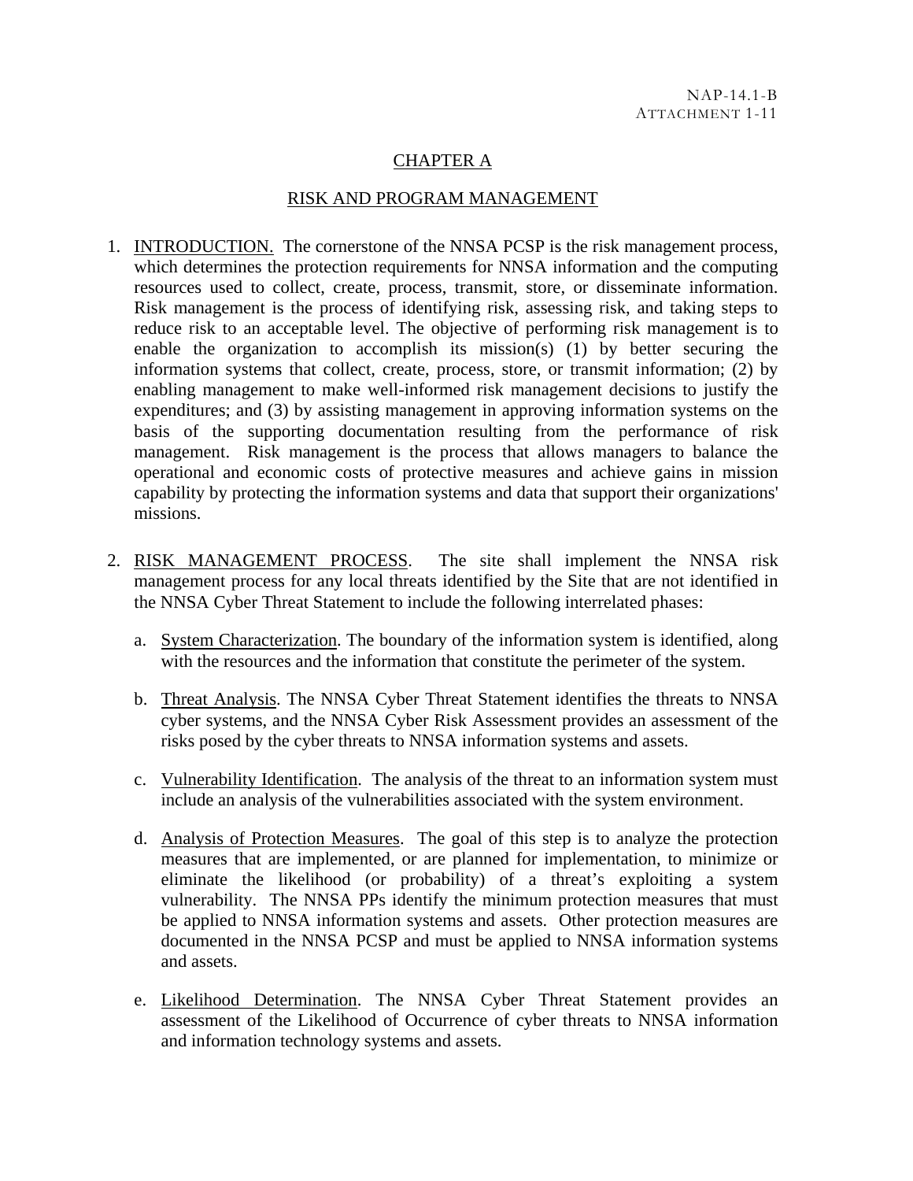## CHAPTER A

## RISK AND PROGRAM MANAGEMENT

1. INTRODUCTION. The cornerstone of the NNSA PCSP is the risk management process, which determines the protection requirements for NNSA information and the computing resources used to collect, create, process, transmit, store, or disseminate information. Risk management is the process of identifying risk, assessing risk, and taking steps to reduce risk to an acceptable level. The objective of performing risk management is to enable the organization to accomplish its mission(s) (1) by better securing the information systems that collect, create, process, store, or transmit information; (2) by enabling management to make well-informed risk management decisions to justify the expenditures; and (3) by assisting management in approving information systems on the basis of the supporting documentation resulting from the performance of risk management. Risk management is the process that allows managers to balance the operational and economic costs of protective measures and achieve gains in mission capability by protecting the information systems and data that support their organizations' missions.

2. RISK MANAGEMENT PROCESS. The site shall implement the NNSA risk management process for any local threats identified by the Site that are not identified in the NNSA Cyber Threat Statement to include the following interrelated phases:

   a. System Characterization. The boundary of the information system is identified, along with the resources and the information that constitute the perimeter of the system.

   b. Threat Analysis. The NNSA Cyber Threat Statement identifies the threats to NNSA cyber systems, and the NNSA Cyber Risk Assessment provides an assessment of the risks posed by the cyber threats to NNSA information systems and assets.

   c. Vulnerability Identification. The analysis of the threat to an information system must include an analysis of the vulnerabilities associated with the system environment.

   d. Analysis of Protection Measures. The goal of this step is to analyze the protection measures that are implemented, or are planned for implementation, to minimize or eliminate the likelihood (or probability) of a threat's exploiting a system vulnerability. The NNSA PPs identify the minimum protection measures that must be applied to NNSA information systems and assets. Other protection measures are documented in the NNSA PCSP and must be applied to NNSA information systems and assets.

   e. Likelihood Determination. The NNSA Cyber Threat Statement provides an assessment of the Likelihood of Occurrence of cyber threats to NNSA information and information technology systems and assets.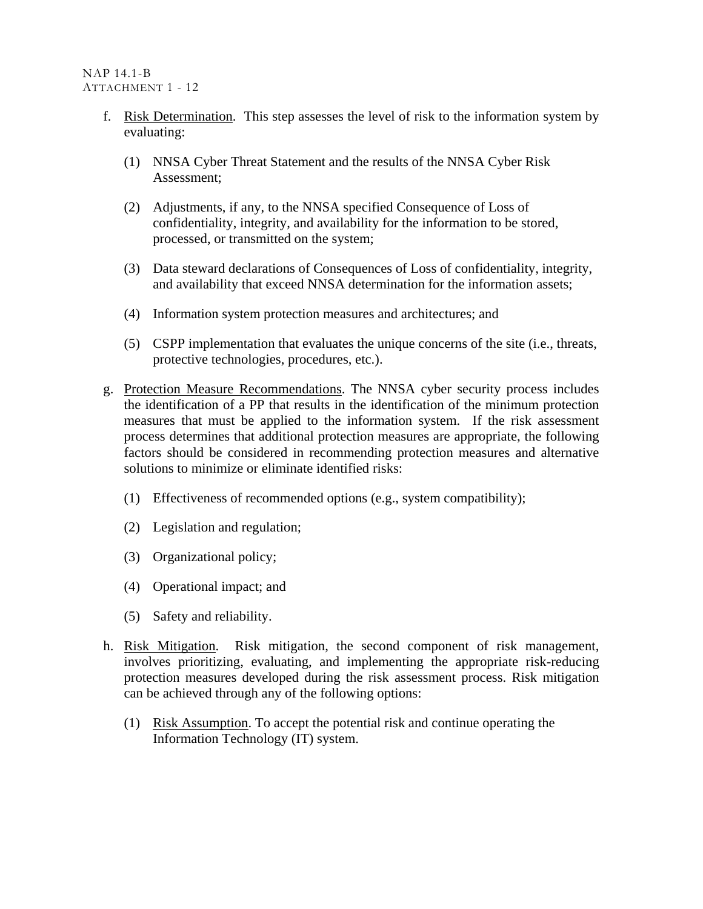f. Risk Determination. This step assesses the level of risk to the information system by evaluating:

   (1) NNSA Cyber Threat Statement and the results of the NNSA Cyber Risk Assessment;

   (2) Adjustments, if any, to the NNSA specified Consequence of Loss of confidentiality, integrity, and availability for the information to be stored, processed, or transmitted on the system;

   (3) Data steward declarations of Consequences of Loss of confidentiality, integrity, and availability that exceed NNSA determination for the information assets;

   (4) Information system protection measures and architectures; and

   (5) CSPP implementation that evaluates the unique concerns of the site (i.e., threats, protective technologies, procedures, etc.).

g. Protection Measure Recommendations. The NNSA cyber security process includes the identification of a PP that results in the identification of the minimum protection measures that must be applied to the information system. If the risk assessment process determines that additional protection measures are appropriate, the following factors should be considered in recommending protection measures and alternative solutions to minimize or eliminate identified risks:

   (1) Effectiveness of recommended options (e.g., system compatibility);

   (2) Legislation and regulation;

   (3) Organizational policy;

   (4) Operational impact; and

   (5) Safety and reliability.

h. Risk Mitigation. Risk mitigation, the second component of risk management, involves prioritizing, evaluating, and implementing the appropriate risk-reducing protection measures developed during the risk assessment process. Risk mitigation can be achieved through any of the following options:

   (1) Risk Assumption. To accept the potential risk and continue operating the Information Technology (IT) system.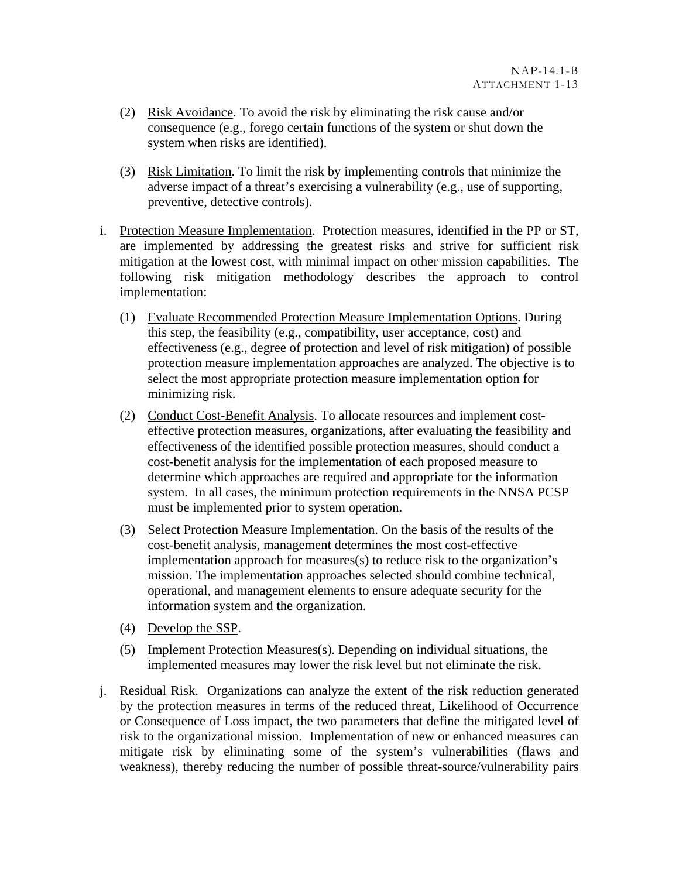(2) Risk Avoidance. To avoid the risk by eliminating the risk cause and/or consequence (e.g., forego certain functions of the system or shut down the system when risks are identified).

(3) Risk Limitation. To limit the risk by implementing controls that minimize the adverse impact of a threat's exercising a vulnerability (e.g., use of supporting, preventive, detective controls).

i. Protection Measure Implementation. Protection measures, identified in the PP or ST, are implemented by addressing the greatest risks and strive for sufficient risk mitigation at the lowest cost, with minimal impact on other mission capabilities. The following risk mitigation methodology describes the approach to control implementation:

(1) Evaluate Recommended Protection Measure Implementation Options. During this step, the feasibility (e.g., compatibility, user acceptance, cost) and effectiveness (e.g., degree of protection and level of risk mitigation) of possible protection measure implementation approaches are analyzed. The objective is to select the most appropriate protection measure implementation option for minimizing risk.

(2) Conduct Cost-Benefit Analysis. To allocate resources and implement cost-effective protection measures, organizations, after evaluating the feasibility and effectiveness of the identified possible protection measures, should conduct a cost-benefit analysis for the implementation of each proposed measure to determine which approaches are required and appropriate for the information system. In all cases, the minimum protection requirements in the NNSA PCSP must be implemented prior to system operation.

(3) Select Protection Measure Implementation. On the basis of the results of the cost-benefit analysis, management determines the most cost-effective implementation approach for measures(s) to reduce risk to the organization's mission. The implementation approaches selected should combine technical, operational, and management elements to ensure adequate security for the information system and the organization.

(4) Develop the SSP.

(5) Implement Protection Measures(s). Depending on individual situations, the implemented measures may lower the risk level but not eliminate the risk.

j. Residual Risk. Organizations can analyze the extent of the risk reduction generated by the protection measures in terms of the reduced threat, Likelihood of Occurrence or Consequence of Loss impact, the two parameters that define the mitigated level of risk to the organizational mission. Implementation of new or enhanced measures can mitigate risk by eliminating some of the system's vulnerabilities (flaws and weakness), thereby reducing the number of possible threat-source/vulnerability pairs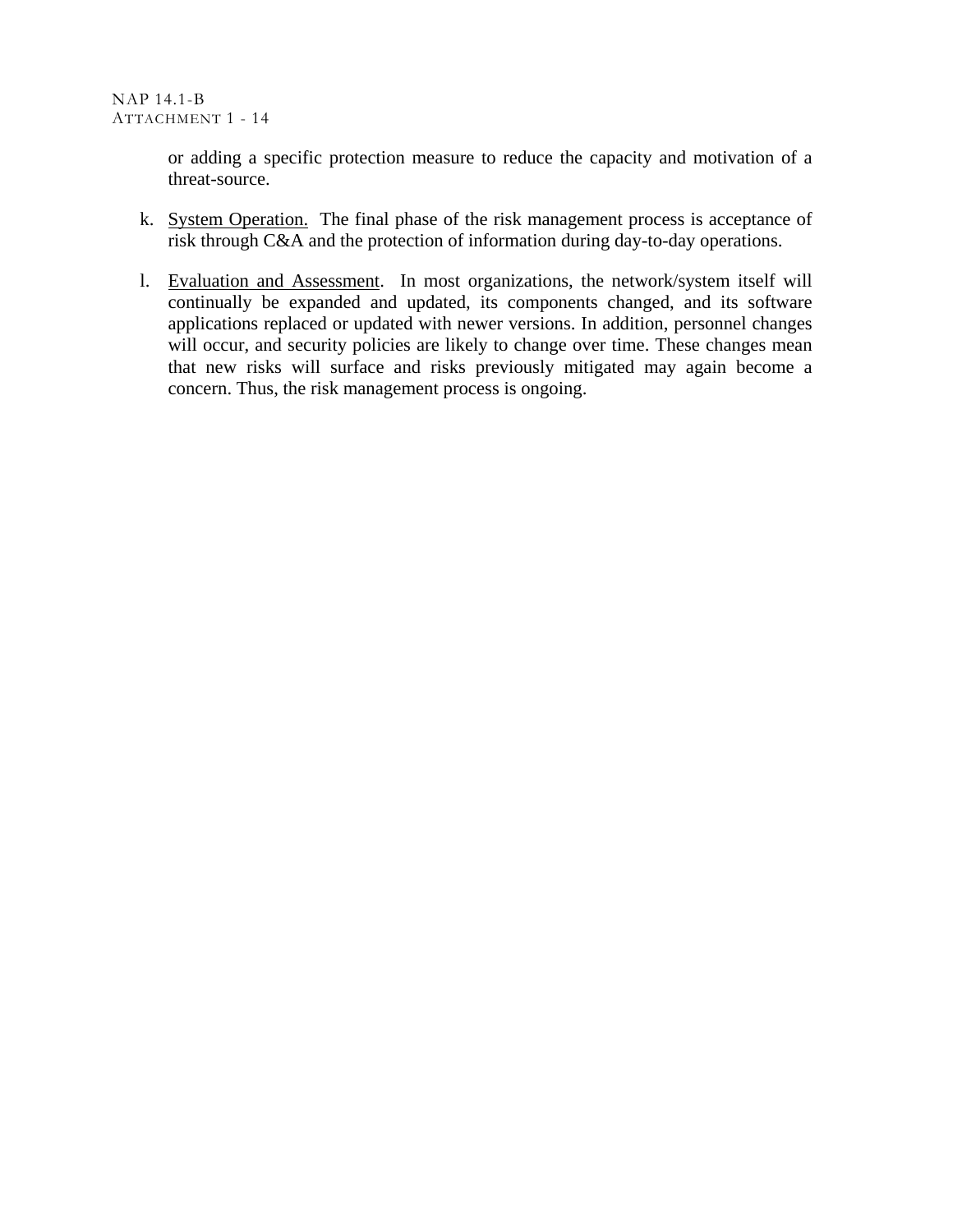or adding a specific protection measure to reduce the capacity and motivation of a threat-source.

k. System Operation. The final phase of the risk management process is acceptance of risk through C&A and the protection of information during day-to-day operations.

l. Evaluation and Assessment. In most organizations, the network/system itself will continually be expanded and updated, its components changed, and its software applications replaced or updated with newer versions. In addition, personnel changes will occur, and security policies are likely to change over time. These changes mean that new risks will surface and risks previously mitigated may again become a concern. Thus, the risk management process is ongoing.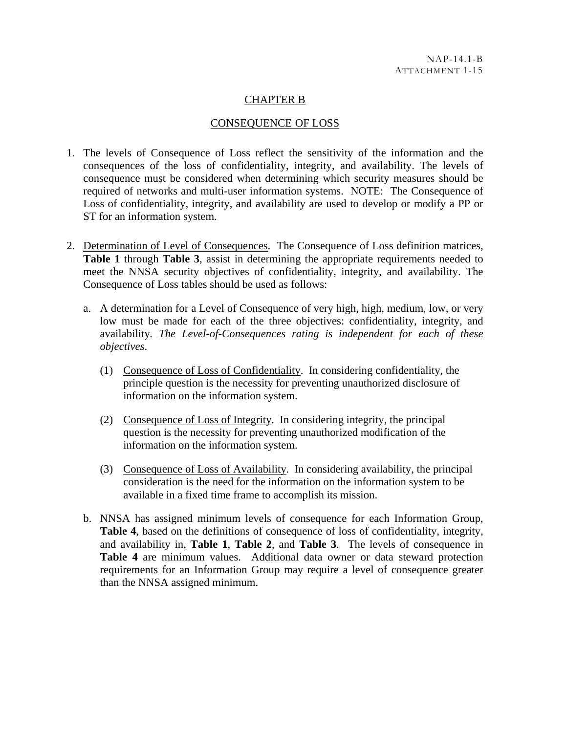## CHAPTER B

## CONSEQUENCE OF LOSS

1. The levels of Consequence of Loss reflect the sensitivity of the information and the consequences of the loss of confidentiality, integrity, and availability. The levels of consequence must be considered when determining which security measures should be required of networks and multi-user information systems. NOTE: The Consequence of Loss of confidentiality, integrity, and availability are used to develop or modify a PP or ST for an information system.

2. Determination of Level of Consequences. The Consequence of Loss definition matrices, **Table 1** through **Table 3**, assist in determining the appropriate requirements needed to meet the NNSA security objectives of confidentiality, integrity, and availability. The Consequence of Loss tables should be used as follows:

   a. A determination for a Level of Consequence of very high, high, medium, low, or very low must be made for each of the three objectives: confidentiality, integrity, and availability. *The Level-of-Consequences rating is independent for each of these objectives*.

      (1) Consequence of Loss of Confidentiality. In considering confidentiality, the principle question is the necessity for preventing unauthorized disclosure of information on the information system.

      (2) Consequence of Loss of Integrity. In considering integrity, the principal question is the necessity for preventing unauthorized modification of the information on the information system.

      (3) Consequence of Loss of Availability. In considering availability, the principal consideration is the need for the information on the information system to be available in a fixed time frame to accomplish its mission.

   b. NNSA has assigned minimum levels of consequence for each Information Group, **Table 4**, based on the definitions of consequence of loss of confidentiality, integrity, and availability in, **Table 1**, **Table 2**, and **Table 3**. The levels of consequence in **Table 4** are minimum values. Additional data owner or data steward protection requirements for an Information Group may require a level of consequence greater than the NNSA assigned minimum.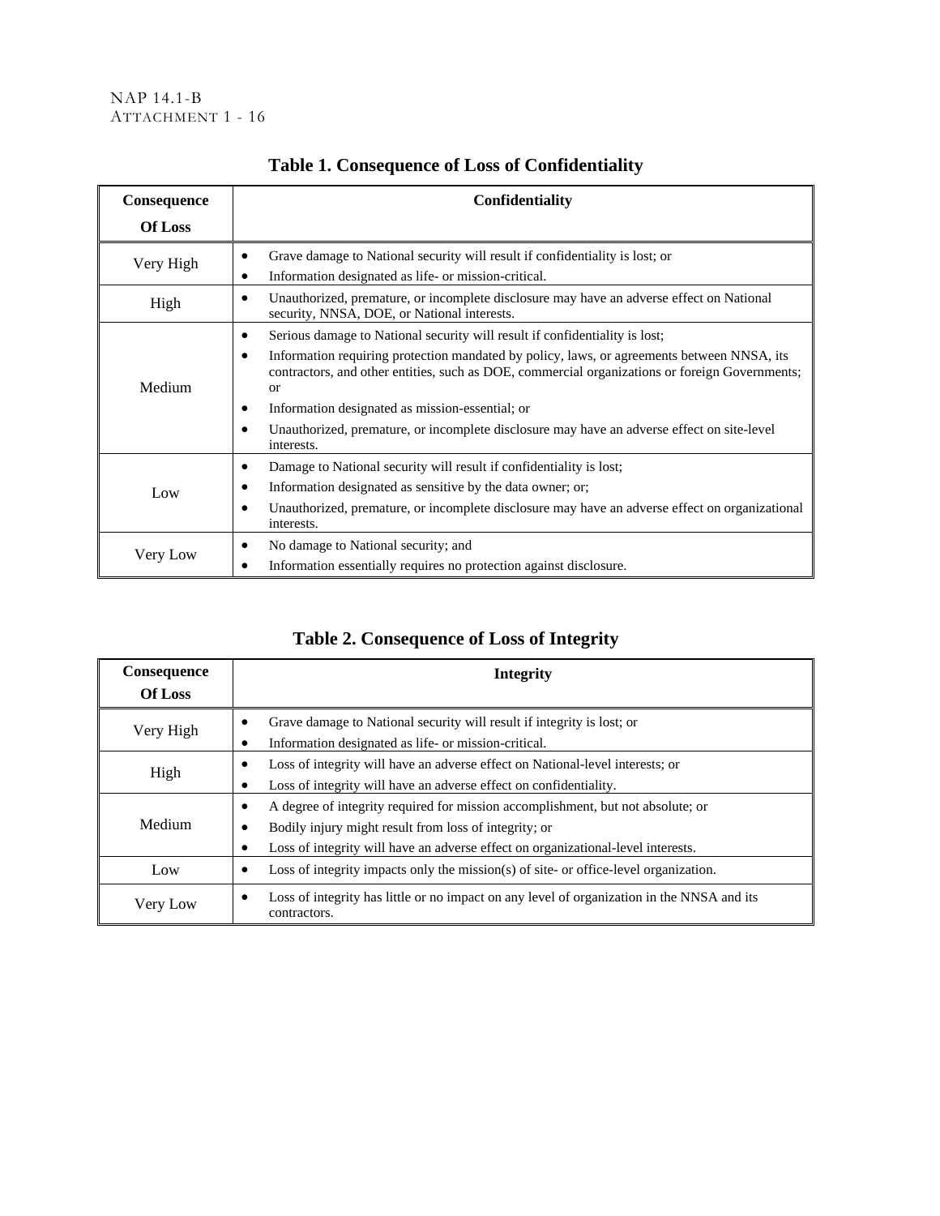**Table 1. Consequence of Loss of Confidentiality**

| Consequence Of Loss | Confidentiality |
|---|---|
| Very High | • Grave damage to National security will result if confidentiality is lost; or<br>• Information designated as life- or mission-critical. |
| High | • Unauthorized, premature, or incomplete disclosure may have an adverse effect on National security, NNSA, DOE, or National interests. |
| Medium | • Serious damage to National security will result if confidentiality is lost;<br>• Information requiring protection mandated by policy, laws, or agreements between NNSA, its contractors, and other entities, such as DOE, commercial organizations or foreign Governments; or<br>• Information designated as mission-essential; or<br>• Unauthorized, premature, or incomplete disclosure may have an adverse effect on site-level interests. |
| Low | • Damage to National security will result if confidentiality is lost;<br>• Information designated as sensitive by the data owner; or;<br>• Unauthorized, premature, or incomplete disclosure may have an adverse effect on organizational interests. |
| Very Low | • No damage to National security; and<br>• Information essentially requires no protection against disclosure. |

**Table 2. Consequence of Loss of Integrity**

| Consequence Of Loss | Integrity |
|---|---|
| Very High | • Grave damage to National security will result if integrity is lost; or<br>• Information designated as life- or mission-critical. |
| High | • Loss of integrity will have an adverse effect on National-level interests; or<br>• Loss of integrity will have an adverse effect on confidentiality. |
| Medium | • A degree of integrity required for mission accomplishment, but not absolute; or<br>• Bodily injury might result from loss of integrity; or<br>• Loss of integrity will have an adverse effect on organizational-level interests. |
| Low | • Loss of integrity impacts only the mission(s) of site- or office-level organization. |
| Very Low | • Loss of integrity has little or no impact on any level of organization in the NNSA and its contractors. |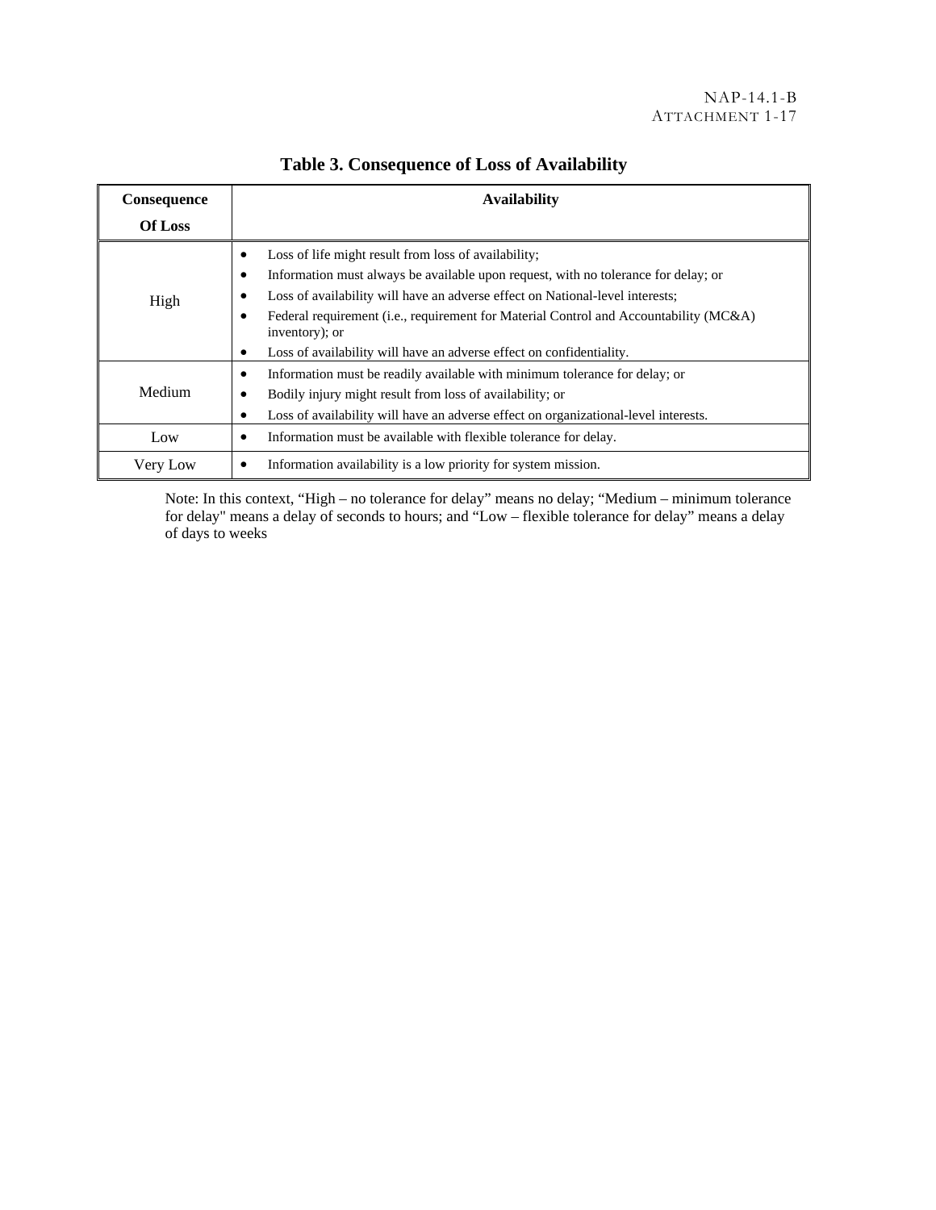## Table 3. Consequence of Loss of Availability

| Consequence Of Loss | Availability |
|---|---|
| High | • Loss of life might result from loss of availability;<br>• Information must always be available upon request, with no tolerance for delay; or<br>• Loss of availability will have an adverse effect on National-level interests;<br>• Federal requirement (i.e., requirement for Material Control and Accountability (MC&A) inventory); or<br>• Loss of availability will have an adverse effect on confidentiality. |
| Medium | • Information must be readily available with minimum tolerance for delay; or<br>• Bodily injury might result from loss of availability; or<br>• Loss of availability will have an adverse effect on organizational-level interests. |
| Low | • Information must be available with flexible tolerance for delay. |
| Very Low | • Information availability is a low priority for system mission. |

Note: In this context, "High – no tolerance for delay" means no delay; "Medium – minimum tolerance for delay" means a delay of seconds to hours; and "Low – flexible tolerance for delay" means a delay of days to weeks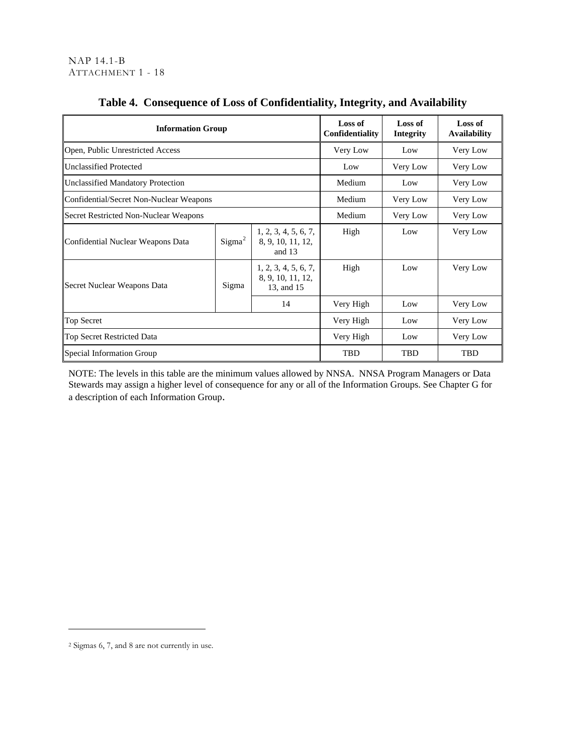**Table 4. Consequence of Loss of Confidentiality, Integrity, and Availability**

| Information Group | | | Loss of Confidentiality | Loss of Integrity | Loss of Availability |
|---|---|---|---|---|---|
| Open, Public Unrestricted Access | | | Very Low | Low | Very Low |
| Unclassified Protected | | | Low | Very Low | Very Low |
| Unclassified Mandatory Protection | | | Medium | Low | Very Low |
| Confidential/Secret Non-Nuclear Weapons | | | Medium | Very Low | Very Low |
| Secret Restricted Non-Nuclear Weapons | | | Medium | Very Low | Very Low |
| Confidential Nuclear Weapons Data | Sigma[2] | 1, 2, 3, 4, 5, 6, 7, 8, 9, 10, 11, 12, and 13 | High | Low | Very Low |
| Secret Nuclear Weapons Data | Sigma | 1, 2, 3, 4, 5, 6, 7, 8, 9, 10, 11, 12, 13, and 15 | High | Low | Very Low |
| | | 14 | Very High | Low | Very Low |
| Top Secret | | | Very High | Low | Very Low |
| Top Secret Restricted Data | | | Very High | Low | Very Low |
| Special Information Group | | | TBD | TBD | TBD |

NOTE: The levels in this table are the minimum values allowed by NNSA. NNSA Program Managers or Data Stewards may assign a higher level of consequence for any or all of the Information Groups. See Chapter G for a description of each Information Group.

[2] Sigmas 6, 7, and 8 are not currently in use.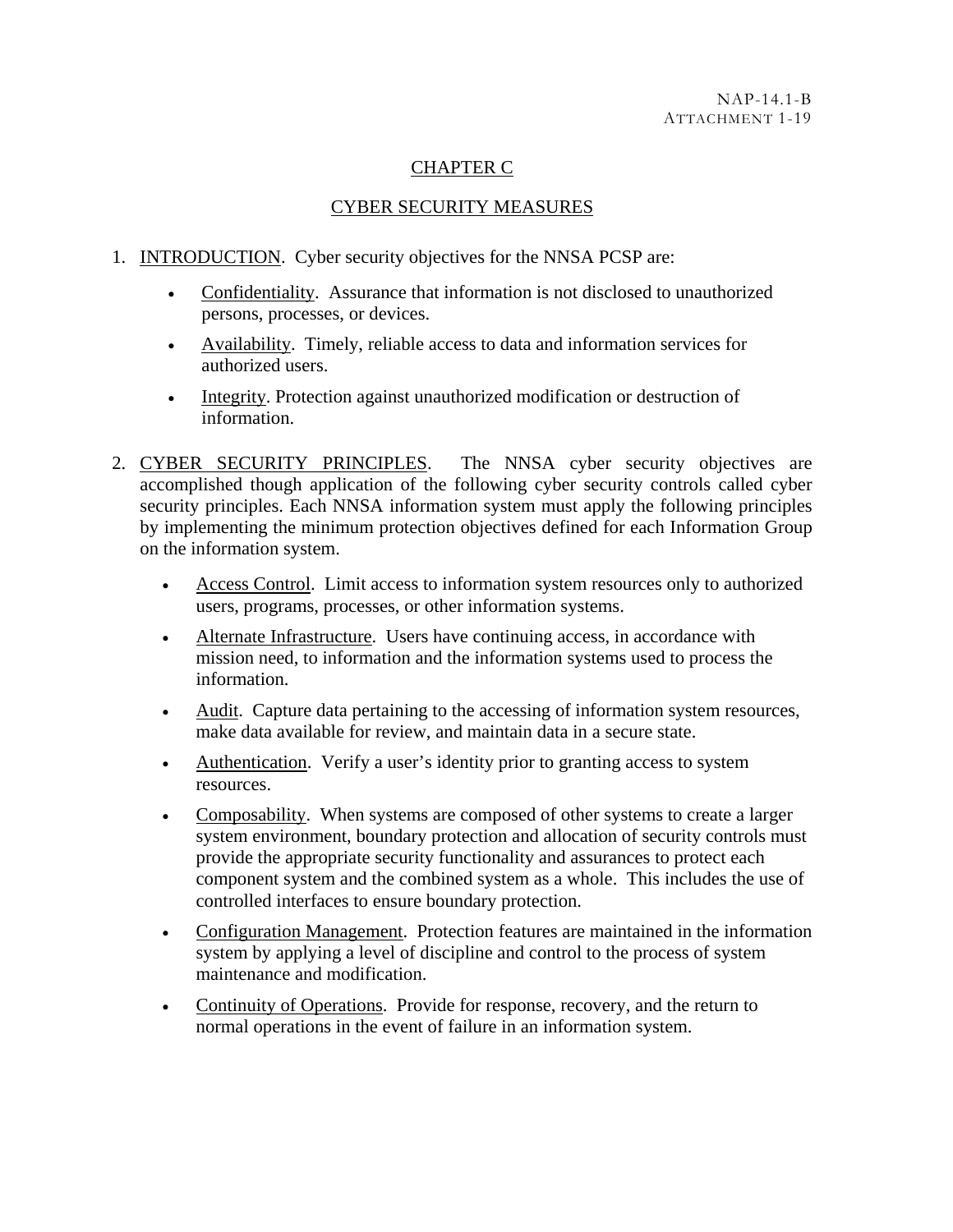# CHAPTER C

## CYBER SECURITY MEASURES

1. INTRODUCTION. Cyber security objectives for the NNSA PCSP are:

   - Confidentiality. Assurance that information is not disclosed to unauthorized persons, processes, or devices.
   - Availability. Timely, reliable access to data and information services for authorized users.
   - Integrity. Protection against unauthorized modification or destruction of information.

2. CYBER SECURITY PRINCIPLES. The NNSA cyber security objectives are accomplished though application of the following cyber security controls called cyber security principles. Each NNSA information system must apply the following principles by implementing the minimum protection objectives defined for each Information Group on the information system.

   - Access Control. Limit access to information system resources only to authorized users, programs, processes, or other information systems.
   - Alternate Infrastructure. Users have continuing access, in accordance with mission need, to information and the information systems used to process the information.
   - Audit. Capture data pertaining to the accessing of information system resources, make data available for review, and maintain data in a secure state.
   - Authentication. Verify a user's identity prior to granting access to system resources.
   - Composability. When systems are composed of other systems to create a larger system environment, boundary protection and allocation of security controls must provide the appropriate security functionality and assurances to protect each component system and the combined system as a whole. This includes the use of controlled interfaces to ensure boundary protection.
   - Configuration Management. Protection features are maintained in the information system by applying a level of discipline and control to the process of system maintenance and modification.
   - Continuity of Operations. Provide for response, recovery, and the return to normal operations in the event of failure in an information system.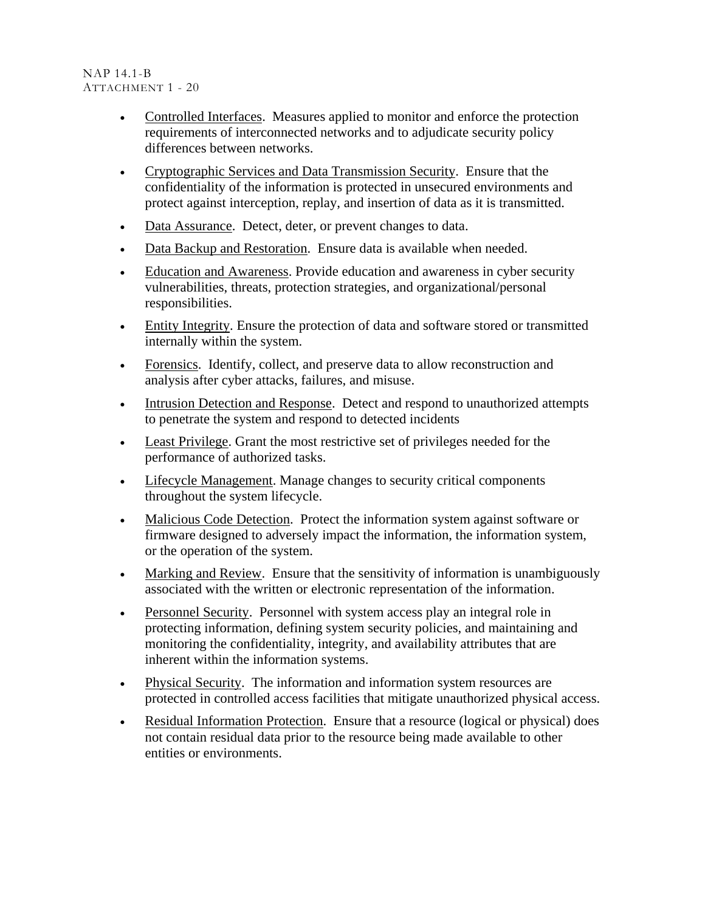- Controlled Interfaces. Measures applied to monitor and enforce the protection requirements of interconnected networks and to adjudicate security policy differences between networks.
- Cryptographic Services and Data Transmission Security. Ensure that the confidentiality of the information is protected in unsecured environments and protect against interception, replay, and insertion of data as it is transmitted.
- Data Assurance. Detect, deter, or prevent changes to data.
- Data Backup and Restoration. Ensure data is available when needed.
- Education and Awareness. Provide education and awareness in cyber security vulnerabilities, threats, protection strategies, and organizational/personal responsibilities.
- Entity Integrity. Ensure the protection of data and software stored or transmitted internally within the system.
- Forensics. Identify, collect, and preserve data to allow reconstruction and analysis after cyber attacks, failures, and misuse.
- Intrusion Detection and Response. Detect and respond to unauthorized attempts to penetrate the system and respond to detected incidents
- Least Privilege. Grant the most restrictive set of privileges needed for the performance of authorized tasks.
- Lifecycle Management. Manage changes to security critical components throughout the system lifecycle.
- Malicious Code Detection. Protect the information system against software or firmware designed to adversely impact the information, the information system, or the operation of the system.
- Marking and Review. Ensure that the sensitivity of information is unambiguously associated with the written or electronic representation of the information.
- Personnel Security. Personnel with system access play an integral role in protecting information, defining system security policies, and maintaining and monitoring the confidentiality, integrity, and availability attributes that are inherent within the information systems.
- Physical Security. The information and information system resources are protected in controlled access facilities that mitigate unauthorized physical access.
- Residual Information Protection. Ensure that a resource (logical or physical) does not contain residual data prior to the resource being made available to other entities or environments.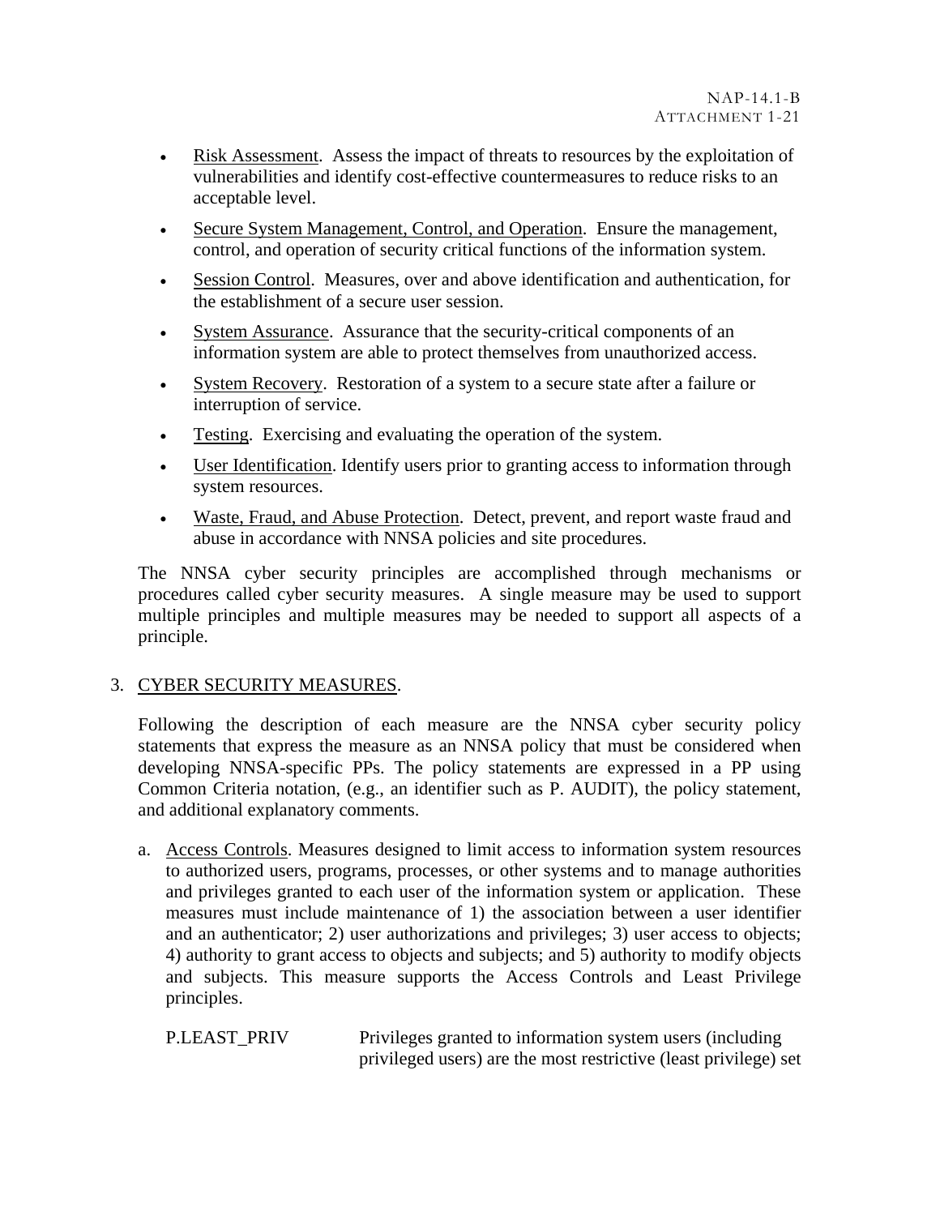- Risk Assessment. Assess the impact of threats to resources by the exploitation of vulnerabilities and identify cost-effective countermeasures to reduce risks to an acceptable level.
- Secure System Management, Control, and Operation. Ensure the management, control, and operation of security critical functions of the information system.
- Session Control. Measures, over and above identification and authentication, for the establishment of a secure user session.
- System Assurance. Assurance that the security-critical components of an information system are able to protect themselves from unauthorized access.
- System Recovery. Restoration of a system to a secure state after a failure or interruption of service.
- Testing. Exercising and evaluating the operation of the system.
- User Identification. Identify users prior to granting access to information through system resources.
- Waste, Fraud, and Abuse Protection. Detect, prevent, and report waste fraud and abuse in accordance with NNSA policies and site procedures.

The NNSA cyber security principles are accomplished through mechanisms or procedures called cyber security measures. A single measure may be used to support multiple principles and multiple measures may be needed to support all aspects of a principle.

3. CYBER SECURITY MEASURES.

Following the description of each measure are the NNSA cyber security policy statements that express the measure as an NNSA policy that must be considered when developing NNSA-specific PPs. The policy statements are expressed in a PP using Common Criteria notation, (e.g., an identifier such as P. AUDIT), the policy statement, and additional explanatory comments.

a. Access Controls. Measures designed to limit access to information system resources to authorized users, programs, processes, or other systems and to manage authorities and privileges granted to each user of the information system or application. These measures must include maintenance of 1) the association between a user identifier and an authenticator; 2) user authorizations and privileges; 3) user access to objects; 4) authority to grant access to objects and subjects; and 5) authority to modify objects and subjects. This measure supports the Access Controls and Least Privilege principles.

| | |
|---|---|
| P.LEAST_PRIV | Privileges granted to information system users (including privileged users) are the most restrictive (least privilege) set |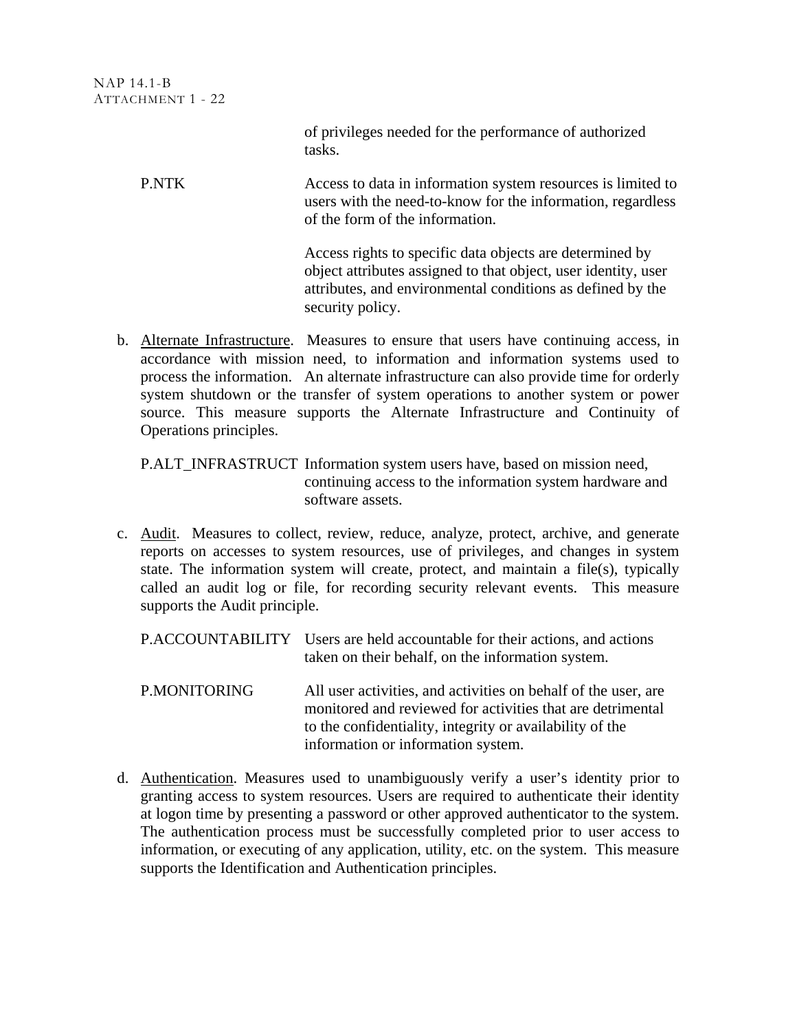of privileges needed for the performance of authorized tasks.

| | |
|---|---|
| P.NTK | Access to data in information system resources is limited to users with the need-to-know for the information, regardless of the form of the information.<br><br>Access rights to specific data objects are determined by object attributes assigned to that object, user identity, user attributes, and environmental conditions as defined by the security policy. |

b. Alternate Infrastructure. Measures to ensure that users have continuing access, in accordance with mission need, to information and information systems used to process the information. An alternate infrastructure can also provide time for orderly system shutdown or the transfer of system operations to another system or power source. This measure supports the Alternate Infrastructure and Continuity of Operations principles.

| | |
|---|---|
| P.ALT_INFRASTRUCT | Information system users have, based on mission need, continuing access to the information system hardware and software assets. |

c. Audit. Measures to collect, review, reduce, analyze, protect, archive, and generate reports on accesses to system resources, use of privileges, and changes in system state. The information system will create, protect, and maintain a file(s), typically called an audit log or file, for recording security relevant events. This measure supports the Audit principle.

| | |
|---|---|
| P.ACCOUNTABILITY | Users are held accountable for their actions, and actions taken on their behalf, on the information system. |
| P.MONITORING | All user activities, and activities on behalf of the user, are monitored and reviewed for activities that are detrimental to the confidentiality, integrity or availability of the information or information system. |

d. Authentication. Measures used to unambiguously verify a user's identity prior to granting access to system resources. Users are required to authenticate their identity at logon time by presenting a password or other approved authenticator to the system. The authentication process must be successfully completed prior to user access to information, or executing of any application, utility, etc. on the system. This measure supports the Identification and Authentication principles.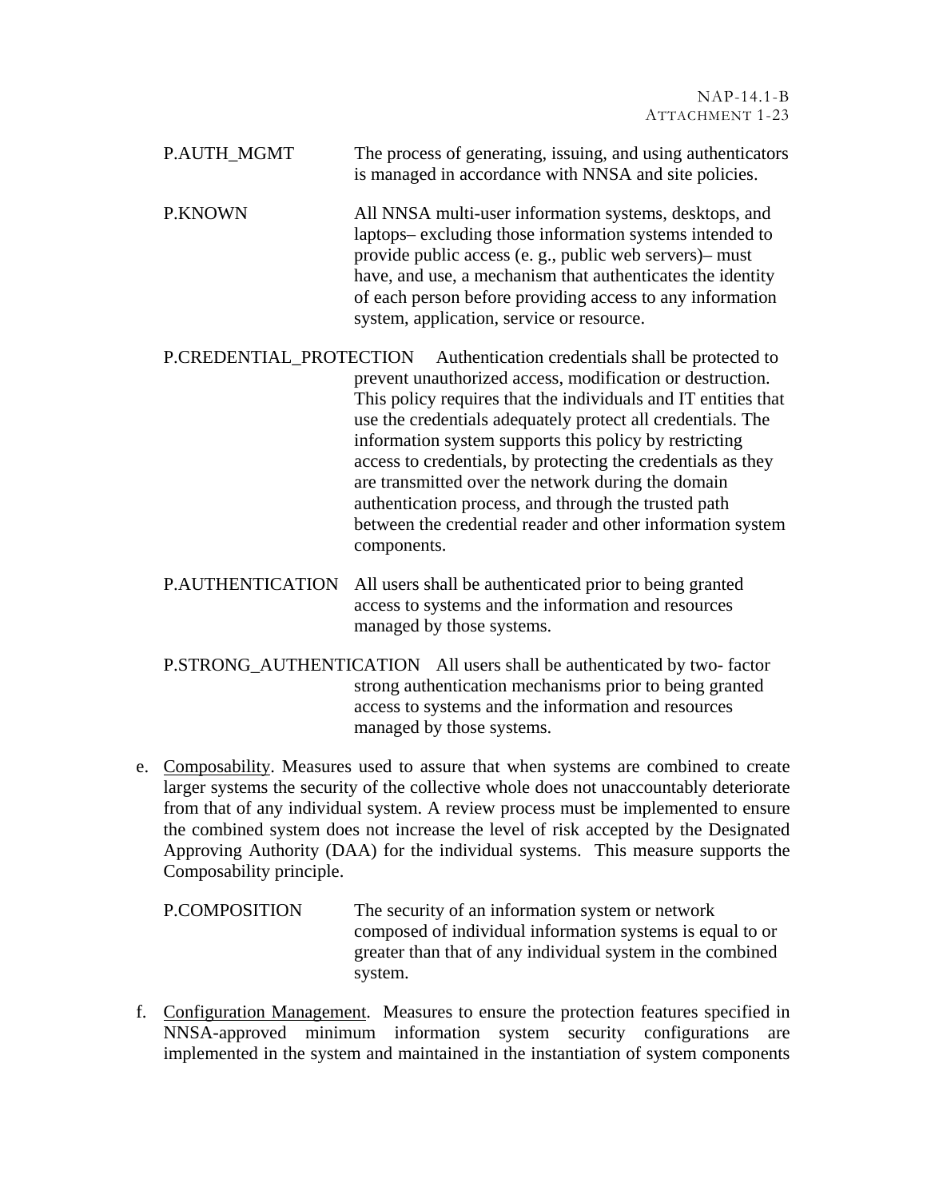P.AUTH_MGMT The process of generating, issuing, and using authenticators is managed in accordance with NNSA and site policies.

P.KNOWN All NNSA multi-user information systems, desktops, and laptops– excluding those information systems intended to provide public access (e. g., public web servers)– must have, and use, a mechanism that authenticates the identity of each person before providing access to any information system, application, service or resource.

P.CREDENTIAL_PROTECTION Authentication credentials shall be protected to prevent unauthorized access, modification or destruction. This policy requires that the individuals and IT entities that use the credentials adequately protect all credentials. The information system supports this policy by restricting access to credentials, by protecting the credentials as they are transmitted over the network during the domain authentication process, and through the trusted path between the credential reader and other information system components.

P.AUTHENTICATION All users shall be authenticated prior to being granted access to systems and the information and resources managed by those systems.

P.STRONG_AUTHENTICATION All users shall be authenticated by two- factor strong authentication mechanisms prior to being granted access to systems and the information and resources managed by those systems.

e. Composability. Measures used to assure that when systems are combined to create larger systems the security of the collective whole does not unaccountably deteriorate from that of any individual system. A review process must be implemented to ensure the combined system does not increase the level of risk accepted by the Designated Approving Authority (DAA) for the individual systems. This measure supports the Composability principle.

P.COMPOSITION The security of an information system or network composed of individual information systems is equal to or greater than that of any individual system in the combined system.

f. Configuration Management. Measures to ensure the protection features specified in NNSA-approved minimum information system security configurations are implemented in the system and maintained in the instantiation of system components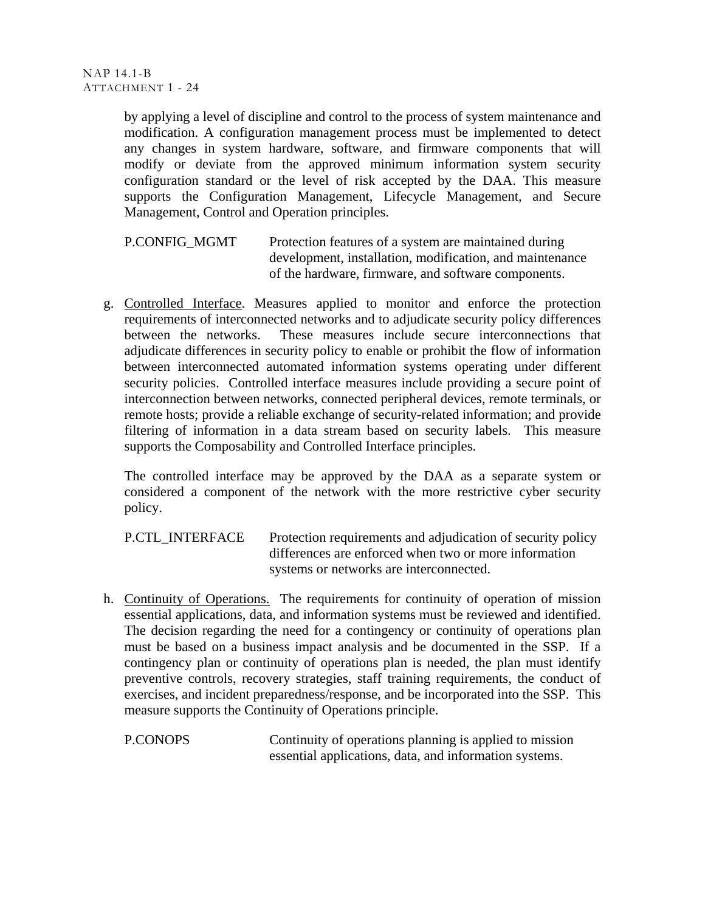by applying a level of discipline and control to the process of system maintenance and modification. A configuration management process must be implemented to detect any changes in system hardware, software, and firmware components that will modify or deviate from the approved minimum information system security configuration standard or the level of risk accepted by the DAA. This measure supports the Configuration Management, Lifecycle Management, and Secure Management, Control and Operation principles.

| | |
|---|---|
| P.CONFIG_MGMT | Protection features of a system are maintained during development, installation, modification, and maintenance of the hardware, firmware, and software components. |

g. Controlled Interface. Measures applied to monitor and enforce the protection requirements of interconnected networks and to adjudicate security policy differences between the networks. These measures include secure interconnections that adjudicate differences in security policy to enable or prohibit the flow of information between interconnected automated information systems operating under different security policies. Controlled interface measures include providing a secure point of interconnection between networks, connected peripheral devices, remote terminals, or remote hosts; provide a reliable exchange of security-related information; and provide filtering of information in a data stream based on security labels. This measure supports the Composability and Controlled Interface principles.

The controlled interface may be approved by the DAA as a separate system or considered a component of the network with the more restrictive cyber security policy.

| | |
|---|---|
| P.CTL_INTERFACE | Protection requirements and adjudication of security policy differences are enforced when two or more information systems or networks are interconnected. |

h. Continuity of Operations. The requirements for continuity of operation of mission essential applications, data, and information systems must be reviewed and identified. The decision regarding the need for a contingency or continuity of operations plan must be based on a business impact analysis and be documented in the SSP. If a contingency plan or continuity of operations plan is needed, the plan must identify preventive controls, recovery strategies, staff training requirements, the conduct of exercises, and incident preparedness/response, and be incorporated into the SSP. This measure supports the Continuity of Operations principle.

| | |
|---|---|
| P.CONOPS | Continuity of operations planning is applied to mission essential applications, data, and information systems. |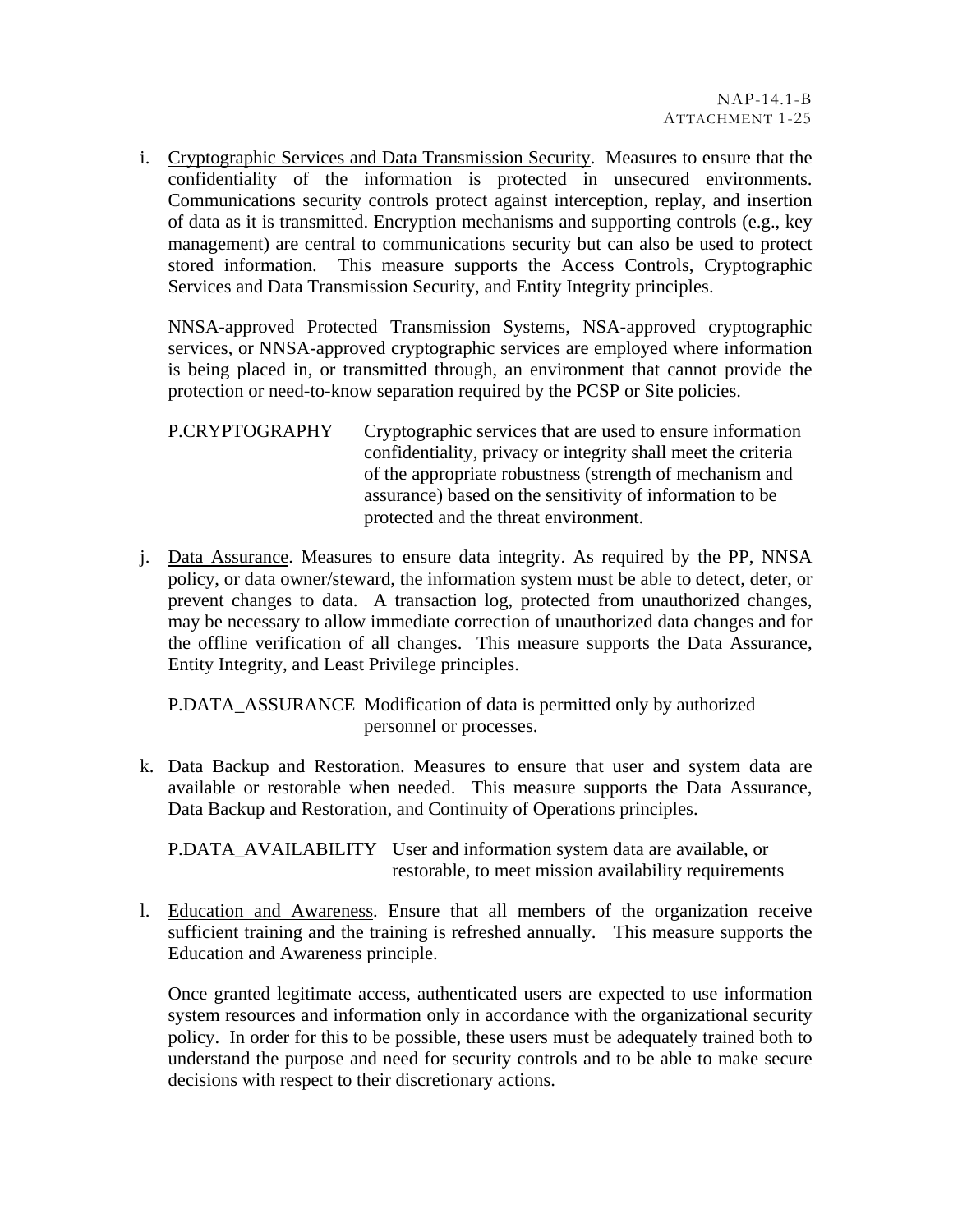i. Cryptographic Services and Data Transmission Security. Measures to ensure that the confidentiality of the information is protected in unsecured environments. Communications security controls protect against interception, replay, and insertion of data as it is transmitted. Encryption mechanisms and supporting controls (e.g., key management) are central to communications security but can also be used to protect stored information. This measure supports the Access Controls, Cryptographic Services and Data Transmission Security, and Entity Integrity principles.

   NNSA-approved Protected Transmission Systems, NSA-approved cryptographic services, or NNSA-approved cryptographic services are employed where information is being placed in, or transmitted through, an environment that cannot provide the protection or need-to-know separation required by the PCSP or Site policies.

   P.CRYPTOGRAPHY — Cryptographic services that are used to ensure information confidentiality, privacy or integrity shall meet the criteria of the appropriate robustness (strength of mechanism and assurance) based on the sensitivity of information to be protected and the threat environment.

j. Data Assurance. Measures to ensure data integrity. As required by the PP, NNSA policy, or data owner/steward, the information system must be able to detect, deter, or prevent changes to data. A transaction log, protected from unauthorized changes, may be necessary to allow immediate correction of unauthorized data changes and for the offline verification of all changes. This measure supports the Data Assurance, Entity Integrity, and Least Privilege principles.

   P.DATA_ASSURANCE — Modification of data is permitted only by authorized personnel or processes.

k. Data Backup and Restoration. Measures to ensure that user and system data are available or restorable when needed. This measure supports the Data Assurance, Data Backup and Restoration, and Continuity of Operations principles.

   P.DATA_AVAILABILITY — User and information system data are available, or restorable, to meet mission availability requirements

l. Education and Awareness. Ensure that all members of the organization receive sufficient training and the training is refreshed annually. This measure supports the Education and Awareness principle.

   Once granted legitimate access, authenticated users are expected to use information system resources and information only in accordance with the organizational security policy. In order for this to be possible, these users must be adequately trained both to understand the purpose and need for security controls and to be able to make secure decisions with respect to their discretionary actions.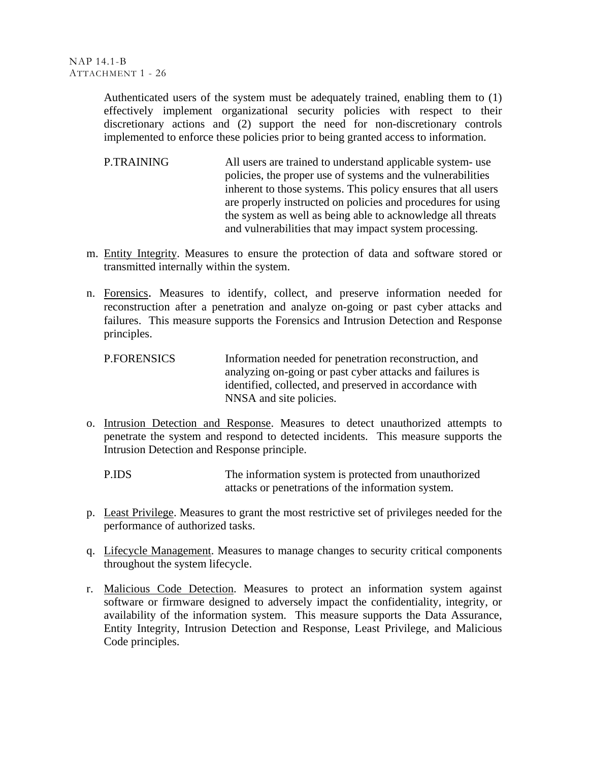Authenticated users of the system must be adequately trained, enabling them to (1) effectively implement organizational security policies with respect to their discretionary actions and (2) support the need for non-discretionary controls implemented to enforce these policies prior to being granted access to information.

| | |
|---|---|
| P.TRAINING | All users are trained to understand applicable system- use policies, the proper use of systems and the vulnerabilities inherent to those systems. This policy ensures that all users are properly instructed on policies and procedures for using the system as well as being able to acknowledge all threats and vulnerabilities that may impact system processing. |

m. Entity Integrity. Measures to ensure the protection of data and software stored or transmitted internally within the system.

n. Forensics. Measures to identify, collect, and preserve information needed for reconstruction after a penetration and analyze on-going or past cyber attacks and failures. This measure supports the Forensics and Intrusion Detection and Response principles.

| | |
|---|---|
| P.FORENSICS | Information needed for penetration reconstruction, and analyzing on-going or past cyber attacks and failures is identified, collected, and preserved in accordance with NNSA and site policies. |

o. Intrusion Detection and Response. Measures to detect unauthorized attempts to penetrate the system and respond to detected incidents. This measure supports the Intrusion Detection and Response principle.

| | |
|---|---|
| P.IDS | The information system is protected from unauthorized attacks or penetrations of the information system. |

p. Least Privilege. Measures to grant the most restrictive set of privileges needed for the performance of authorized tasks.

q. Lifecycle Management. Measures to manage changes to security critical components throughout the system lifecycle.

r. Malicious Code Detection. Measures to protect an information system against software or firmware designed to adversely impact the confidentiality, integrity, or availability of the information system. This measure supports the Data Assurance, Entity Integrity, Intrusion Detection and Response, Least Privilege, and Malicious Code principles.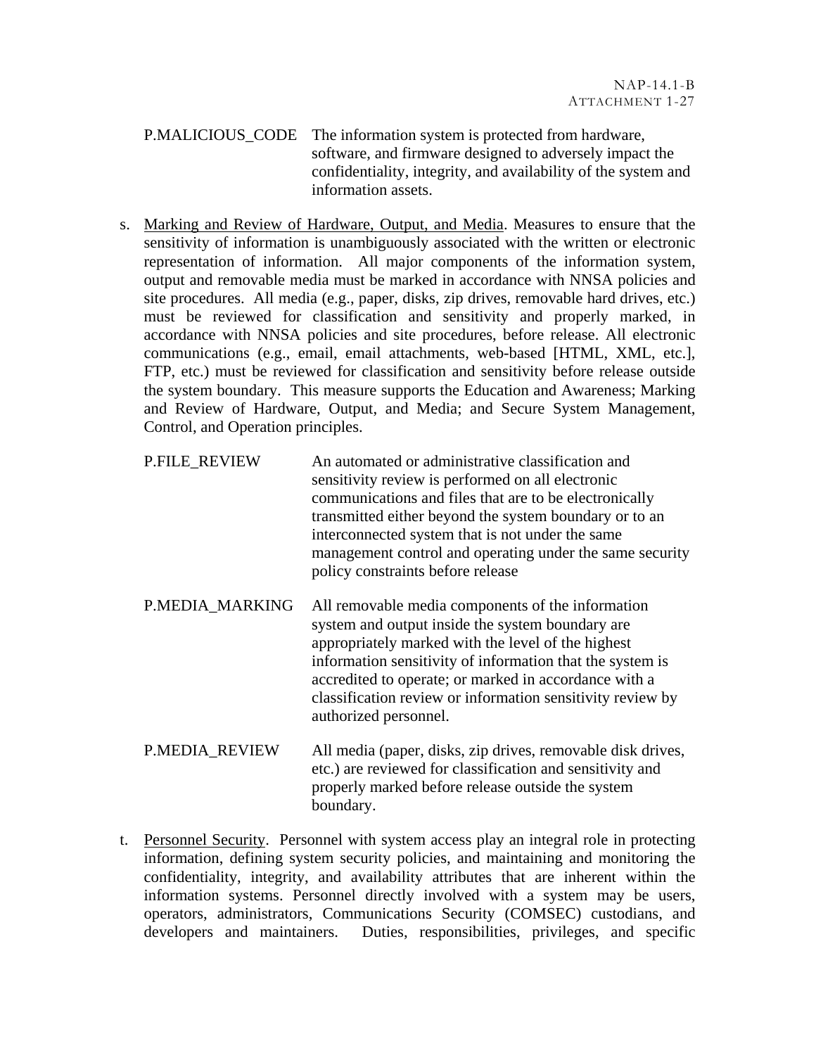P.MALICIOUS_CODE The information system is protected from hardware, software, and firmware designed to adversely impact the confidentiality, integrity, and availability of the system and information assets.

s. Marking and Review of Hardware, Output, and Media. Measures to ensure that the sensitivity of information is unambiguously associated with the written or electronic representation of information. All major components of the information system, output and removable media must be marked in accordance with NNSA policies and site procedures. All media (e.g., paper, disks, zip drives, removable hard drives, etc.) must be reviewed for classification and sensitivity and properly marked, in accordance with NNSA policies and site procedures, before release. All electronic communications (e.g., email, email attachments, web-based [HTML, XML, etc.], FTP, etc.) must be reviewed for classification and sensitivity before release outside the system boundary. This measure supports the Education and Awareness; Marking and Review of Hardware, Output, and Media; and Secure System Management, Control, and Operation principles.

P.FILE_REVIEW An automated or administrative classification and sensitivity review is performed on all electronic communications and files that are to be electronically transmitted either beyond the system boundary or to an interconnected system that is not under the same management control and operating under the same security policy constraints before release

P.MEDIA_MARKING All removable media components of the information system and output inside the system boundary are appropriately marked with the level of the highest information sensitivity of information that the system is accredited to operate; or marked in accordance with a classification review or information sensitivity review by authorized personnel.

P.MEDIA_REVIEW All media (paper, disks, zip drives, removable disk drives, etc.) are reviewed for classification and sensitivity and properly marked before release outside the system boundary.

t. Personnel Security. Personnel with system access play an integral role in protecting information, defining system security policies, and maintaining and monitoring the confidentiality, integrity, and availability attributes that are inherent within the information systems. Personnel directly involved with a system may be users, operators, administrators, Communications Security (COMSEC) custodians, and developers and maintainers. Duties, responsibilities, privileges, and specific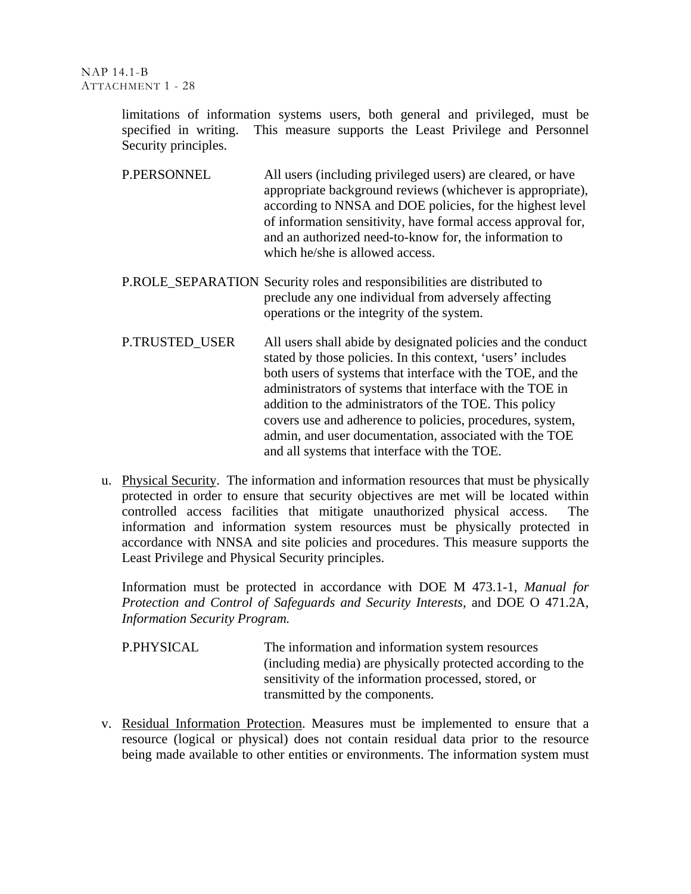limitations of information systems users, both general and privileged, must be specified in writing. This measure supports the Least Privilege and Personnel Security principles.

| | |
|---|---|
| P.PERSONNEL | All users (including privileged users) are cleared, or have appropriate background reviews (whichever is appropriate), according to NNSA and DOE policies, for the highest level of information sensitivity, have formal access approval for, and an authorized need-to-know for, the information to which he/she is allowed access. |
| P.ROLE_SEPARATION | Security roles and responsibilities are distributed to preclude any one individual from adversely affecting operations or the integrity of the system. |
| P.TRUSTED_USER | All users shall abide by designated policies and the conduct stated by those policies. In this context, 'users' includes both users of systems that interface with the TOE, and the administrators of systems that interface with the TOE in addition to the administrators of the TOE. This policy covers use and adherence to policies, procedures, system, admin, and user documentation, associated with the TOE and all systems that interface with the TOE. |

u. Physical Security. The information and information resources that must be physically protected in order to ensure that security objectives are met will be located within controlled access facilities that mitigate unauthorized physical access. The information and information system resources must be physically protected in accordance with NNSA and site policies and procedures. This measure supports the Least Privilege and Physical Security principles.

Information must be protected in accordance with DOE M 473.1-1, *Manual for Protection and Control of Safeguards and Security Interests,* and DOE O 471.2A, *Information Security Program.*

| | |
|---|---|
| P.PHYSICAL | The information and information system resources (including media) are physically protected according to the sensitivity of the information processed, stored, or transmitted by the components. |

v. Residual Information Protection. Measures must be implemented to ensure that a resource (logical or physical) does not contain residual data prior to the resource being made available to other entities or environments. The information system must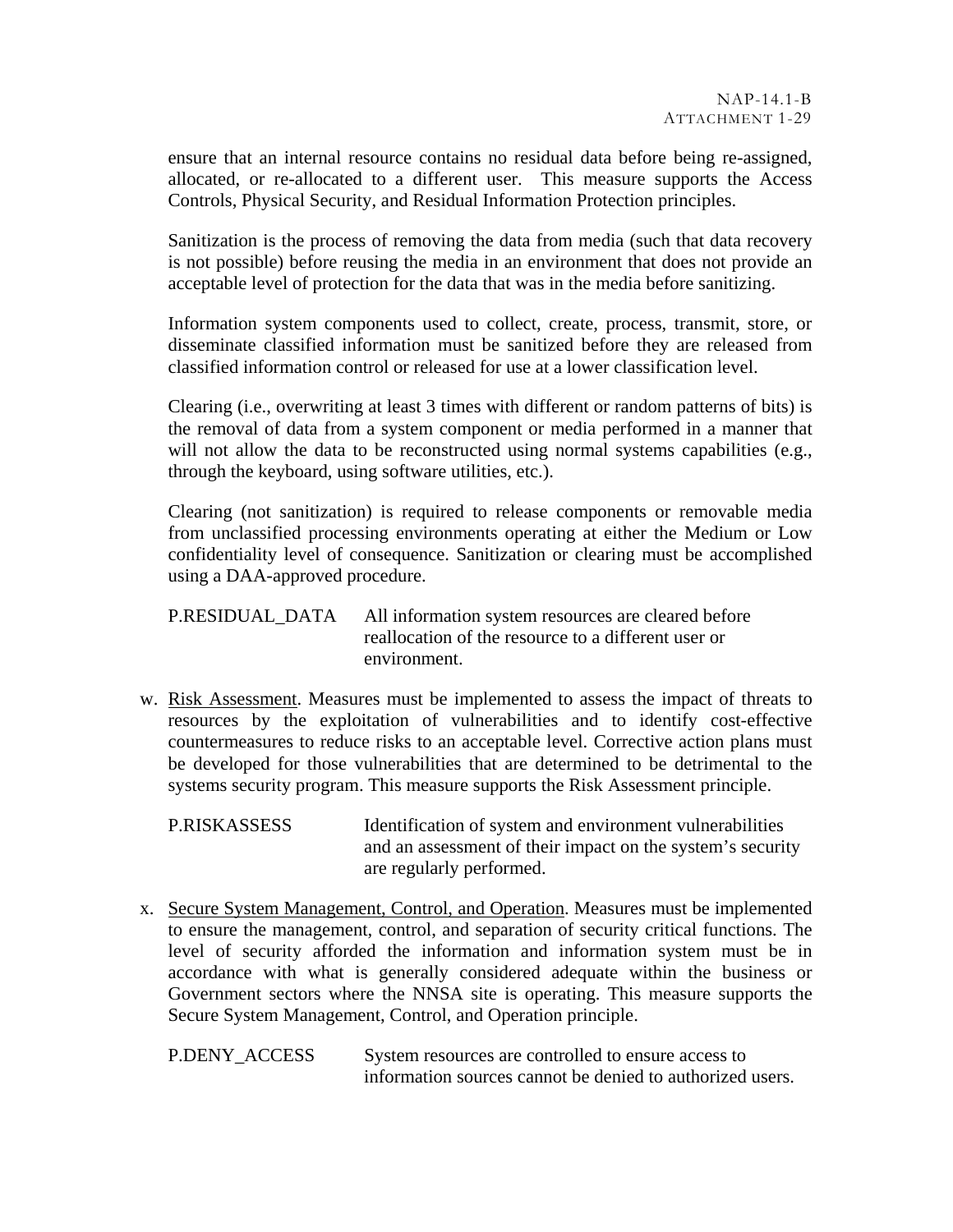ensure that an internal resource contains no residual data before being re-assigned, allocated, or re-allocated to a different user. This measure supports the Access Controls, Physical Security, and Residual Information Protection principles.

Sanitization is the process of removing the data from media (such that data recovery is not possible) before reusing the media in an environment that does not provide an acceptable level of protection for the data that was in the media before sanitizing.

Information system components used to collect, create, process, transmit, store, or disseminate classified information must be sanitized before they are released from classified information control or released for use at a lower classification level.

Clearing (i.e., overwriting at least 3 times with different or random patterns of bits) is the removal of data from a system component or media performed in a manner that will not allow the data to be reconstructed using normal systems capabilities (e.g., through the keyboard, using software utilities, etc.).

Clearing (not sanitization) is required to release components or removable media from unclassified processing environments operating at either the Medium or Low confidentiality level of consequence. Sanitization or clearing must be accomplished using a DAA-approved procedure.

| | |
|---|---|
| P.RESIDUAL_DATA | All information system resources are cleared before reallocation of the resource to a different user or environment. |

w. Risk Assessment. Measures must be implemented to assess the impact of threats to resources by the exploitation of vulnerabilities and to identify cost-effective countermeasures to reduce risks to an acceptable level. Corrective action plans must be developed for those vulnerabilities that are determined to be detrimental to the systems security program. This measure supports the Risk Assessment principle.

| | |
|---|---|
| P.RISKASSESS | Identification of system and environment vulnerabilities and an assessment of their impact on the system's security are regularly performed. |

x. Secure System Management, Control, and Operation. Measures must be implemented to ensure the management, control, and separation of security critical functions. The level of security afforded the information and information system must be in accordance with what is generally considered adequate within the business or Government sectors where the NNSA site is operating. This measure supports the Secure System Management, Control, and Operation principle.

| | |
|---|---|
| P.DENY_ACCESS | System resources are controlled to ensure access to information sources cannot be denied to authorized users. |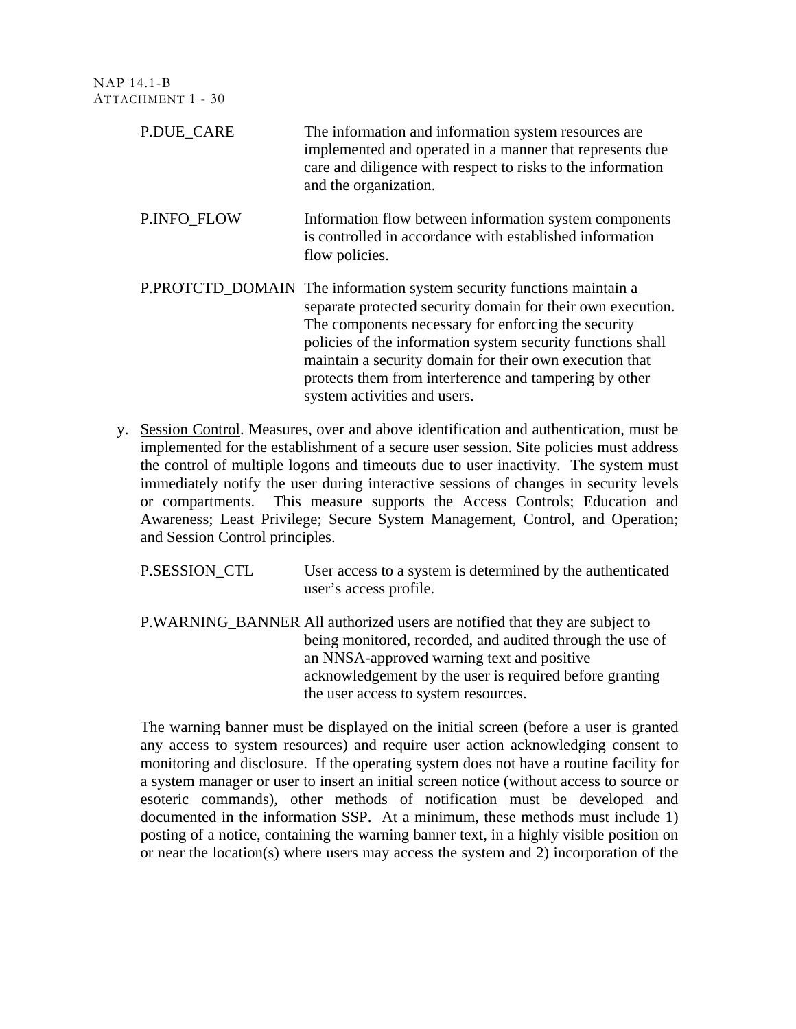| | |
|---|---|
| P.DUE_CARE | The information and information system resources are implemented and operated in a manner that represents due care and diligence with respect to risks to the information and the organization. |
| P.INFO_FLOW | Information flow between information system components is controlled in accordance with established information flow policies. |
| P.PROTCTD_DOMAIN | The information system security functions maintain a separate protected security domain for their own execution. The components necessary for enforcing the security policies of the information system security functions shall maintain a security domain for their own execution that protects them from interference and tampering by other system activities and users. |

y. Session Control. Measures, over and above identification and authentication, must be implemented for the establishment of a secure user session. Site policies must address the control of multiple logons and timeouts due to user inactivity. The system must immediately notify the user during interactive sessions of changes in security levels or compartments. This measure supports the Access Controls; Education and Awareness; Least Privilege; Secure System Management, Control, and Operation; and Session Control principles.

| | |
|---|---|
| P.SESSION_CTL | User access to a system is determined by the authenticated user's access profile. |
| P.WARNING_BANNER | All authorized users are notified that they are subject to being monitored, recorded, and audited through the use of an NNSA-approved warning text and positive acknowledgement by the user is required before granting the user access to system resources. |

The warning banner must be displayed on the initial screen (before a user is granted any access to system resources) and require user action acknowledging consent to monitoring and disclosure. If the operating system does not have a routine facility for a system manager or user to insert an initial screen notice (without access to source or esoteric commands), other methods of notification must be developed and documented in the information SSP. At a minimum, these methods must include 1) posting of a notice, containing the warning banner text, in a highly visible position on or near the location(s) where users may access the system and 2) incorporation of the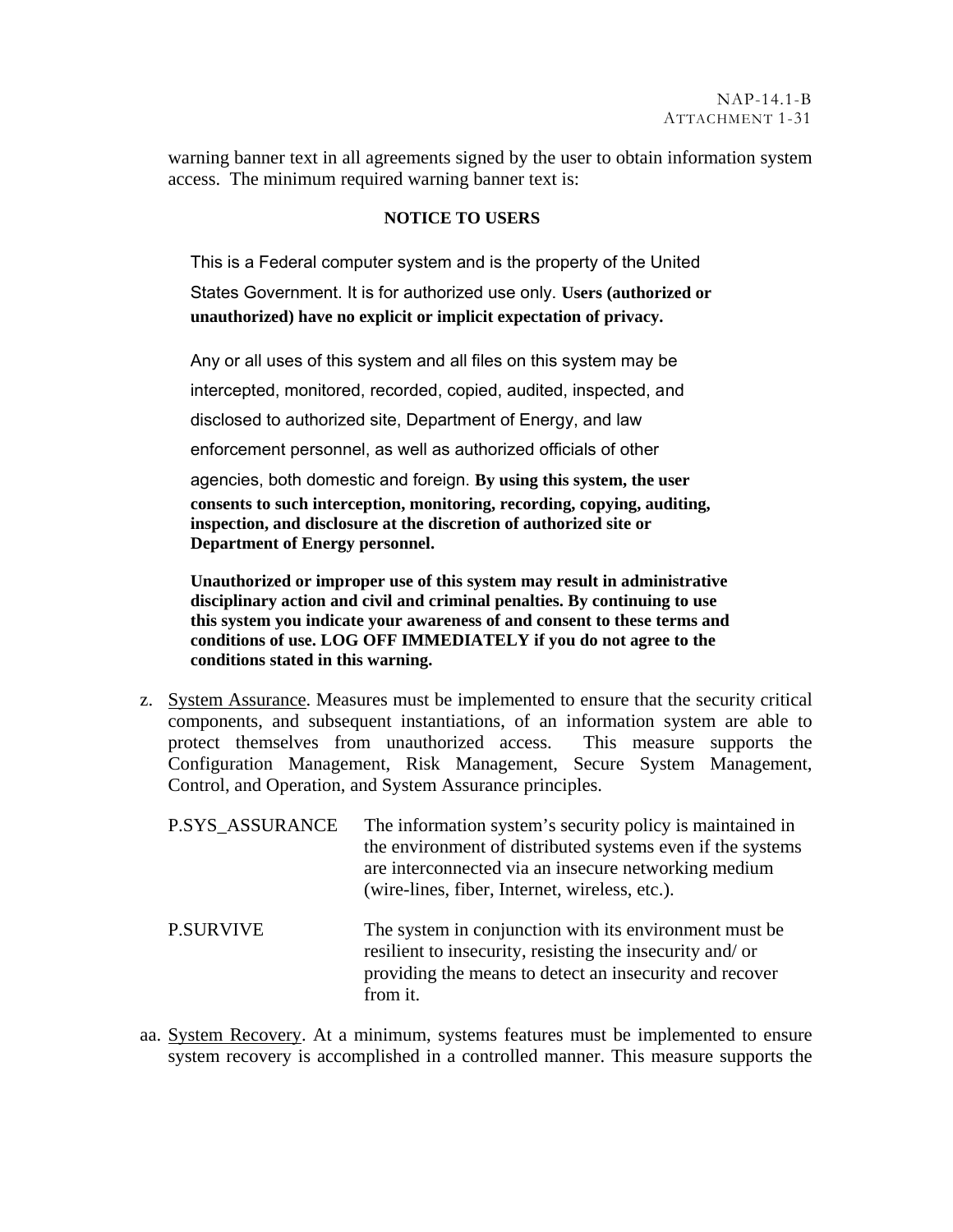warning banner text in all agreements signed by the user to obtain information system access. The minimum required warning banner text is:

**NOTICE TO USERS**

> This is a Federal computer system and is the property of the United States Government. It is for authorized use only. **Users (authorized or unauthorized) have no explicit or implicit expectation of privacy.**
>
> Any or all uses of this system and all files on this system may be intercepted, monitored, recorded, copied, audited, inspected, and disclosed to authorized site, Department of Energy, and law enforcement personnel, as well as authorized officials of other agencies, both domestic and foreign. **By using this system, the user consents to such interception, monitoring, recording, copying, auditing, inspection, and disclosure at the discretion of authorized site or Department of Energy personnel.**
>
> **Unauthorized or improper use of this system may result in administrative disciplinary action and civil and criminal penalties. By continuing to use this system you indicate your awareness of and consent to these terms and conditions of use. LOG OFF IMMEDIATELY if you do not agree to the conditions stated in this warning.**

z. System Assurance. Measures must be implemented to ensure that the security critical components, and subsequent instantiations, of an information system are able to protect themselves from unauthorized access. This measure supports the Configuration Management, Risk Management, Secure System Management, Control, and Operation, and System Assurance principles.

| | |
|---|---|
| P.SYS_ASSURANCE | The information system's security policy is maintained in the environment of distributed systems even if the systems are interconnected via an insecure networking medium (wire-lines, fiber, Internet, wireless, etc.). |
| P.SURVIVE | The system in conjunction with its environment must be resilient to insecurity, resisting the insecurity and/ or providing the means to detect an insecurity and recover from it. |

aa. System Recovery. At a minimum, systems features must be implemented to ensure system recovery is accomplished in a controlled manner. This measure supports the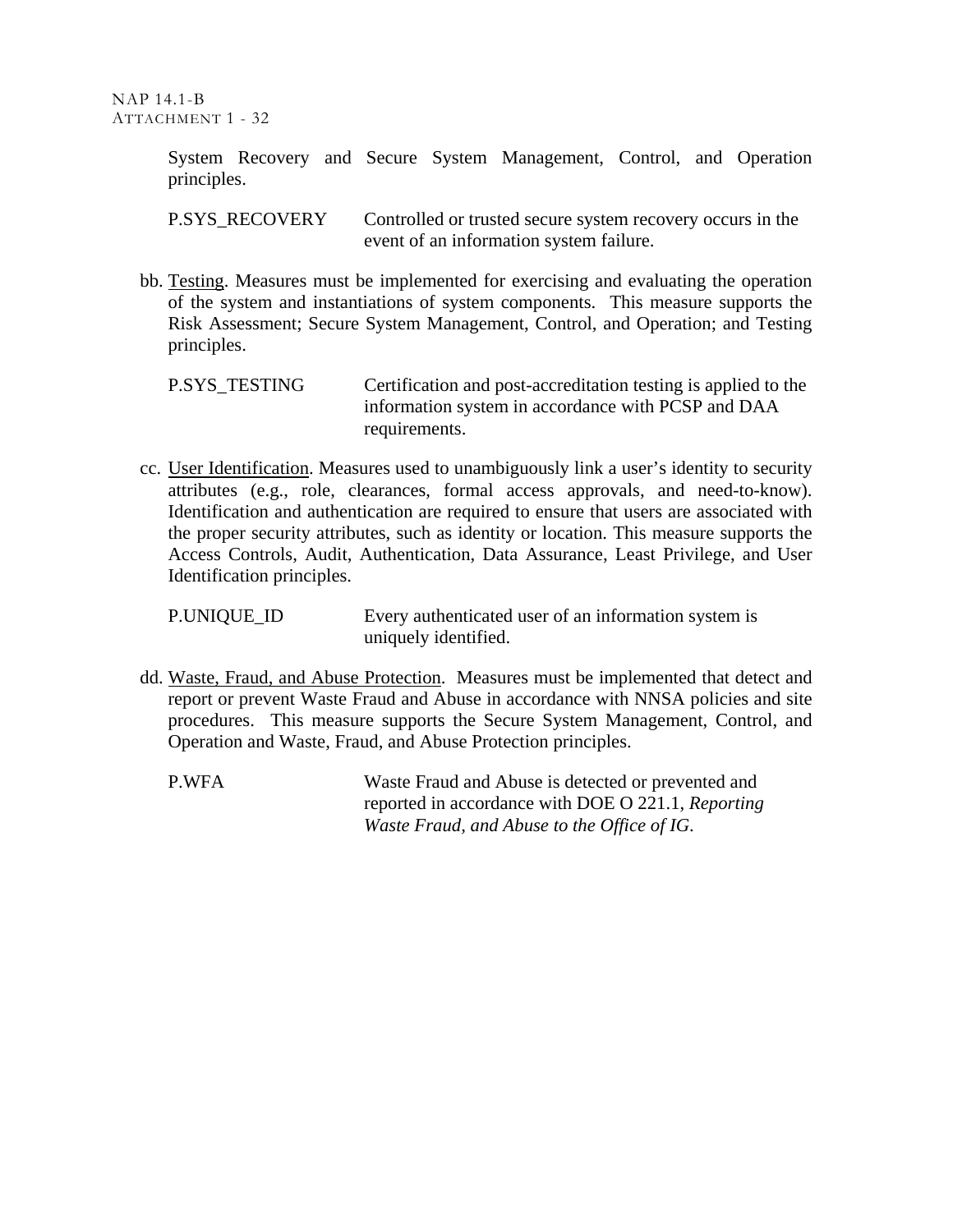System Recovery and Secure System Management, Control, and Operation principles.

| | |
|---|---|
| P.SYS_RECOVERY | Controlled or trusted secure system recovery occurs in the event of an information system failure. |

bb. Testing. Measures must be implemented for exercising and evaluating the operation of the system and instantiations of system components. This measure supports the Risk Assessment; Secure System Management, Control, and Operation; and Testing principles.

| | |
|---|---|
| P.SYS_TESTING | Certification and post-accreditation testing is applied to the information system in accordance with PCSP and DAA requirements. |

cc. User Identification. Measures used to unambiguously link a user's identity to security attributes (e.g., role, clearances, formal access approvals, and need-to-know). Identification and authentication are required to ensure that users are associated with the proper security attributes, such as identity or location. This measure supports the Access Controls, Audit, Authentication, Data Assurance, Least Privilege, and User Identification principles.

| | |
|---|---|
| P.UNIQUE_ID | Every authenticated user of an information system is uniquely identified. |

dd. Waste, Fraud, and Abuse Protection. Measures must be implemented that detect and report or prevent Waste Fraud and Abuse in accordance with NNSA policies and site procedures. This measure supports the Secure System Management, Control, and Operation and Waste, Fraud, and Abuse Protection principles.

| | |
|---|---|
| P.WFA | Waste Fraud and Abuse is detected or prevented and reported in accordance with DOE O 221.1, *Reporting Waste Fraud, and Abuse to the Office of IG*. |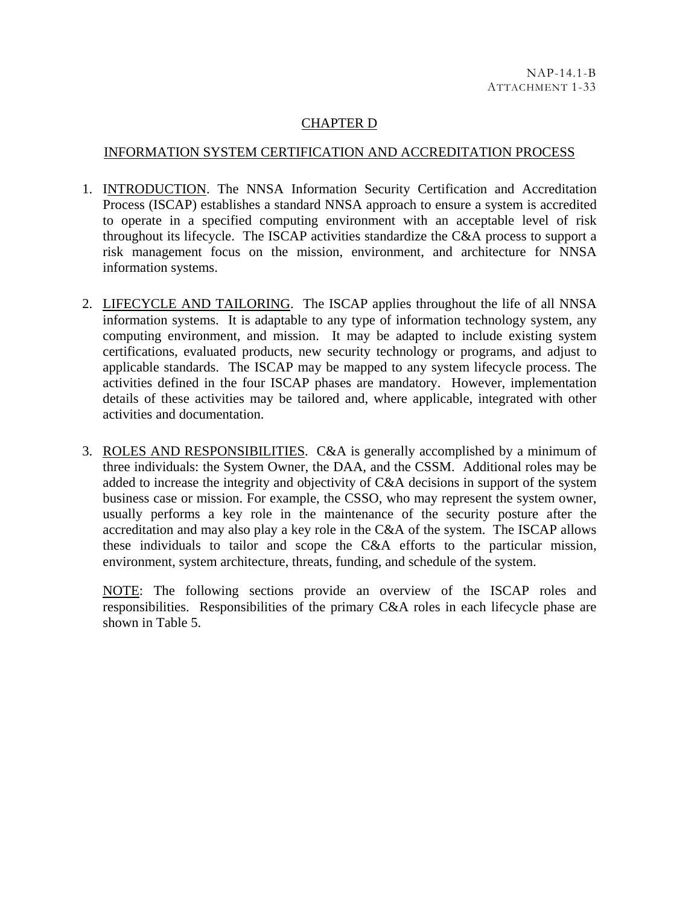# CHAPTER D

## INFORMATION SYSTEM CERTIFICATION AND ACCREDITATION PROCESS

1. INTRODUCTION. The NNSA Information Security Certification and Accreditation Process (ISCAP) establishes a standard NNSA approach to ensure a system is accredited to operate in a specified computing environment with an acceptable level of risk throughout its lifecycle. The ISCAP activities standardize the C&A process to support a risk management focus on the mission, environment, and architecture for NNSA information systems.

2. LIFECYCLE AND TAILORING. The ISCAP applies throughout the life of all NNSA information systems. It is adaptable to any type of information technology system, any computing environment, and mission. It may be adapted to include existing system certifications, evaluated products, new security technology or programs, and adjust to applicable standards. The ISCAP may be mapped to any system lifecycle process. The activities defined in the four ISCAP phases are mandatory. However, implementation details of these activities may be tailored and, where applicable, integrated with other activities and documentation.

3. ROLES AND RESPONSIBILITIES. C&A is generally accomplished by a minimum of three individuals: the System Owner, the DAA, and the CSSM. Additional roles may be added to increase the integrity and objectivity of C&A decisions in support of the system business case or mission. For example, the CSSO, who may represent the system owner, usually performs a key role in the maintenance of the security posture after the accreditation and may also play a key role in the C&A of the system. The ISCAP allows these individuals to tailor and scope the C&A efforts to the particular mission, environment, system architecture, threats, funding, and schedule of the system.

   NOTE: The following sections provide an overview of the ISCAP roles and responsibilities. Responsibilities of the primary C&A roles in each lifecycle phase are shown in Table 5.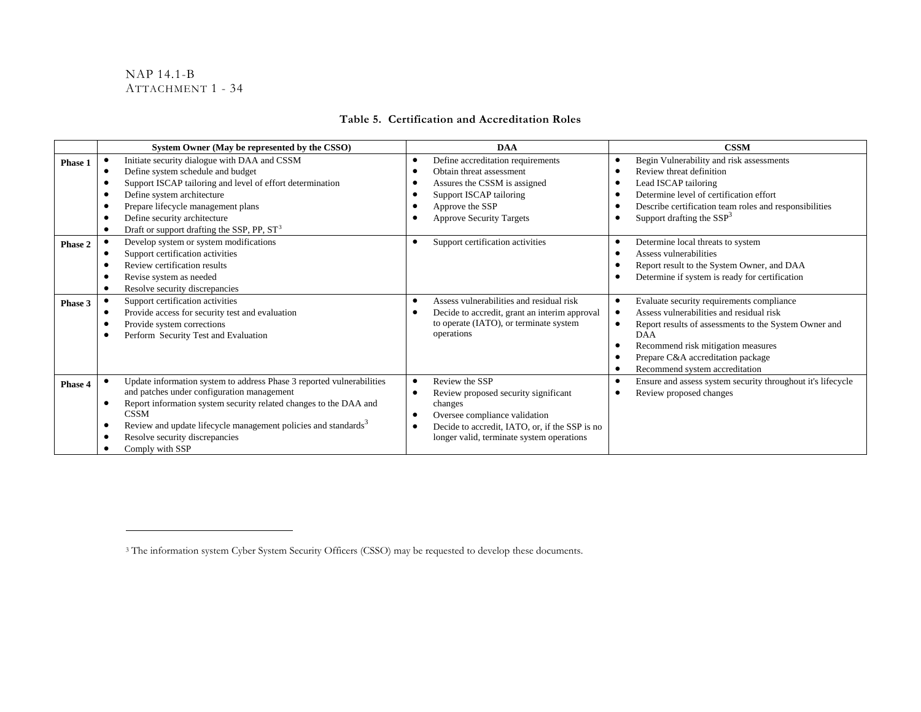**Table 5. Certification and Accreditation Roles**

| | System Owner (May be represented by the CSSO) | DAA | CSSM |
|---|---|---|---|
| **Phase 1** | • Initiate security dialogue with DAA and CSSM<br>• Define system schedule and budget<br>• Support ISCAP tailoring and level of effort determination<br>• Define system architecture<br>• Prepare lifecycle management plans<br>• Define security architecture<br>• Draft or support drafting the SSP, PP, ST[3] | • Define accreditation requirements<br>• Obtain threat assessment<br>• Assures the CSSM is assigned<br>• Support ISCAP tailoring<br>• Approve the SSP<br>• Approve Security Targets | • Begin Vulnerability and risk assessments<br>• Review threat definition<br>• Lead ISCAP tailoring<br>• Determine level of certification effort<br>• Describe certification team roles and responsibilities<br>• Support drafting the SSP[3] |
| **Phase 2** | • Develop system or system modifications<br>• Support certification activities<br>• Review certification results<br>• Revise system as needed<br>• Resolve security discrepancies | • Support certification activities | • Determine local threats to system<br>• Assess vulnerabilities<br>• Report result to the System Owner, and DAA<br>• Determine if system is ready for certification |
| **Phase 3** | • Support certification activities<br>• Provide access for security test and evaluation<br>• Provide system corrections<br>• Perform Security Test and Evaluation | • Assess vulnerabilities and residual risk<br>• Decide to accredit, grant an interim approval to operate (IATO), or terminate system operations | • Evaluate security requirements compliance<br>• Assess vulnerabilities and residual risk<br>• Report results of assessments to the System Owner and DAA<br>• Recommend risk mitigation measures<br>• Prepare C&A accreditation package<br>• Recommend system accreditation |
| **Phase 4** | • Update information system to address Phase 3 reported vulnerabilities and patches under configuration management<br>• Report information system security related changes to the DAA and CSSM<br>• Review and update lifecycle management policies and standards[3]<br>• Resolve security discrepancies<br>• Comply with SSP | • Review the SSP<br>• Review proposed security significant changes<br>• Oversee compliance validation<br>• Decide to accredit, IATO, or, if the SSP is no longer valid, terminate system operations | • Ensure and assess system security throughout it's lifecycle<br>• Review proposed changes |

[3] The information system Cyber System Security Officers (CSSO) may be requested to develop these documents.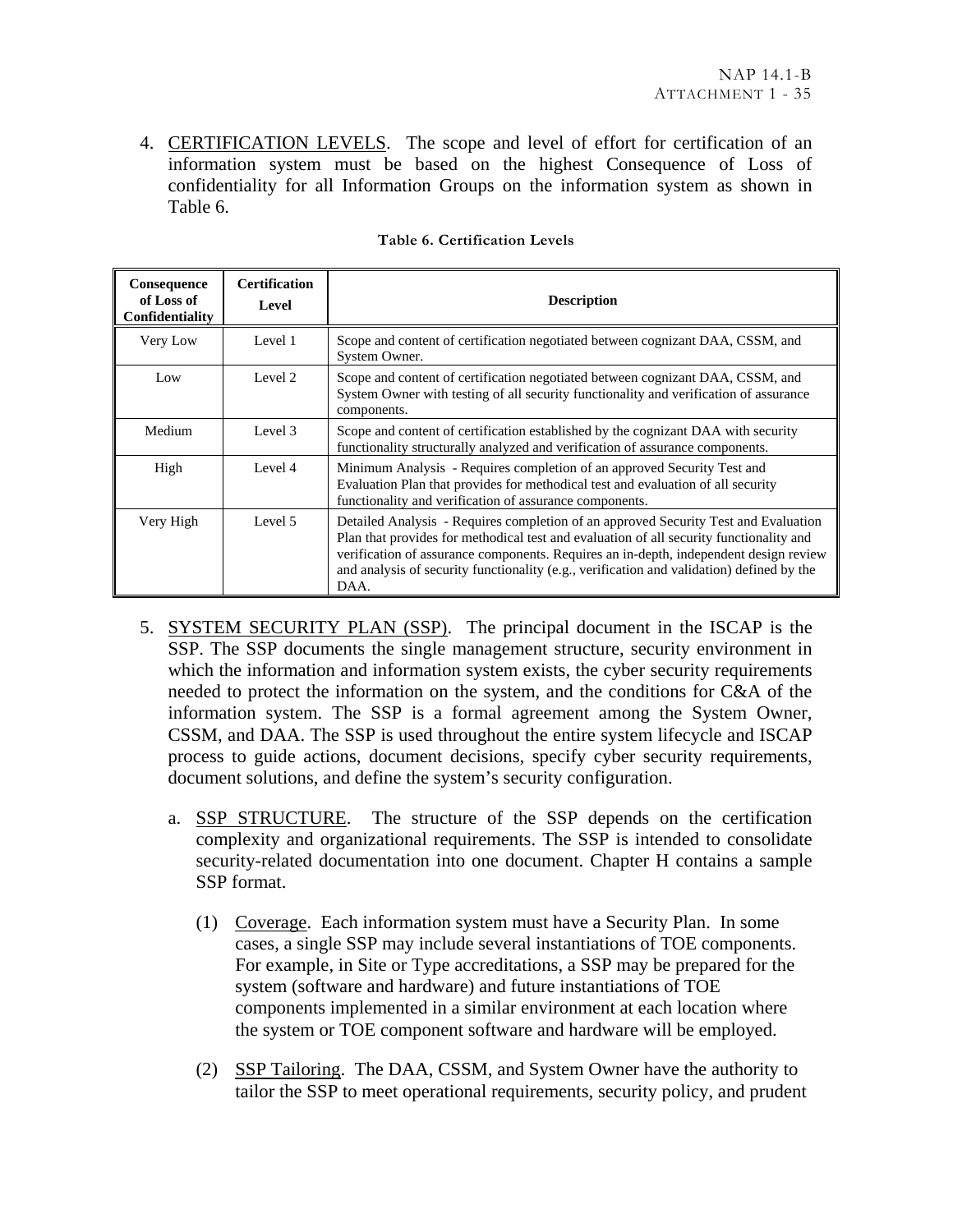4. CERTIFICATION LEVELS. The scope and level of effort for certification of an information system must be based on the highest Consequence of Loss of confidentiality for all Information Groups on the information system as shown in Table 6.

**Table 6. Certification Levels**

| Consequence of Loss of Confidentiality | Certification Level | Description |
|---|---|---|
| Very Low | Level 1 | Scope and content of certification negotiated between cognizant DAA, CSSM, and System Owner. |
| Low | Level 2 | Scope and content of certification negotiated between cognizant DAA, CSSM, and System Owner with testing of all security functionality and verification of assurance components. |
| Medium | Level 3 | Scope and content of certification established by the cognizant DAA with security functionality structurally analyzed and verification of assurance components. |
| High | Level 4 | Minimum Analysis - Requires completion of an approved Security Test and Evaluation Plan that provides for methodical test and evaluation of all security functionality and verification of assurance components. |
| Very High | Level 5 | Detailed Analysis - Requires completion of an approved Security Test and Evaluation Plan that provides for methodical test and evaluation of all security functionality and verification of assurance components. Requires an in-depth, independent design review and analysis of security functionality (e.g., verification and validation) defined by the DAA. |

5. SYSTEM SECURITY PLAN (SSP). The principal document in the ISCAP is the SSP. The SSP documents the single management structure, security environment in which the information and information system exists, the cyber security requirements needed to protect the information on the system, and the conditions for C&A of the information system. The SSP is a formal agreement among the System Owner, CSSM, and DAA. The SSP is used throughout the entire system lifecycle and ISCAP process to guide actions, document decisions, specify cyber security requirements, document solutions, and define the system's security configuration.

   a. SSP STRUCTURE. The structure of the SSP depends on the certification complexity and organizational requirements. The SSP is intended to consolidate security-related documentation into one document. Chapter H contains a sample SSP format.

      (1) Coverage. Each information system must have a Security Plan. In some cases, a single SSP may include several instantiations of TOE components. For example, in Site or Type accreditations, a SSP may be prepared for the system (software and hardware) and future instantiations of TOE components implemented in a similar environment at each location where the system or TOE component software and hardware will be employed.

      (2) SSP Tailoring. The DAA, CSSM, and System Owner have the authority to tailor the SSP to meet operational requirements, security policy, and prudent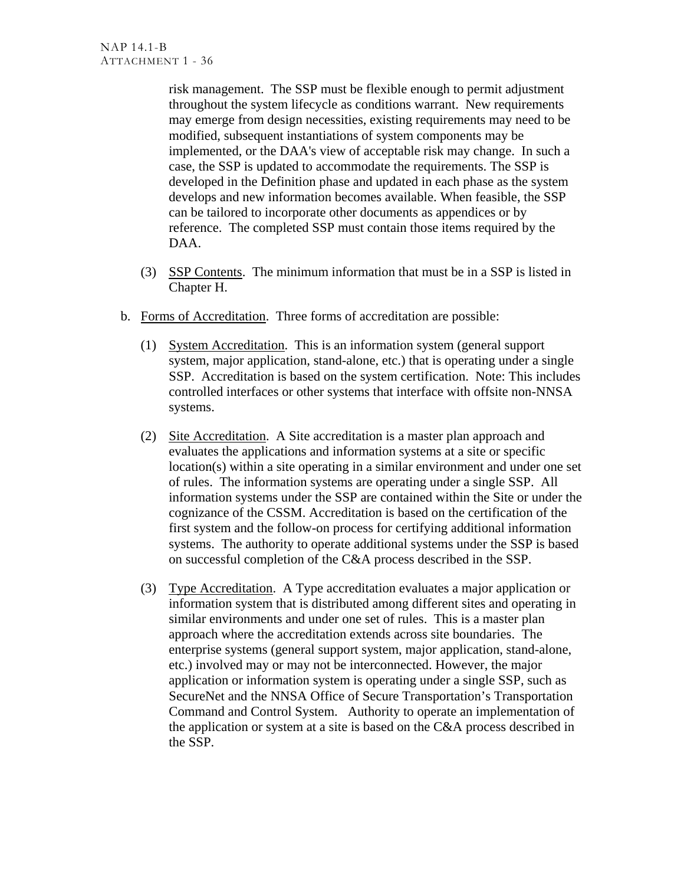risk management. The SSP must be flexible enough to permit adjustment throughout the system lifecycle as conditions warrant. New requirements may emerge from design necessities, existing requirements may need to be modified, subsequent instantiations of system components may be implemented, or the DAA's view of acceptable risk may change. In such a case, the SSP is updated to accommodate the requirements. The SSP is developed in the Definition phase and updated in each phase as the system develops and new information becomes available. When feasible, the SSP can be tailored to incorporate other documents as appendices or by reference. The completed SSP must contain those items required by the DAA.

(3) SSP Contents. The minimum information that must be in a SSP is listed in Chapter H.

b. Forms of Accreditation. Three forms of accreditation are possible:

(1) System Accreditation. This is an information system (general support system, major application, stand-alone, etc.) that is operating under a single SSP. Accreditation is based on the system certification. Note: This includes controlled interfaces or other systems that interface with offsite non-NNSA systems.

(2) Site Accreditation. A Site accreditation is a master plan approach and evaluates the applications and information systems at a site or specific location(s) within a site operating in a similar environment and under one set of rules. The information systems are operating under a single SSP. All information systems under the SSP are contained within the Site or under the cognizance of the CSSM. Accreditation is based on the certification of the first system and the follow-on process for certifying additional information systems. The authority to operate additional systems under the SSP is based on successful completion of the C&A process described in the SSP.

(3) Type Accreditation. A Type accreditation evaluates a major application or information system that is distributed among different sites and operating in similar environments and under one set of rules. This is a master plan approach where the accreditation extends across site boundaries. The enterprise systems (general support system, major application, stand-alone, etc.) involved may or may not be interconnected. However, the major application or information system is operating under a single SSP, such as SecureNet and the NNSA Office of Secure Transportation's Transportation Command and Control System. Authority to operate an implementation of the application or system at a site is based on the C&A process described in the SSP.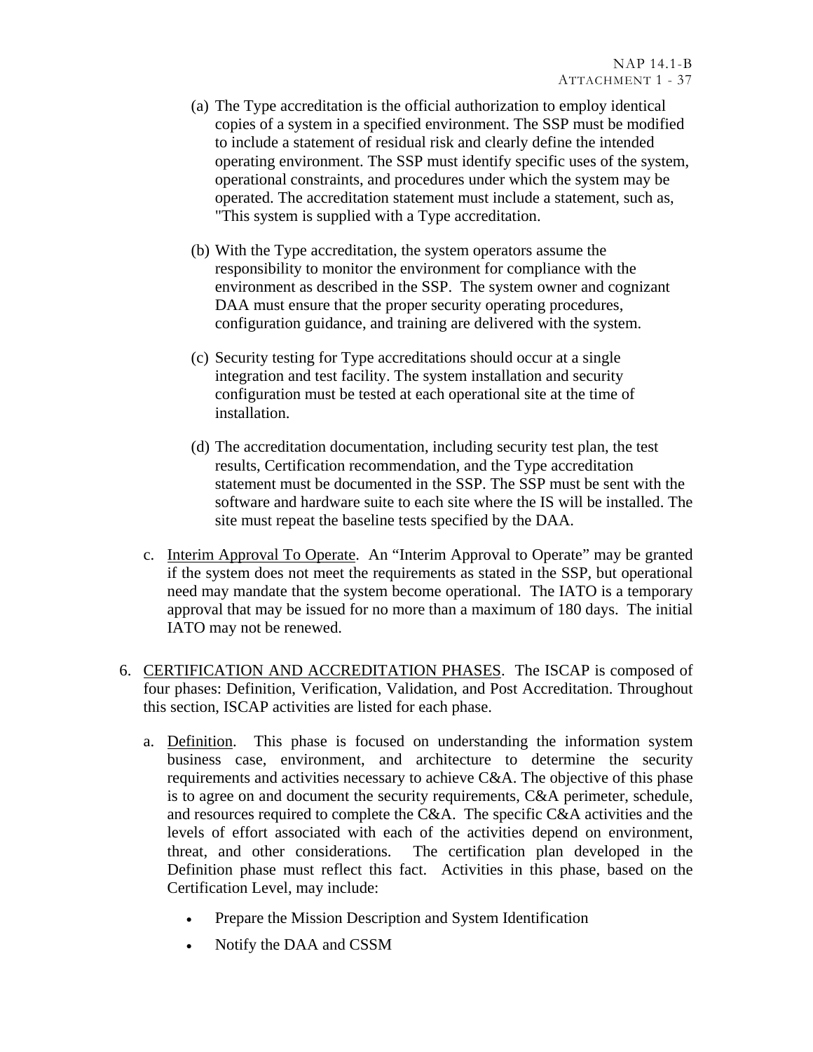(a) The Type accreditation is the official authorization to employ identical copies of a system in a specified environment. The SSP must be modified to include a statement of residual risk and clearly define the intended operating environment. The SSP must identify specific uses of the system, operational constraints, and procedures under which the system may be operated. The accreditation statement must include a statement, such as, "This system is supplied with a Type accreditation.

(b) With the Type accreditation, the system operators assume the responsibility to monitor the environment for compliance with the environment as described in the SSP. The system owner and cognizant DAA must ensure that the proper security operating procedures, configuration guidance, and training are delivered with the system.

(c) Security testing for Type accreditations should occur at a single integration and test facility. The system installation and security configuration must be tested at each operational site at the time of installation.

(d) The accreditation documentation, including security test plan, the test results, Certification recommendation, and the Type accreditation statement must be documented in the SSP. The SSP must be sent with the software and hardware suite to each site where the IS will be installed. The site must repeat the baseline tests specified by the DAA.

c. Interim Approval To Operate. An "Interim Approval to Operate" may be granted if the system does not meet the requirements as stated in the SSP, but operational need may mandate that the system become operational. The IATO is a temporary approval that may be issued for no more than a maximum of 180 days. The initial IATO may not be renewed.

6. CERTIFICATION AND ACCREDITATION PHASES. The ISCAP is composed of four phases: Definition, Verification, Validation, and Post Accreditation. Throughout this section, ISCAP activities are listed for each phase.

a. Definition. This phase is focused on understanding the information system business case, environment, and architecture to determine the security requirements and activities necessary to achieve C&A. The objective of this phase is to agree on and document the security requirements, C&A perimeter, schedule, and resources required to complete the C&A. The specific C&A activities and the levels of effort associated with each of the activities depend on environment, threat, and other considerations. The certification plan developed in the Definition phase must reflect this fact. Activities in this phase, based on the Certification Level, may include:

- Prepare the Mission Description and System Identification
- Notify the DAA and CSSM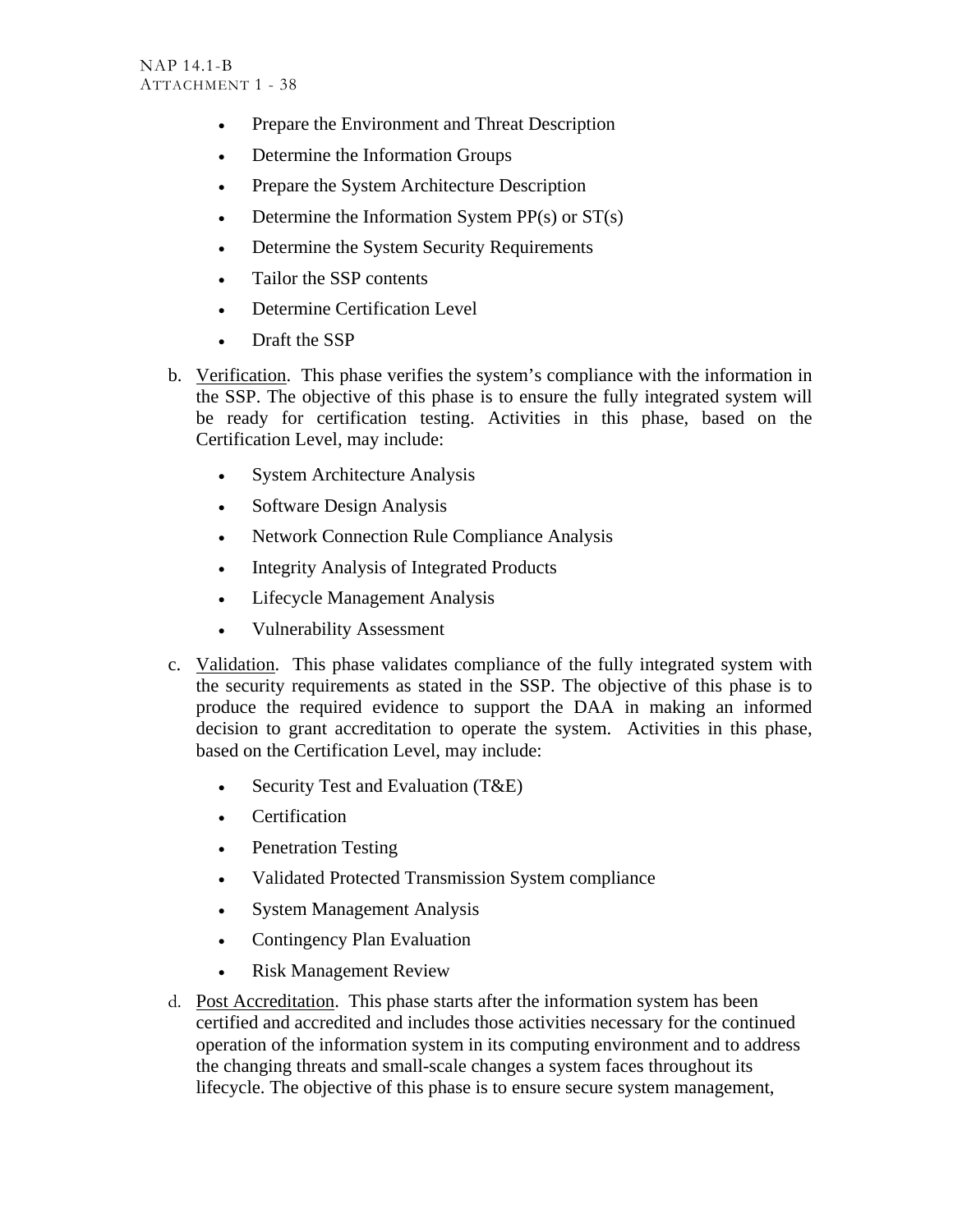- Prepare the Environment and Threat Description
- Determine the Information Groups
- Prepare the System Architecture Description
- Determine the Information System PP(s) or ST(s)
- Determine the System Security Requirements
- Tailor the SSP contents
- Determine Certification Level
- Draft the SSP

b. Verification. This phase verifies the system's compliance with the information in the SSP. The objective of this phase is to ensure the fully integrated system will be ready for certification testing. Activities in this phase, based on the Certification Level, may include:

- System Architecture Analysis
- Software Design Analysis
- Network Connection Rule Compliance Analysis
- Integrity Analysis of Integrated Products
- Lifecycle Management Analysis
- Vulnerability Assessment

c. Validation. This phase validates compliance of the fully integrated system with the security requirements as stated in the SSP. The objective of this phase is to produce the required evidence to support the DAA in making an informed decision to grant accreditation to operate the system. Activities in this phase, based on the Certification Level, may include:

- Security Test and Evaluation (T&E)
- Certification
- Penetration Testing
- Validated Protected Transmission System compliance
- System Management Analysis
- Contingency Plan Evaluation
- Risk Management Review

d. Post Accreditation. This phase starts after the information system has been certified and accredited and includes those activities necessary for the continued operation of the information system in its computing environment and to address the changing threats and small-scale changes a system faces throughout its lifecycle. The objective of this phase is to ensure secure system management,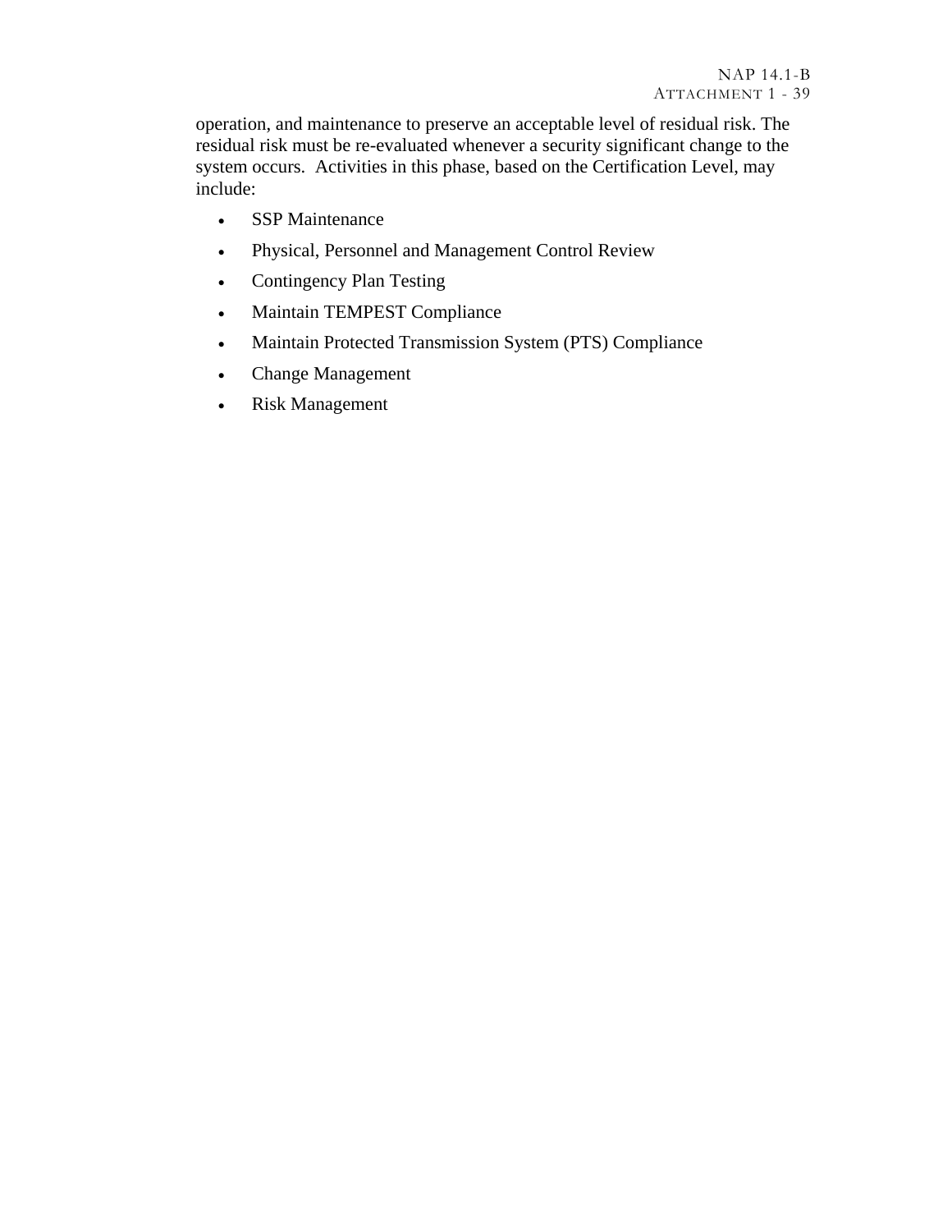operation, and maintenance to preserve an acceptable level of residual risk. The residual risk must be re-evaluated whenever a security significant change to the system occurs. Activities in this phase, based on the Certification Level, may include:

- SSP Maintenance
- Physical, Personnel and Management Control Review
- Contingency Plan Testing
- Maintain TEMPEST Compliance
- Maintain Protected Transmission System (PTS) Compliance
- Change Management
- Risk Management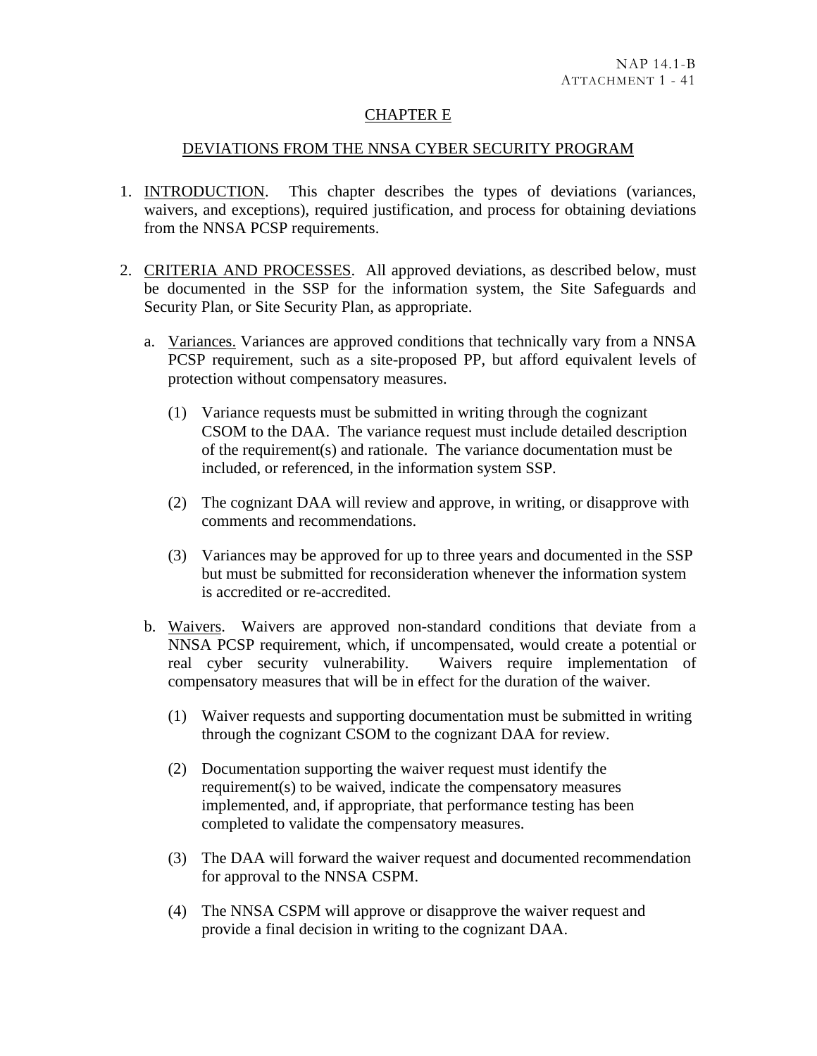# CHAPTER E

## DEVIATIONS FROM THE NNSA CYBER SECURITY PROGRAM

1. INTRODUCTION. This chapter describes the types of deviations (variances, waivers, and exceptions), required justification, and process for obtaining deviations from the NNSA PCSP requirements.

2. CRITERIA AND PROCESSES. All approved deviations, as described below, must be documented in the SSP for the information system, the Site Safeguards and Security Plan, or Site Security Plan, as appropriate.

   a. Variances. Variances are approved conditions that technically vary from a NNSA PCSP requirement, such as a site-proposed PP, but afford equivalent levels of protection without compensatory measures.

      (1) Variance requests must be submitted in writing through the cognizant CSOM to the DAA. The variance request must include detailed description of the requirement(s) and rationale. The variance documentation must be included, or referenced, in the information system SSP.

      (2) The cognizant DAA will review and approve, in writing, or disapprove with comments and recommendations.

      (3) Variances may be approved for up to three years and documented in the SSP but must be submitted for reconsideration whenever the information system is accredited or re-accredited.

   b. Waivers. Waivers are approved non-standard conditions that deviate from a NNSA PCSP requirement, which, if uncompensated, would create a potential or real cyber security vulnerability. Waivers require implementation of compensatory measures that will be in effect for the duration of the waiver.

      (1) Waiver requests and supporting documentation must be submitted in writing through the cognizant CSOM to the cognizant DAA for review.

      (2) Documentation supporting the waiver request must identify the requirement(s) to be waived, indicate the compensatory measures implemented, and, if appropriate, that performance testing has been completed to validate the compensatory measures.

      (3) The DAA will forward the waiver request and documented recommendation for approval to the NNSA CSPM.

      (4) The NNSA CSPM will approve or disapprove the waiver request and provide a final decision in writing to the cognizant DAA.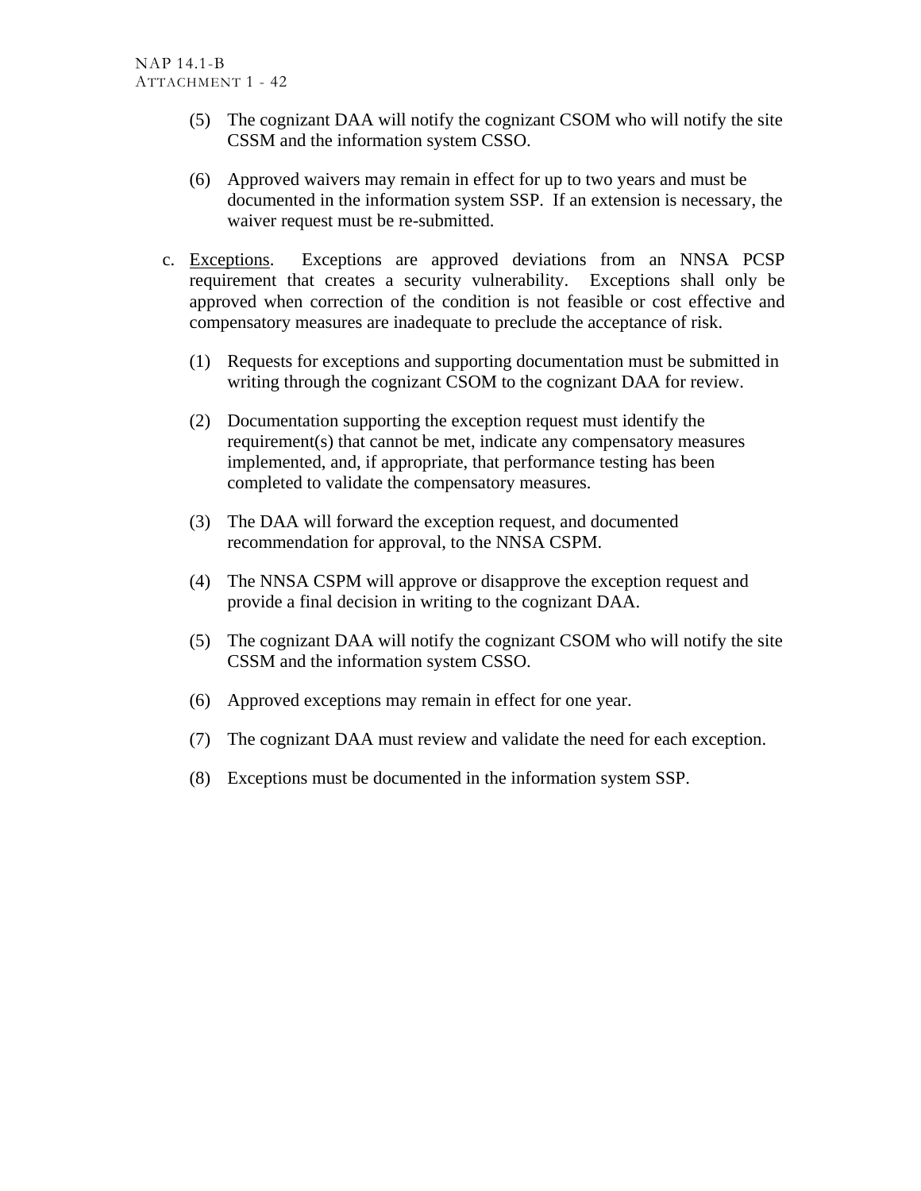(5) The cognizant DAA will notify the cognizant CSOM who will notify the site CSSM and the information system CSSO.

(6) Approved waivers may remain in effect for up to two years and must be documented in the information system SSP. If an extension is necessary, the waiver request must be re-submitted.

c. Exceptions. Exceptions are approved deviations from an NNSA PCSP requirement that creates a security vulnerability. Exceptions shall only be approved when correction of the condition is not feasible or cost effective and compensatory measures are inadequate to preclude the acceptance of risk.

(1) Requests for exceptions and supporting documentation must be submitted in writing through the cognizant CSOM to the cognizant DAA for review.

(2) Documentation supporting the exception request must identify the requirement(s) that cannot be met, indicate any compensatory measures implemented, and, if appropriate, that performance testing has been completed to validate the compensatory measures.

(3) The DAA will forward the exception request, and documented recommendation for approval, to the NNSA CSPM.

(4) The NNSA CSPM will approve or disapprove the exception request and provide a final decision in writing to the cognizant DAA.

(5) The cognizant DAA will notify the cognizant CSOM who will notify the site CSSM and the information system CSSO.

(6) Approved exceptions may remain in effect for one year.

(7) The cognizant DAA must review and validate the need for each exception.

(8) Exceptions must be documented in the information system SSP.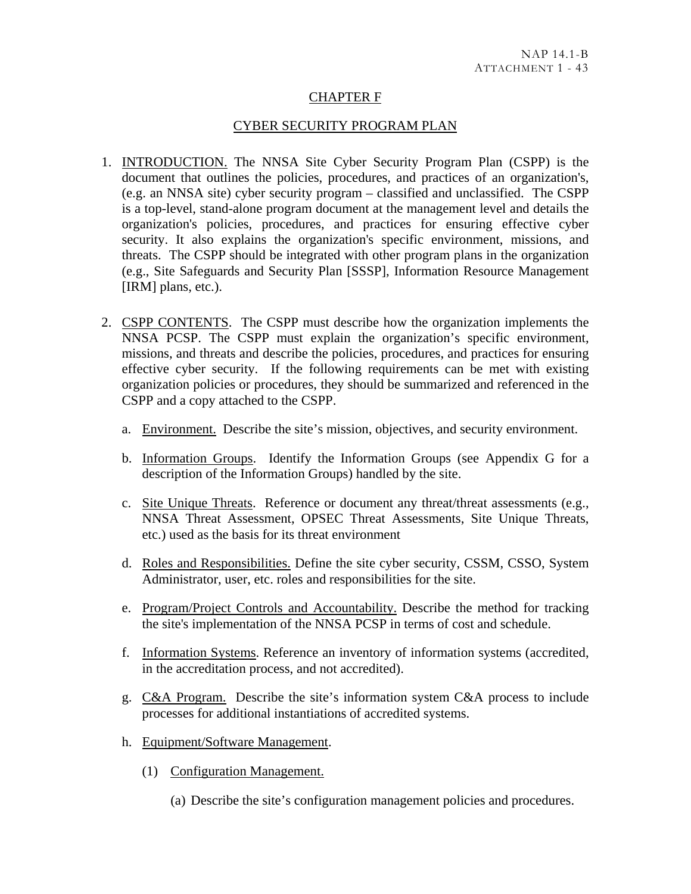## CHAPTER F

## CYBER SECURITY PROGRAM PLAN

1. INTRODUCTION. The NNSA Site Cyber Security Program Plan (CSPP) is the document that outlines the policies, procedures, and practices of an organization's, (e.g. an NNSA site) cyber security program – classified and unclassified. The CSPP is a top-level, stand-alone program document at the management level and details the organization's policies, procedures, and practices for ensuring effective cyber security. It also explains the organization's specific environment, missions, and threats. The CSPP should be integrated with other program plans in the organization (e.g., Site Safeguards and Security Plan [SSSP], Information Resource Management [IRM] plans, etc.).

2. CSPP CONTENTS. The CSPP must describe how the organization implements the NNSA PCSP. The CSPP must explain the organization's specific environment, missions, and threats and describe the policies, procedures, and practices for ensuring effective cyber security. If the following requirements can be met with existing organization policies or procedures, they should be summarized and referenced in the CSPP and a copy attached to the CSPP.

   a. Environment. Describe the site's mission, objectives, and security environment.

   b. Information Groups. Identify the Information Groups (see Appendix G for a description of the Information Groups) handled by the site.

   c. Site Unique Threats. Reference or document any threat/threat assessments (e.g., NNSA Threat Assessment, OPSEC Threat Assessments, Site Unique Threats, etc.) used as the basis for its threat environment

   d. Roles and Responsibilities. Define the site cyber security, CSSM, CSSO, System Administrator, user, etc. roles and responsibilities for the site.

   e. Program/Project Controls and Accountability. Describe the method for tracking the site's implementation of the NNSA PCSP in terms of cost and schedule.

   f. Information Systems. Reference an inventory of information systems (accredited, in the accreditation process, and not accredited).

   g. C&A Program. Describe the site's information system C&A process to include processes for additional instantiations of accredited systems.

   h. Equipment/Software Management.

      (1) Configuration Management.

         (a) Describe the site's configuration management policies and procedures.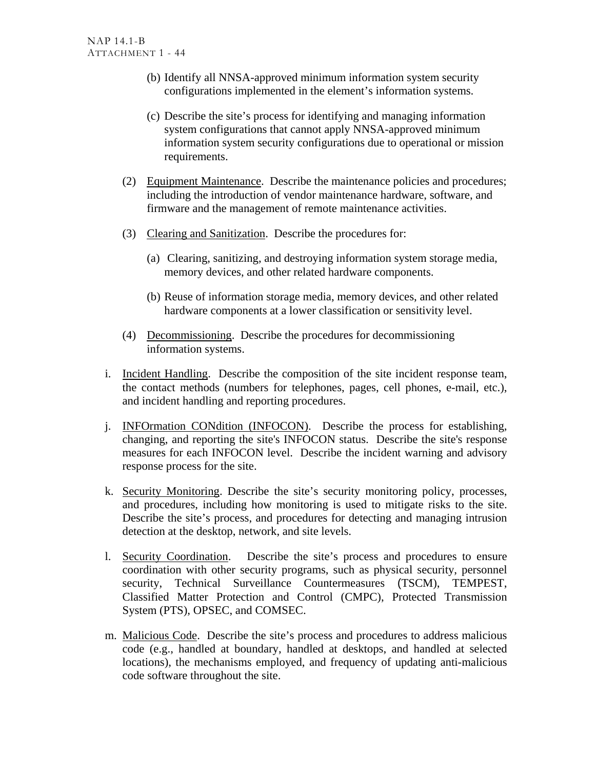(b) Identify all NNSA-approved minimum information system security configurations implemented in the element's information systems.

(c) Describe the site's process for identifying and managing information system configurations that cannot apply NNSA-approved minimum information system security configurations due to operational or mission requirements.

(2) Equipment Maintenance. Describe the maintenance policies and procedures; including the introduction of vendor maintenance hardware, software, and firmware and the management of remote maintenance activities.

(3) Clearing and Sanitization. Describe the procedures for:

(a) Clearing, sanitizing, and destroying information system storage media, memory devices, and other related hardware components.

(b) Reuse of information storage media, memory devices, and other related hardware components at a lower classification or sensitivity level.

(4) Decommissioning. Describe the procedures for decommissioning information systems.

i. Incident Handling. Describe the composition of the site incident response team, the contact methods (numbers for telephones, pages, cell phones, e-mail, etc.), and incident handling and reporting procedures.

j. INFOrmation CONdition (INFOCON). Describe the process for establishing, changing, and reporting the site's INFOCON status. Describe the site's response measures for each INFOCON level. Describe the incident warning and advisory response process for the site.

k. Security Monitoring. Describe the site's security monitoring policy, processes, and procedures, including how monitoring is used to mitigate risks to the site. Describe the site's process, and procedures for detecting and managing intrusion detection at the desktop, network, and site levels.

l. Security Coordination. Describe the site's process and procedures to ensure coordination with other security programs, such as physical security, personnel security, Technical Surveillance Countermeasures (TSCM), TEMPEST, Classified Matter Protection and Control (CMPC), Protected Transmission System (PTS), OPSEC, and COMSEC.

m. Malicious Code. Describe the site's process and procedures to address malicious code (e.g., handled at boundary, handled at desktops, and handled at selected locations), the mechanisms employed, and frequency of updating anti-malicious code software throughout the site.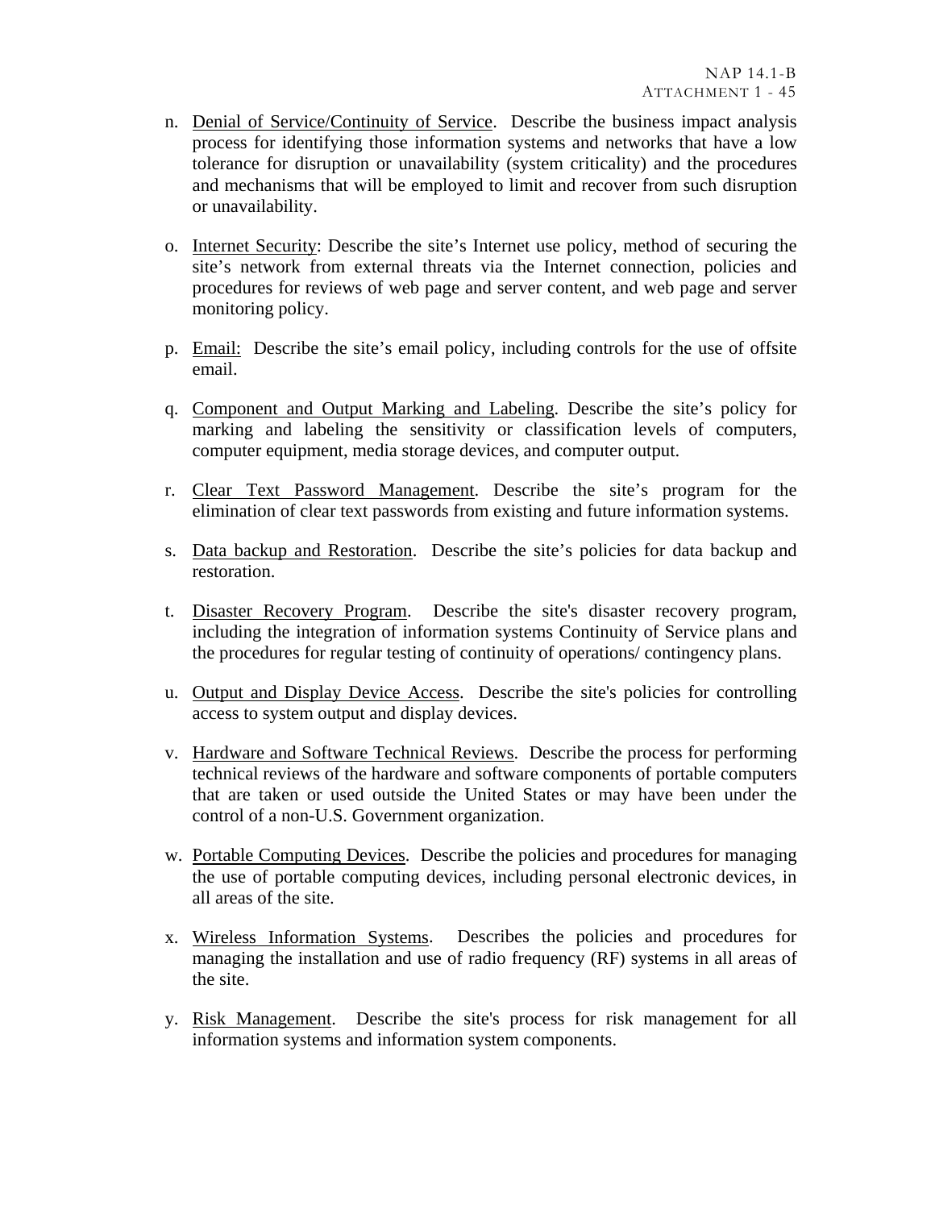n. Denial of Service/Continuity of Service. Describe the business impact analysis process for identifying those information systems and networks that have a low tolerance for disruption or unavailability (system criticality) and the procedures and mechanisms that will be employed to limit and recover from such disruption or unavailability.

o. Internet Security: Describe the site's Internet use policy, method of securing the site's network from external threats via the Internet connection, policies and procedures for reviews of web page and server content, and web page and server monitoring policy.

p. Email: Describe the site's email policy, including controls for the use of offsite email.

q. Component and Output Marking and Labeling. Describe the site's policy for marking and labeling the sensitivity or classification levels of computers, computer equipment, media storage devices, and computer output.

r. Clear Text Password Management. Describe the site's program for the elimination of clear text passwords from existing and future information systems.

s. Data backup and Restoration. Describe the site's policies for data backup and restoration.

t. Disaster Recovery Program. Describe the site's disaster recovery program, including the integration of information systems Continuity of Service plans and the procedures for regular testing of continuity of operations/ contingency plans.

u. Output and Display Device Access. Describe the site's policies for controlling access to system output and display devices.

v. Hardware and Software Technical Reviews. Describe the process for performing technical reviews of the hardware and software components of portable computers that are taken or used outside the United States or may have been under the control of a non-U.S. Government organization.

w. Portable Computing Devices. Describe the policies and procedures for managing the use of portable computing devices, including personal electronic devices, in all areas of the site.

x. Wireless Information Systems. Describes the policies and procedures for managing the installation and use of radio frequency (RF) systems in all areas of the site.

y. Risk Management. Describe the site's process for risk management for all information systems and information system components.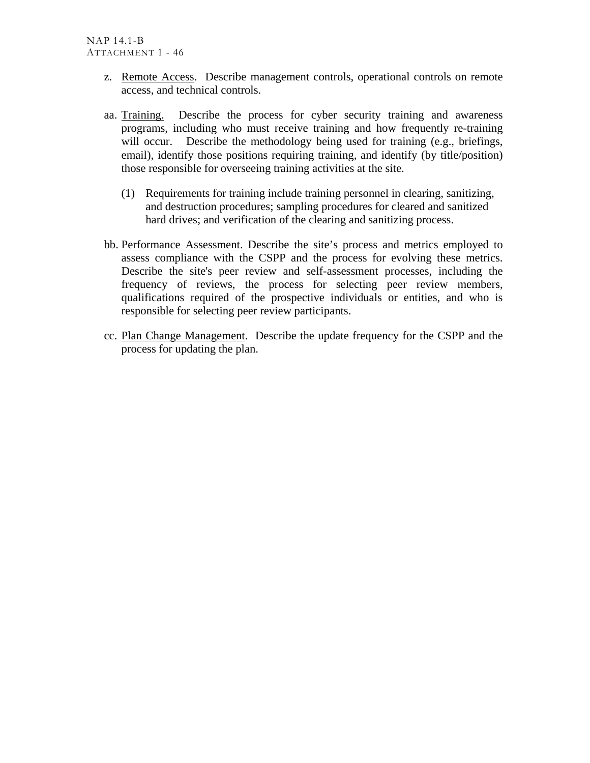z. Remote Access. Describe management controls, operational controls on remote access, and technical controls.

aa. Training. Describe the process for cyber security training and awareness programs, including who must receive training and how frequently re-training will occur. Describe the methodology being used for training (e.g., briefings, email), identify those positions requiring training, and identify (by title/position) those responsible for overseeing training activities at the site.

   (1) Requirements for training include training personnel in clearing, sanitizing, and destruction procedures; sampling procedures for cleared and sanitized hard drives; and verification of the clearing and sanitizing process.

bb. Performance Assessment. Describe the site's process and metrics employed to assess compliance with the CSPP and the process for evolving these metrics. Describe the site's peer review and self-assessment processes, including the frequency of reviews, the process for selecting peer review members, qualifications required of the prospective individuals or entities, and who is responsible for selecting peer review participants.

cc. Plan Change Management. Describe the update frequency for the CSPP and the process for updating the plan.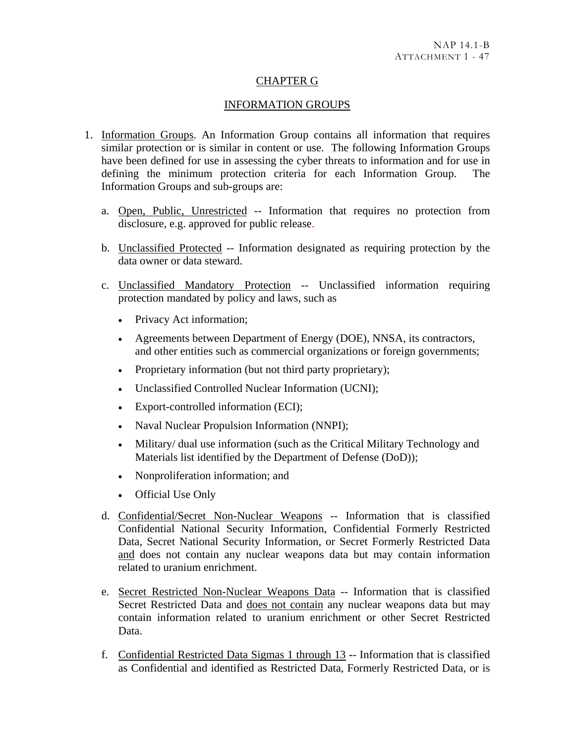# CHAPTER G

## INFORMATION GROUPS

1. Information Groups. An Information Group contains all information that requires similar protection or is similar in content or use. The following Information Groups have been defined for use in assessing the cyber threats to information and for use in defining the minimum protection criteria for each Information Group. The Information Groups and sub-groups are:

   a. Open, Public, Unrestricted -- Information that requires no protection from disclosure, e.g. approved for public release.

   b. Unclassified Protected -- Information designated as requiring protection by the data owner or data steward.

   c. Unclassified Mandatory Protection -- Unclassified information requiring protection mandated by policy and laws, such as

      - Privacy Act information;
      - Agreements between Department of Energy (DOE), NNSA, its contractors, and other entities such as commercial organizations or foreign governments;
      - Proprietary information (but not third party proprietary);
      - Unclassified Controlled Nuclear Information (UCNI);
      - Export-controlled information (ECI);
      - Naval Nuclear Propulsion Information (NNPI);
      - Military/ dual use information (such as the Critical Military Technology and Materials list identified by the Department of Defense (DoD));
      - Nonproliferation information; and
      - Official Use Only

   d. Confidential/Secret Non-Nuclear Weapons -- Information that is classified Confidential National Security Information, Confidential Formerly Restricted Data, Secret National Security Information, or Secret Formerly Restricted Data and does not contain any nuclear weapons data but may contain information related to uranium enrichment.

   e. Secret Restricted Non-Nuclear Weapons Data -- Information that is classified Secret Restricted Data and does not contain any nuclear weapons data but may contain information related to uranium enrichment or other Secret Restricted Data.

   f. Confidential Restricted Data Sigmas 1 through 13 -- Information that is classified as Confidential and identified as Restricted Data, Formerly Restricted Data, or is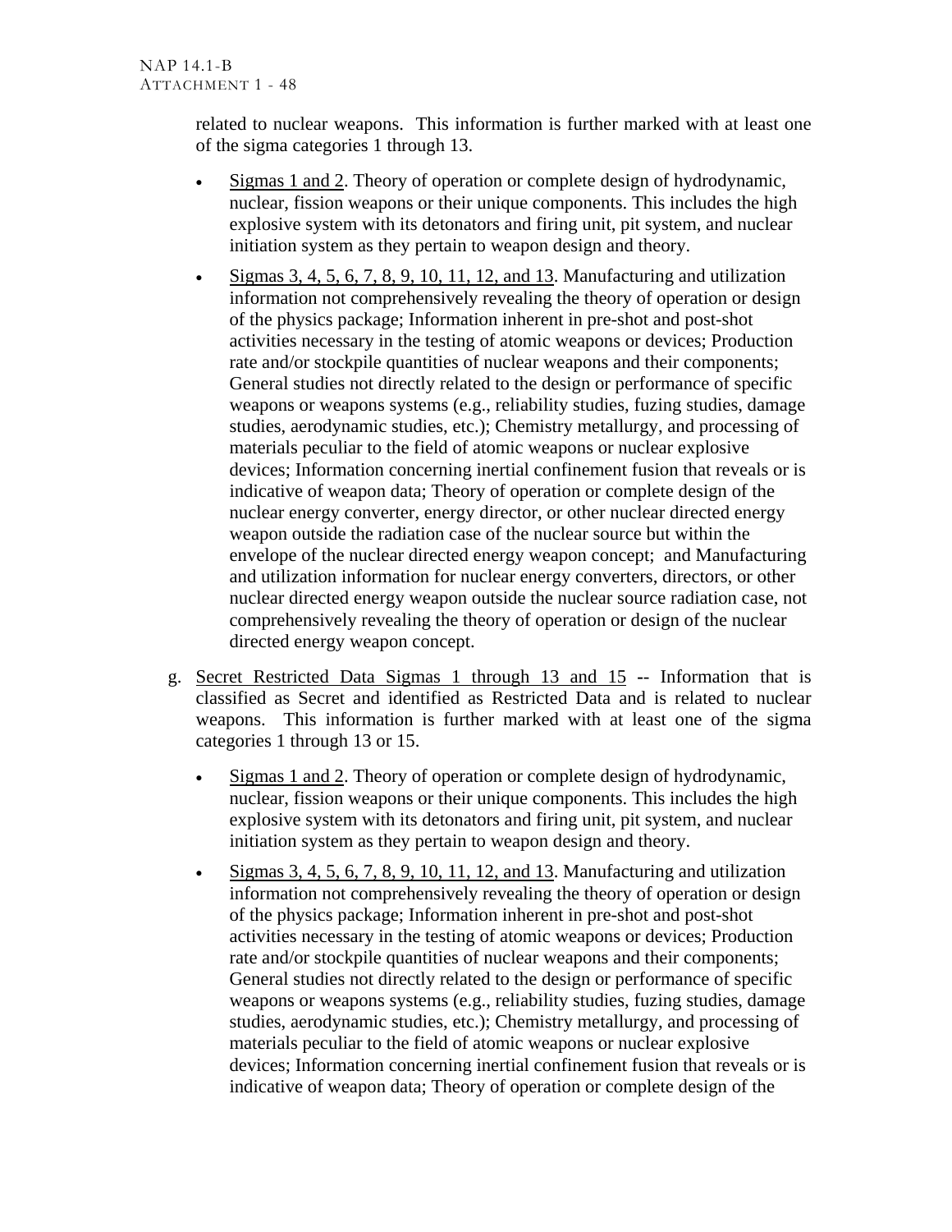related to nuclear weapons. This information is further marked with at least one of the sigma categories 1 through 13.

- Sigmas 1 and 2. Theory of operation or complete design of hydrodynamic, nuclear, fission weapons or their unique components. This includes the high explosive system with its detonators and firing unit, pit system, and nuclear initiation system as they pertain to weapon design and theory.
- Sigmas 3, 4, 5, 6, 7, 8, 9, 10, 11, 12, and 13. Manufacturing and utilization information not comprehensively revealing the theory of operation or design of the physics package; Information inherent in pre-shot and post-shot activities necessary in the testing of atomic weapons or devices; Production rate and/or stockpile quantities of nuclear weapons and their components; General studies not directly related to the design or performance of specific weapons or weapons systems (e.g., reliability studies, fuzing studies, damage studies, aerodynamic studies, etc.); Chemistry metallurgy, and processing of materials peculiar to the field of atomic weapons or nuclear explosive devices; Information concerning inertial confinement fusion that reveals or is indicative of weapon data; Theory of operation or complete design of the nuclear energy converter, energy director, or other nuclear directed energy weapon outside the radiation case of the nuclear source but within the envelope of the nuclear directed energy weapon concept; and Manufacturing and utilization information for nuclear energy converters, directors, or other nuclear directed energy weapon outside the nuclear source radiation case, not comprehensively revealing the theory of operation or design of the nuclear directed energy weapon concept.

g. Secret Restricted Data Sigmas 1 through 13 and 15 -- Information that is classified as Secret and identified as Restricted Data and is related to nuclear weapons. This information is further marked with at least one of the sigma categories 1 through 13 or 15.

- Sigmas 1 and 2. Theory of operation or complete design of hydrodynamic, nuclear, fission weapons or their unique components. This includes the high explosive system with its detonators and firing unit, pit system, and nuclear initiation system as they pertain to weapon design and theory.
- Sigmas 3, 4, 5, 6, 7, 8, 9, 10, 11, 12, and 13. Manufacturing and utilization information not comprehensively revealing the theory of operation or design of the physics package; Information inherent in pre-shot and post-shot activities necessary in the testing of atomic weapons or devices; Production rate and/or stockpile quantities of nuclear weapons and their components; General studies not directly related to the design or performance of specific weapons or weapons systems (e.g., reliability studies, fuzing studies, damage studies, aerodynamic studies, etc.); Chemistry metallurgy, and processing of materials peculiar to the field of atomic weapons or nuclear explosive devices; Information concerning inertial confinement fusion that reveals or is indicative of weapon data; Theory of operation or complete design of the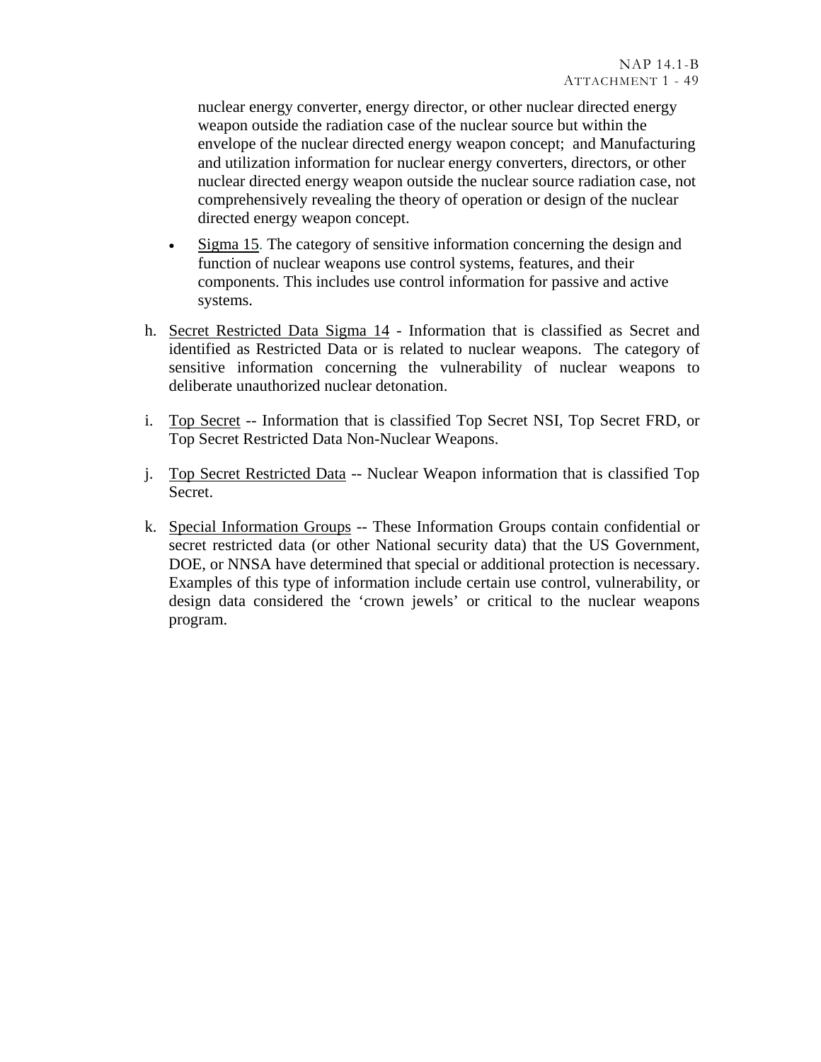nuclear energy converter, energy director, or other nuclear directed energy weapon outside the radiation case of the nuclear source but within the envelope of the nuclear directed energy weapon concept; and Manufacturing and utilization information for nuclear energy converters, directors, or other nuclear directed energy weapon outside the nuclear source radiation case, not comprehensively revealing the theory of operation or design of the nuclear directed energy weapon concept.

- Sigma 15. The category of sensitive information concerning the design and function of nuclear weapons use control systems, features, and their components. This includes use control information for passive and active systems.

h. Secret Restricted Data Sigma 14 - Information that is classified as Secret and identified as Restricted Data or is related to nuclear weapons. The category of sensitive information concerning the vulnerability of nuclear weapons to deliberate unauthorized nuclear detonation.

i. Top Secret -- Information that is classified Top Secret NSI, Top Secret FRD, or Top Secret Restricted Data Non-Nuclear Weapons.

j. Top Secret Restricted Data -- Nuclear Weapon information that is classified Top Secret.

k. Special Information Groups -- These Information Groups contain confidential or secret restricted data (or other National security data) that the US Government, DOE, or NNSA have determined that special or additional protection is necessary. Examples of this type of information include certain use control, vulnerability, or design data considered the 'crown jewels' or critical to the nuclear weapons program.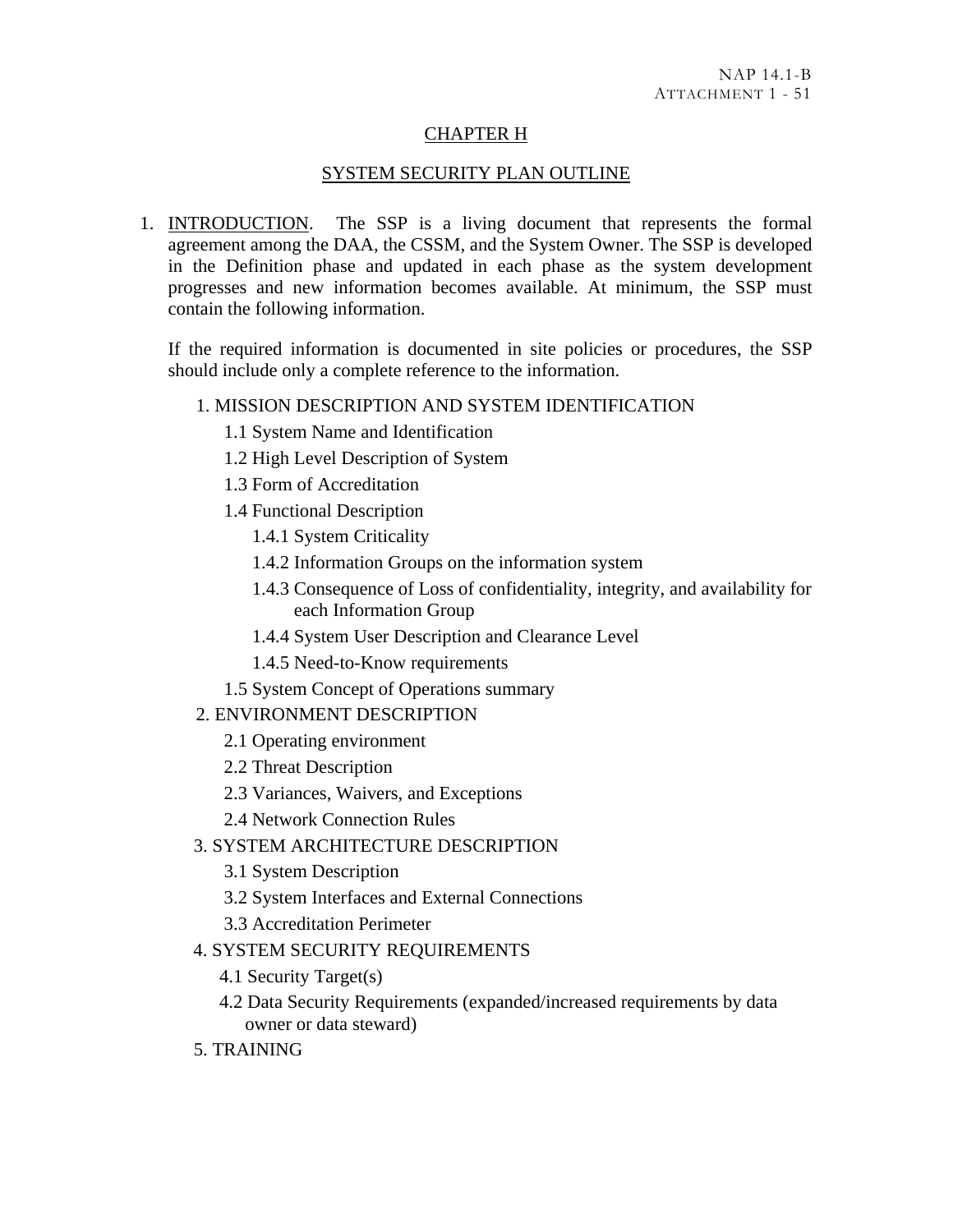# CHAPTER H

## SYSTEM SECURITY PLAN OUTLINE

1. INTRODUCTION. The SSP is a living document that represents the formal agreement among the DAA, the CSSM, and the System Owner. The SSP is developed in the Definition phase and updated in each phase as the system development progresses and new information becomes available. At minimum, the SSP must contain the following information.

   If the required information is documented in site policies or procedures, the SSP should include only a complete reference to the information.

   1. MISSION DESCRIPTION AND SYSTEM IDENTIFICATION
      - 1.1 System Name and Identification
      - 1.2 High Level Description of System
      - 1.3 Form of Accreditation
      - 1.4 Functional Description
        - 1.4.1 System Criticality
        - 1.4.2 Information Groups on the information system
        - 1.4.3 Consequence of Loss of confidentiality, integrity, and availability for each Information Group
        - 1.4.4 System User Description and Clearance Level
        - 1.4.5 Need-to-Know requirements
      - 1.5 System Concept of Operations summary
   2. ENVIRONMENT DESCRIPTION
      - 2.1 Operating environment
      - 2.2 Threat Description
      - 2.3 Variances, Waivers, and Exceptions
      - 2.4 Network Connection Rules
   3. SYSTEM ARCHITECTURE DESCRIPTION
      - 3.1 System Description
      - 3.2 System Interfaces and External Connections
      - 3.3 Accreditation Perimeter
   4. SYSTEM SECURITY REQUIREMENTS
      - 4.1 Security Target(s)
      - 4.2 Data Security Requirements (expanded/increased requirements by data owner or data steward)
   5. TRAINING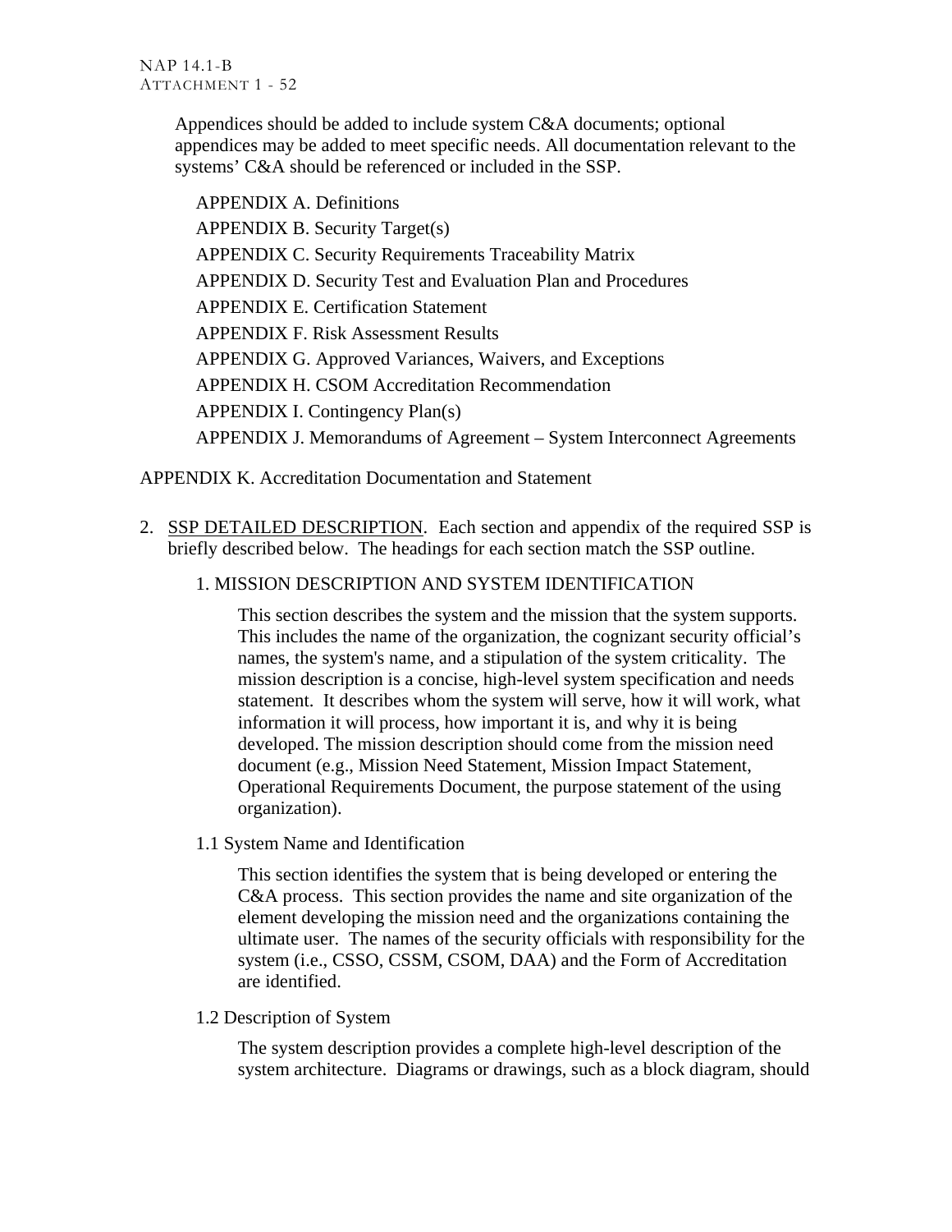Appendices should be added to include system C&A documents; optional appendices may be added to meet specific needs. All documentation relevant to the systems' C&A should be referenced or included in the SSP.

APPENDIX A. Definitions
APPENDIX B. Security Target(s)
APPENDIX C. Security Requirements Traceability Matrix
APPENDIX D. Security Test and Evaluation Plan and Procedures
APPENDIX E. Certification Statement
APPENDIX F. Risk Assessment Results
APPENDIX G. Approved Variances, Waivers, and Exceptions
APPENDIX H. CSOM Accreditation Recommendation
APPENDIX I. Contingency Plan(s)
APPENDIX J. Memorandums of Agreement – System Interconnect Agreements

APPENDIX K. Accreditation Documentation and Statement

2. SSP DETAILED DESCRIPTION. Each section and appendix of the required SSP is briefly described below. The headings for each section match the SSP outline.

   1. MISSION DESCRIPTION AND SYSTEM IDENTIFICATION

      This section describes the system and the mission that the system supports. This includes the name of the organization, the cognizant security official's names, the system's name, and a stipulation of the system criticality. The mission description is a concise, high-level system specification and needs statement. It describes whom the system will serve, how it will work, what information it will process, how important it is, and why it is being developed. The mission description should come from the mission need document (e.g., Mission Need Statement, Mission Impact Statement, Operational Requirements Document, the purpose statement of the using organization).

   1.1 System Name and Identification

      This section identifies the system that is being developed or entering the C&A process. This section provides the name and site organization of the element developing the mission need and the organizations containing the ultimate user. The names of the security officials with responsibility for the system (i.e., CSSO, CSSM, CSOM, DAA) and the Form of Accreditation are identified.

   1.2 Description of System

      The system description provides a complete high-level description of the system architecture. Diagrams or drawings, such as a block diagram, should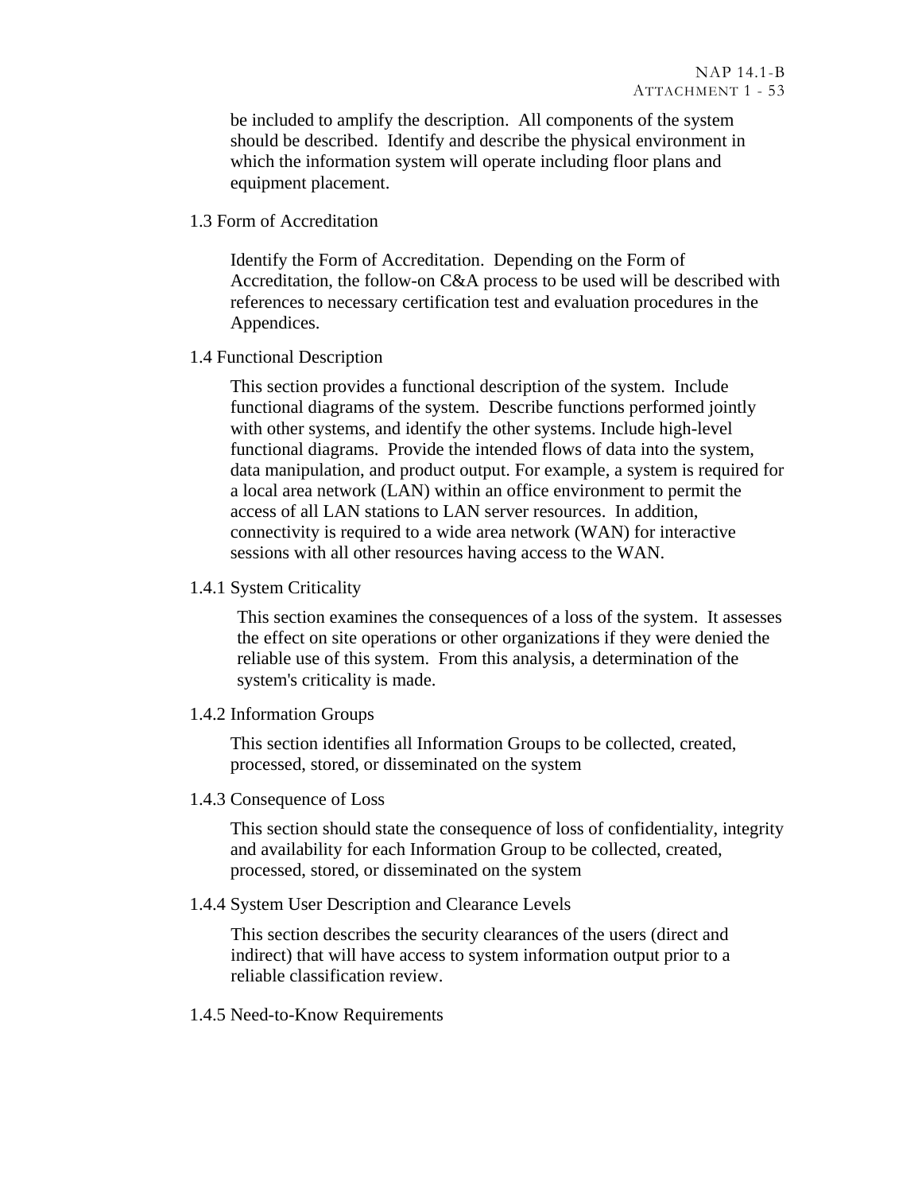be included to amplify the description. All components of the system should be described. Identify and describe the physical environment in which the information system will operate including floor plans and equipment placement.

### 1.3 Form of Accreditation

Identify the Form of Accreditation. Depending on the Form of Accreditation, the follow-on C&A process to be used will be described with references to necessary certification test and evaluation procedures in the Appendices.

### 1.4 Functional Description

This section provides a functional description of the system. Include functional diagrams of the system. Describe functions performed jointly with other systems, and identify the other systems. Include high-level functional diagrams. Provide the intended flows of data into the system, data manipulation, and product output. For example, a system is required for a local area network (LAN) within an office environment to permit the access of all LAN stations to LAN server resources. In addition, connectivity is required to a wide area network (WAN) for interactive sessions with all other resources having access to the WAN.

#### 1.4.1 System Criticality

This section examines the consequences of a loss of the system. It assesses the effect on site operations or other organizations if they were denied the reliable use of this system. From this analysis, a determination of the system's criticality is made.

#### 1.4.2 Information Groups

This section identifies all Information Groups to be collected, created, processed, stored, or disseminated on the system

#### 1.4.3 Consequence of Loss

This section should state the consequence of loss of confidentiality, integrity and availability for each Information Group to be collected, created, processed, stored, or disseminated on the system

#### 1.4.4 System User Description and Clearance Levels

This section describes the security clearances of the users (direct and indirect) that will have access to system information output prior to a reliable classification review.

#### 1.4.5 Need-to-Know Requirements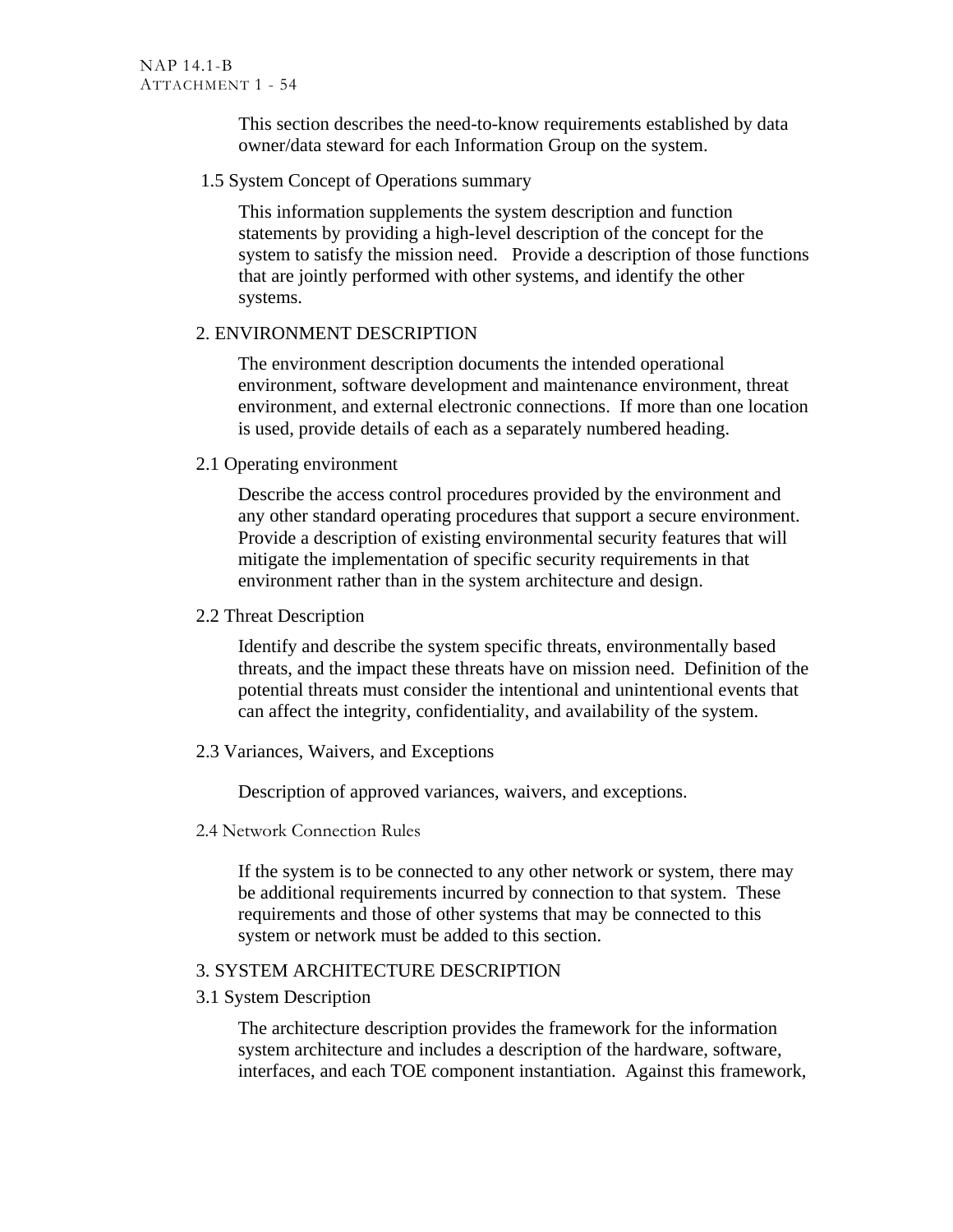This section describes the need-to-know requirements established by data owner/data steward for each Information Group on the system.

### 1.5 System Concept of Operations summary

This information supplements the system description and function statements by providing a high-level description of the concept for the system to satisfy the mission need. Provide a description of those functions that are jointly performed with other systems, and identify the other systems.

## 2. ENVIRONMENT DESCRIPTION

The environment description documents the intended operational environment, software development and maintenance environment, threat environment, and external electronic connections. If more than one location is used, provide details of each as a separately numbered heading.

### 2.1 Operating environment

Describe the access control procedures provided by the environment and any other standard operating procedures that support a secure environment. Provide a description of existing environmental security features that will mitigate the implementation of specific security requirements in that environment rather than in the system architecture and design.

### 2.2 Threat Description

Identify and describe the system specific threats, environmentally based threats, and the impact these threats have on mission need. Definition of the potential threats must consider the intentional and unintentional events that can affect the integrity, confidentiality, and availability of the system.

### 2.3 Variances, Waivers, and Exceptions

Description of approved variances, waivers, and exceptions.

### 2.4 Network Connection Rules

If the system is to be connected to any other network or system, there may be additional requirements incurred by connection to that system. These requirements and those of other systems that may be connected to this system or network must be added to this section.

## 3. SYSTEM ARCHITECTURE DESCRIPTION

### 3.1 System Description

The architecture description provides the framework for the information system architecture and includes a description of the hardware, software, interfaces, and each TOE component instantiation. Against this framework,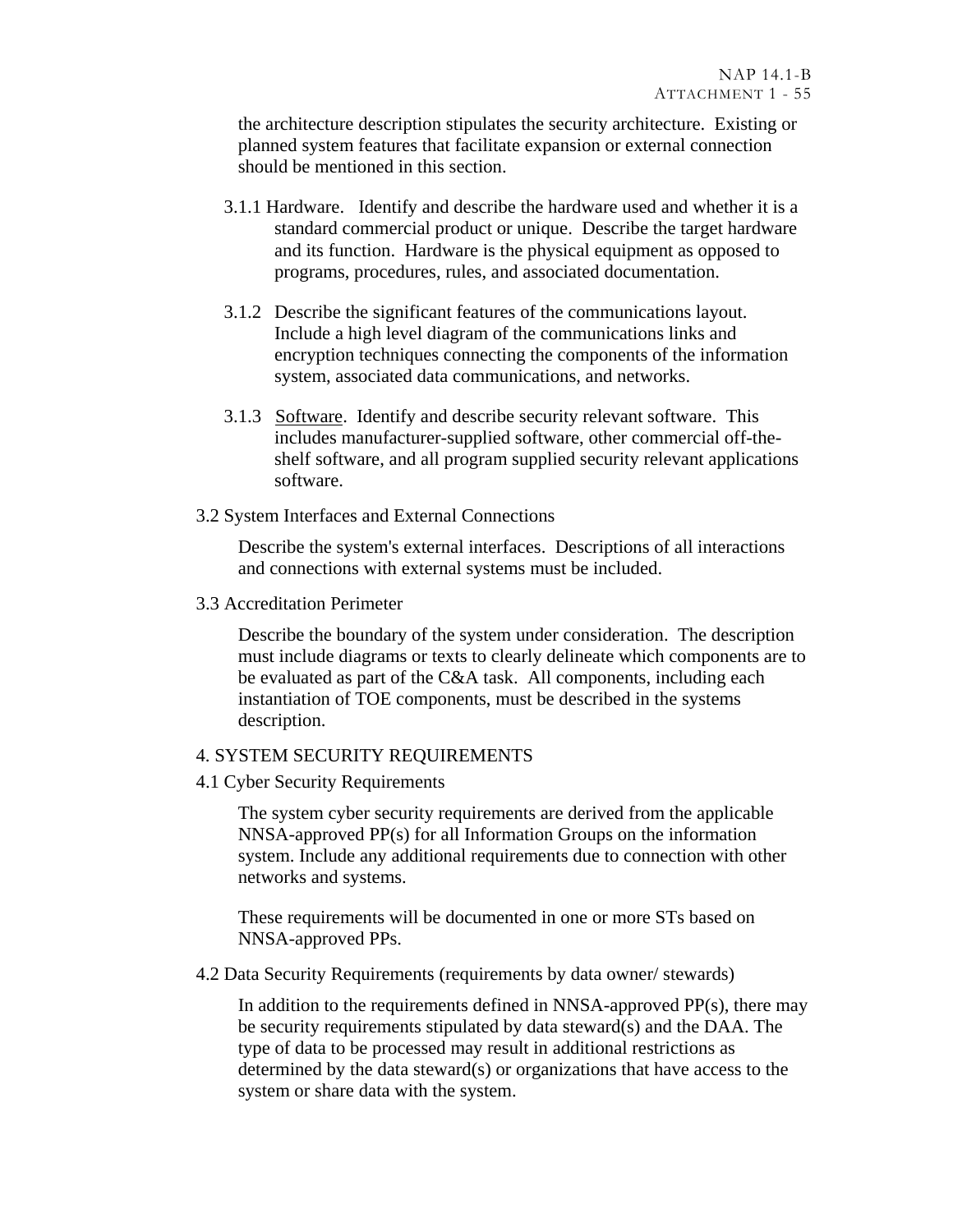the architecture description stipulates the security architecture. Existing or planned system features that facilitate expansion or external connection should be mentioned in this section.

3.1.1 Hardware. Identify and describe the hardware used and whether it is a standard commercial product or unique. Describe the target hardware and its function. Hardware is the physical equipment as opposed to programs, procedures, rules, and associated documentation.

3.1.2 Describe the significant features of the communications layout. Include a high level diagram of the communications links and encryption techniques connecting the components of the information system, associated data communications, and networks.

3.1.3 <u>Software</u>. Identify and describe security relevant software. This includes manufacturer-supplied software, other commercial off-the-shelf software, and all program supplied security relevant applications software.

3.2 System Interfaces and External Connections

Describe the system's external interfaces. Descriptions of all interactions and connections with external systems must be included.

3.3 Accreditation Perimeter

Describe the boundary of the system under consideration. The description must include diagrams or texts to clearly delineate which components are to be evaluated as part of the C&A task. All components, including each instantiation of TOE components, must be described in the systems description.

4. SYSTEM SECURITY REQUIREMENTS

4.1 Cyber Security Requirements

The system cyber security requirements are derived from the applicable NNSA-approved PP(s) for all Information Groups on the information system. Include any additional requirements due to connection with other networks and systems.

These requirements will be documented in one or more STs based on NNSA-approved PPs.

4.2 Data Security Requirements (requirements by data owner/ stewards)

In addition to the requirements defined in NNSA-approved PP(s), there may be security requirements stipulated by data steward(s) and the DAA. The type of data to be processed may result in additional restrictions as determined by the data steward(s) or organizations that have access to the system or share data with the system.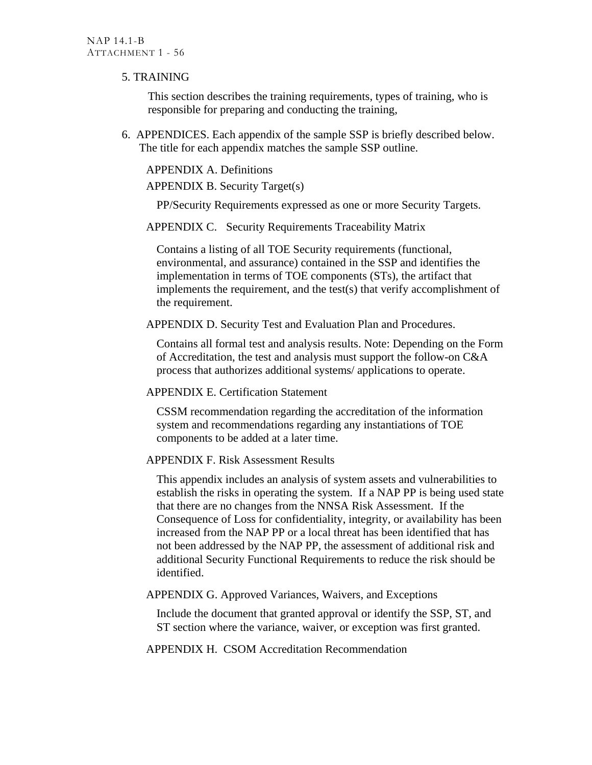5. TRAINING

This section describes the training requirements, types of training, who is responsible for preparing and conducting the training,

6. APPENDICES. Each appendix of the sample SSP is briefly described below. The title for each appendix matches the sample SSP outline.

APPENDIX A. Definitions

APPENDIX B. Security Target(s)

PP/Security Requirements expressed as one or more Security Targets.

APPENDIX C. Security Requirements Traceability Matrix

Contains a listing of all TOE Security requirements (functional, environmental, and assurance) contained in the SSP and identifies the implementation in terms of TOE components (STs), the artifact that implements the requirement, and the test(s) that verify accomplishment of the requirement.

APPENDIX D. Security Test and Evaluation Plan and Procedures.

Contains all formal test and analysis results. Note: Depending on the Form of Accreditation, the test and analysis must support the follow-on C&A process that authorizes additional systems/ applications to operate.

APPENDIX E. Certification Statement

CSSM recommendation regarding the accreditation of the information system and recommendations regarding any instantiations of TOE components to be added at a later time.

APPENDIX F. Risk Assessment Results

This appendix includes an analysis of system assets and vulnerabilities to establish the risks in operating the system. If a NAP PP is being used state that there are no changes from the NNSA Risk Assessment. If the Consequence of Loss for confidentiality, integrity, or availability has been increased from the NAP PP or a local threat has been identified that has not been addressed by the NAP PP, the assessment of additional risk and additional Security Functional Requirements to reduce the risk should be identified.

APPENDIX G. Approved Variances, Waivers, and Exceptions

Include the document that granted approval or identify the SSP, ST, and ST section where the variance, waiver, or exception was first granted.

APPENDIX H. CSOM Accreditation Recommendation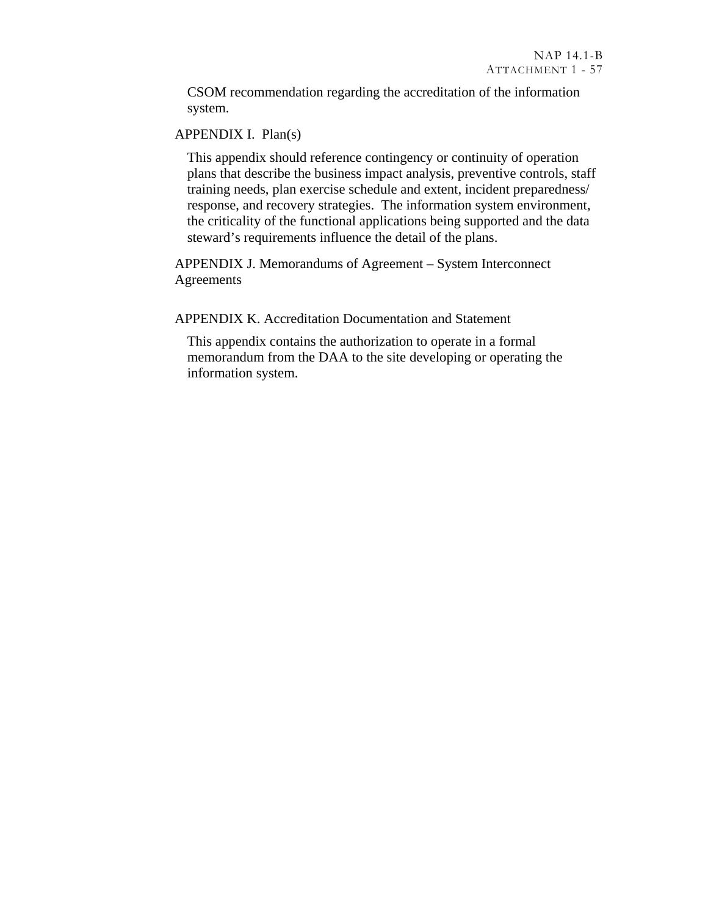CSOM recommendation regarding the accreditation of the information system.

APPENDIX I.  Plan(s)

This appendix should reference contingency or continuity of operation plans that describe the business impact analysis, preventive controls, staff training needs, plan exercise schedule and extent, incident preparedness/response, and recovery strategies.  The information system environment, the criticality of the functional applications being supported and the data steward's requirements influence the detail of the plans.

APPENDIX J. Memorandums of Agreement – System Interconnect Agreements

APPENDIX K. Accreditation Documentation and Statement

This appendix contains the authorization to operate in a formal memorandum from the DAA to the site developing or operating the information system.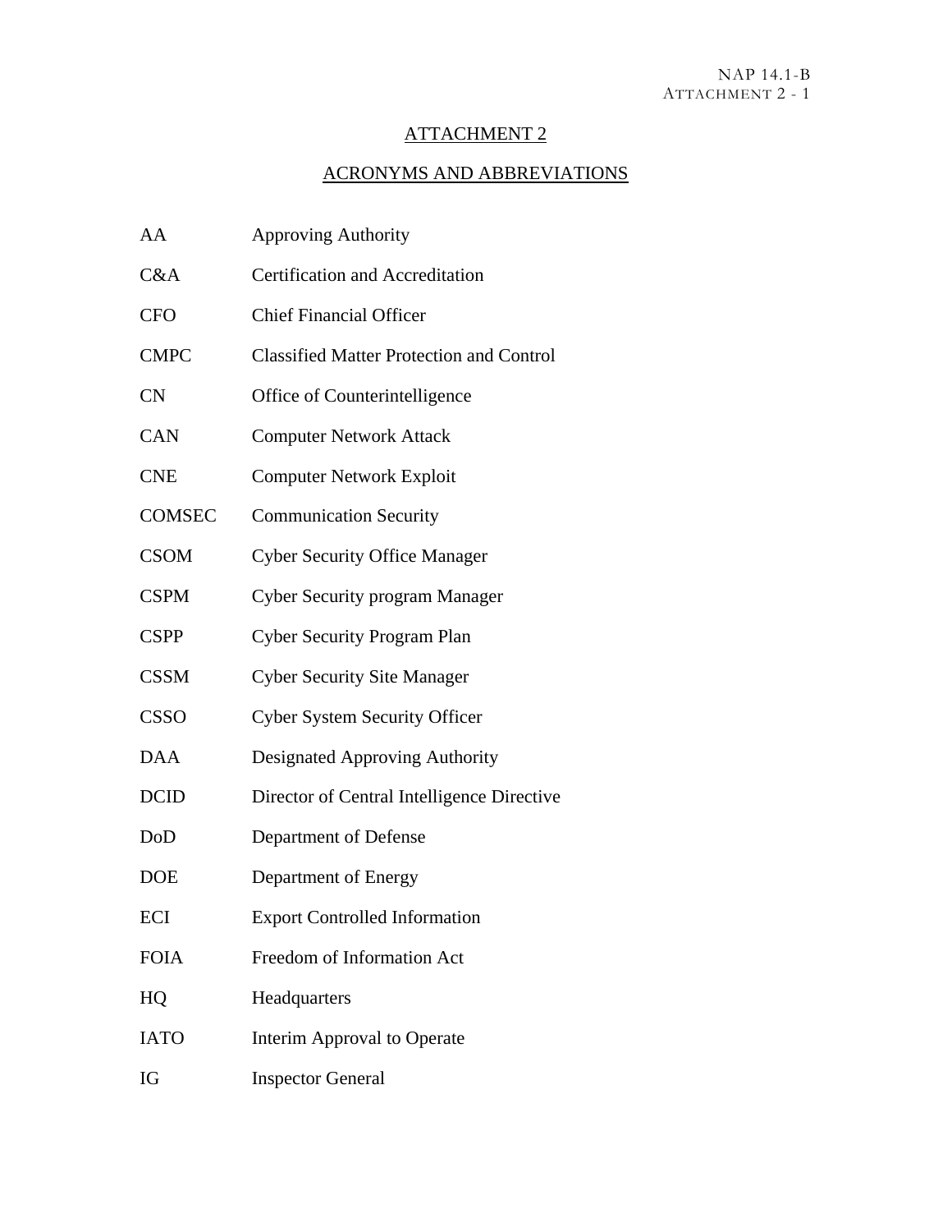# ATTACHMENT 2

## ACRONYMS AND ABBREVIATIONS

| | |
|---|---|
| AA | Approving Authority |
| C&A | Certification and Accreditation |
| CFO | Chief Financial Officer |
| CMPC | Classified Matter Protection and Control |
| CN | Office of Counterintelligence |
| CAN | Computer Network Attack |
| CNE | Computer Network Exploit |
| COMSEC | Communication Security |
| CSOM | Cyber Security Office Manager |
| CSPM | Cyber Security program Manager |
| CSPP | Cyber Security Program Plan |
| CSSM | Cyber Security Site Manager |
| CSSO | Cyber System Security Officer |
| DAA | Designated Approving Authority |
| DCID | Director of Central Intelligence Directive |
| DoD | Department of Defense |
| DOE | Department of Energy |
| ECI | Export Controlled Information |
| FOIA | Freedom of Information Act |
| HQ | Headquarters |
| IATO | Interim Approval to Operate |
| IG | Inspector General |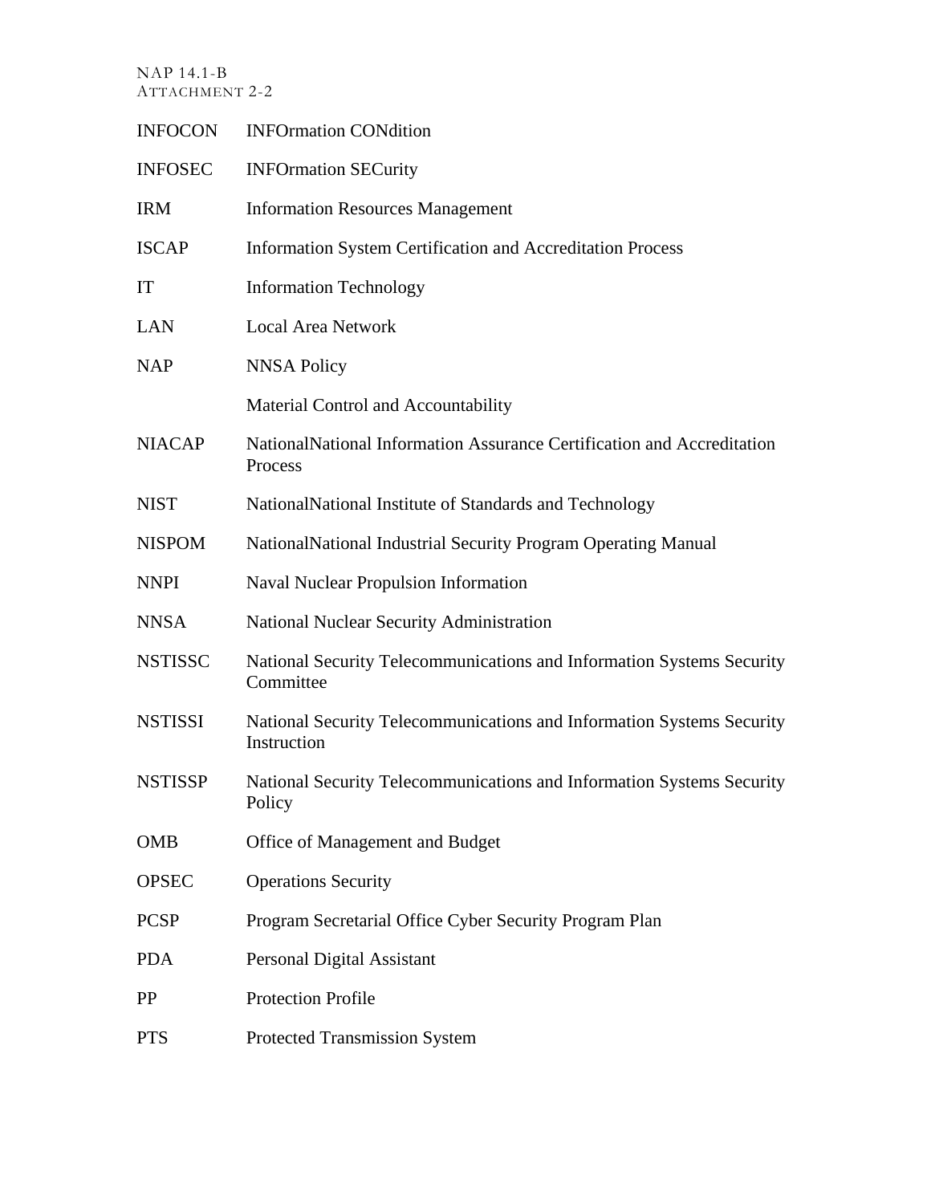| | |
|---|---|
| INFOCON | INFOrmation CONdition |
| INFOSEC | INFOrmation SECurity |
| IRM | Information Resources Management |
| ISCAP | Information System Certification and Accreditation Process |
| IT | Information Technology |
| LAN | Local Area Network |
| NAP | NNSA Policy |
| | Material Control and Accountability |
| NIACAP | NationalNational Information Assurance Certification and Accreditation Process |
| NIST | NationalNational Institute of Standards and Technology |
| NISPOM | NationalNational Industrial Security Program Operating Manual |
| NNPI | Naval Nuclear Propulsion Information |
| NNSA | National Nuclear Security Administration |
| NSTISSC | National Security Telecommunications and Information Systems Security Committee |
| NSTISSI | National Security Telecommunications and Information Systems Security Instruction |
| NSTISSP | National Security Telecommunications and Information Systems Security Policy |
| OMB | Office of Management and Budget |
| OPSEC | Operations Security |
| PCSP | Program Secretarial Office Cyber Security Program Plan |
| PDA | Personal Digital Assistant |
| PP | Protection Profile |
| PTS | Protected Transmission System |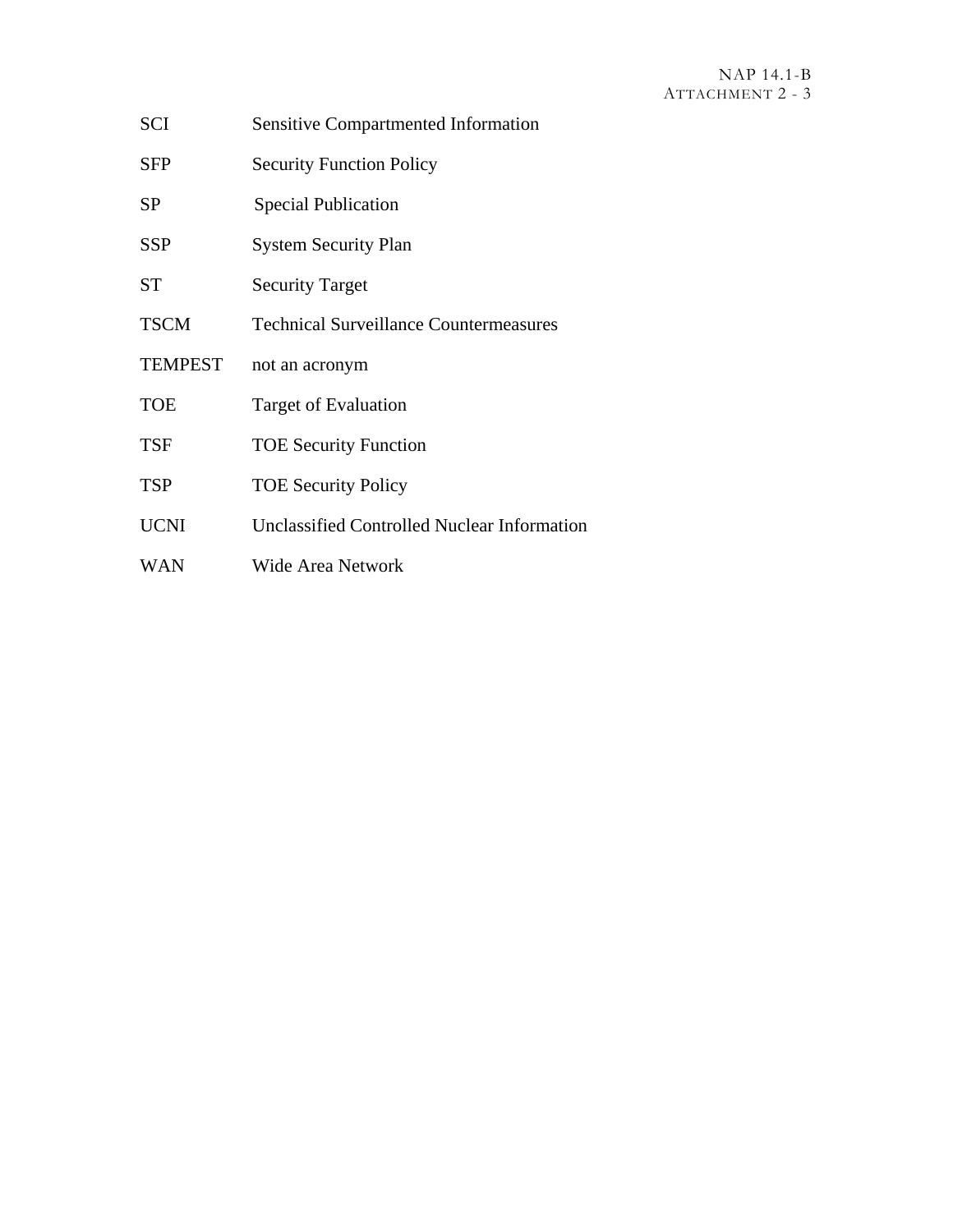| | |
|---|---|
| SCI | Sensitive Compartmented Information |
| SFP | Security Function Policy |
| SP | Special Publication |
| SSP | System Security Plan |
| ST | Security Target |
| TSCM | Technical Surveillance Countermeasures |
| TEMPEST | not an acronym |
| TOE | Target of Evaluation |
| TSF | TOE Security Function |
| TSP | TOE Security Policy |
| UCNI | Unclassified Controlled Nuclear Information |
| WAN | Wide Area Network |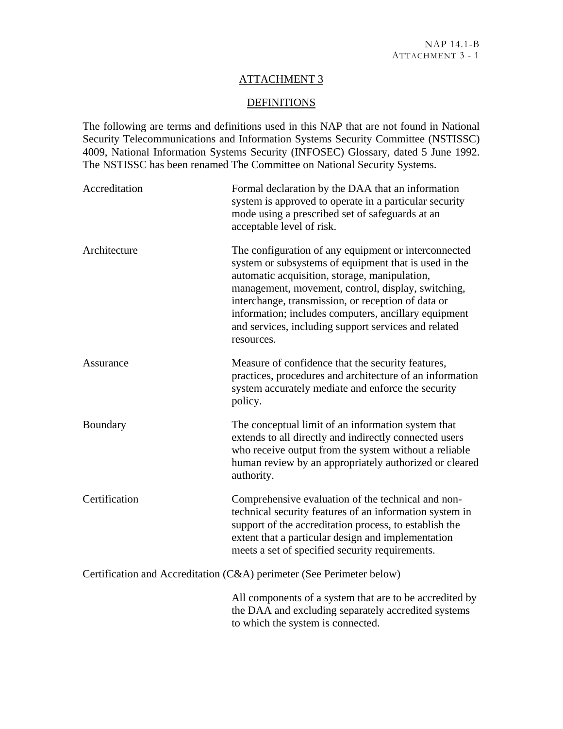# ATTACHMENT 3

## DEFINITIONS

The following are terms and definitions used in this NAP that are not found in National Security Telecommunications and Information Systems Security Committee (NSTISSC) 4009, National Information Systems Security (INFOSEC) Glossary, dated 5 June 1992. The NSTISSC has been renamed The Committee on National Security Systems.

| | |
|---|---|
| Accreditation | Formal declaration by the DAA that an information system is approved to operate in a particular security mode using a prescribed set of safeguards at an acceptable level of risk. |
| Architecture | The configuration of any equipment or interconnected system or subsystems of equipment that is used in the automatic acquisition, storage, manipulation, management, movement, control, display, switching, interchange, transmission, or reception of data or information; includes computers, ancillary equipment and services, including support services and related resources. |
| Assurance | Measure of confidence that the security features, practices, procedures and architecture of an information system accurately mediate and enforce the security policy. |
| Boundary | The conceptual limit of an information system that extends to all directly and indirectly connected users who receive output from the system without a reliable human review by an appropriately authorized or cleared authority. |
| Certification | Comprehensive evaluation of the technical and non-technical security features of an information system in support of the accreditation process, to establish the extent that a particular design and implementation meets a set of specified security requirements. |

Certification and Accreditation (C&A) perimeter (See Perimeter below)

| | |
|---|---|
| | All components of a system that are to be accredited by the DAA and excluding separately accredited systems to which the system is connected. |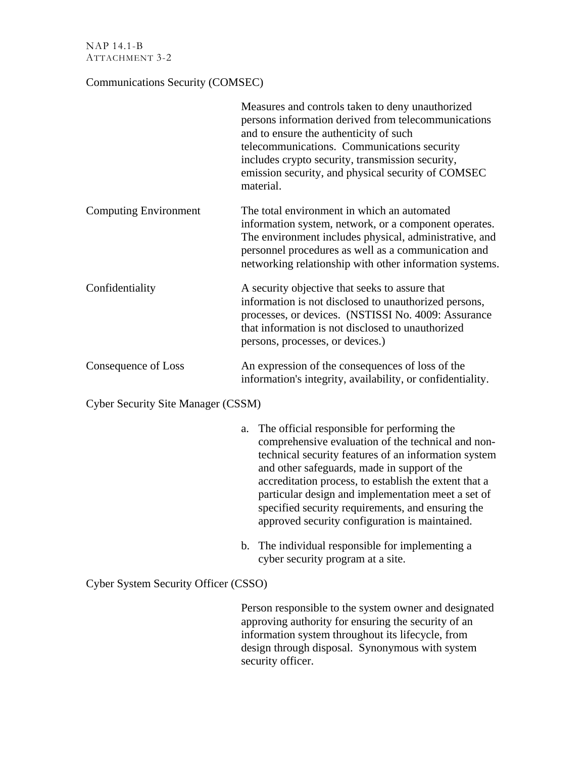Communications Security (COMSEC)

Measures and controls taken to deny unauthorized persons information derived from telecommunications and to ensure the authenticity of such telecommunications. Communications security includes crypto security, transmission security, emission security, and physical security of COMSEC material.

Computing Environment

The total environment in which an automated information system, network, or a component operates. The environment includes physical, administrative, and personnel procedures as well as a communication and networking relationship with other information systems.

Confidentiality

A security objective that seeks to assure that information is not disclosed to unauthorized persons, processes, or devices. (NSTISSI No. 4009: Assurance that information is not disclosed to unauthorized persons, processes, or devices.)

Consequence of Loss

An expression of the consequences of loss of the information's integrity, availability, or confidentiality.

Cyber Security Site Manager (CSSM)

a. The official responsible for performing the comprehensive evaluation of the technical and non-technical security features of an information system and other safeguards, made in support of the accreditation process, to establish the extent that a particular design and implementation meet a set of specified security requirements, and ensuring the approved security configuration is maintained.

b. The individual responsible for implementing a cyber security program at a site.

Cyber System Security Officer (CSSO)

Person responsible to the system owner and designated approving authority for ensuring the security of an information system throughout its lifecycle, from design through disposal. Synonymous with system security officer.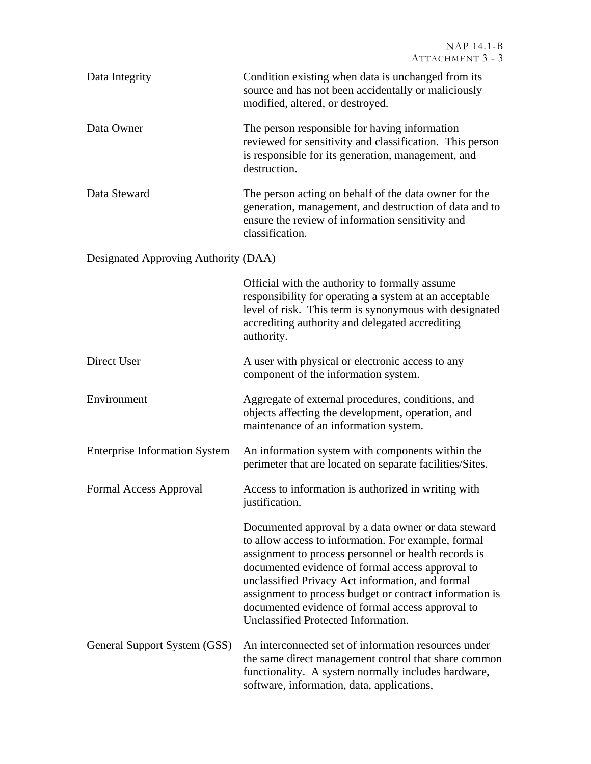| | |
|---|---|
| Data Integrity | Condition existing when data is unchanged from its source and has not been accidentally or maliciously modified, altered, or destroyed. |
| Data Owner | The person responsible for having information reviewed for sensitivity and classification. This person is responsible for its generation, management, and destruction. |
| Data Steward | The person acting on behalf of the data owner for the generation, management, and destruction of data and to ensure the review of information sensitivity and classification. |
| Designated Approving Authority (DAA) | Official with the authority to formally assume responsibility for operating a system at an acceptable level of risk. This term is synonymous with designated accrediting authority and delegated accrediting authority. |
| Direct User | A user with physical or electronic access to any component of the information system. |
| Environment | Aggregate of external procedures, conditions, and objects affecting the development, operation, and maintenance of an information system. |
| Enterprise Information System | An information system with components within the perimeter that are located on separate facilities/Sites. |
| Formal Access Approval | Access to information is authorized in writing with justification.<br><br>Documented approval by a data owner or data steward to allow access to information. For example, formal assignment to process personnel or health records is documented evidence of formal access approval to unclassified Privacy Act information, and formal assignment to process budget or contract information is documented evidence of formal access approval to Unclassified Protected Information. |
| General Support System (GSS) | An interconnected set of information resources under the same direct management control that share common functionality. A system normally includes hardware, software, information, data, applications, |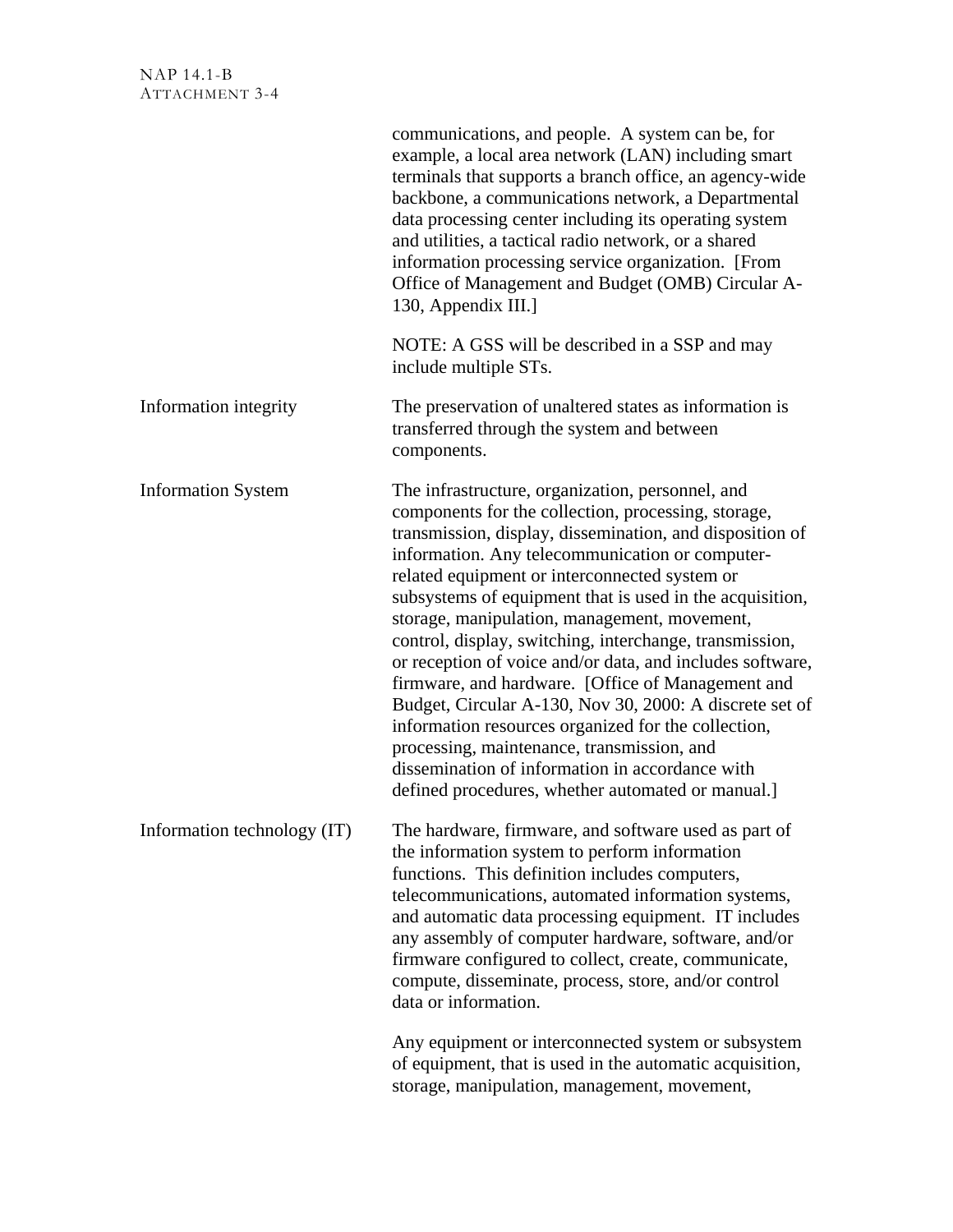| | |
|---|---|
| | communications, and people. A system can be, for example, a local area network (LAN) including smart terminals that supports a branch office, an agency-wide backbone, a communications network, a Departmental data processing center including its operating system and utilities, a tactical radio network, or a shared information processing service organization. [From Office of Management and Budget (OMB) Circular A-130, Appendix III.]<br><br>NOTE: A GSS will be described in a SSP and may include multiple STs. |
| Information integrity | The preservation of unaltered states as information is transferred through the system and between components. |
| Information System | The infrastructure, organization, personnel, and components for the collection, processing, storage, transmission, display, dissemination, and disposition of information. Any telecommunication or computer-related equipment or interconnected system or subsystems of equipment that is used in the acquisition, storage, manipulation, management, movement, control, display, switching, interchange, transmission, or reception of voice and/or data, and includes software, firmware, and hardware. [Office of Management and Budget, Circular A-130, Nov 30, 2000: A discrete set of information resources organized for the collection, processing, maintenance, transmission, and dissemination of information in accordance with defined procedures, whether automated or manual.] |
| Information technology (IT) | The hardware, firmware, and software used as part of the information system to perform information functions. This definition includes computers, telecommunications, automated information systems, and automatic data processing equipment. IT includes any assembly of computer hardware, software, and/or firmware configured to collect, create, communicate, compute, disseminate, process, store, and/or control data or information.<br><br>Any equipment or interconnected system or subsystem of equipment, that is used in the automatic acquisition, storage, manipulation, management, movement, |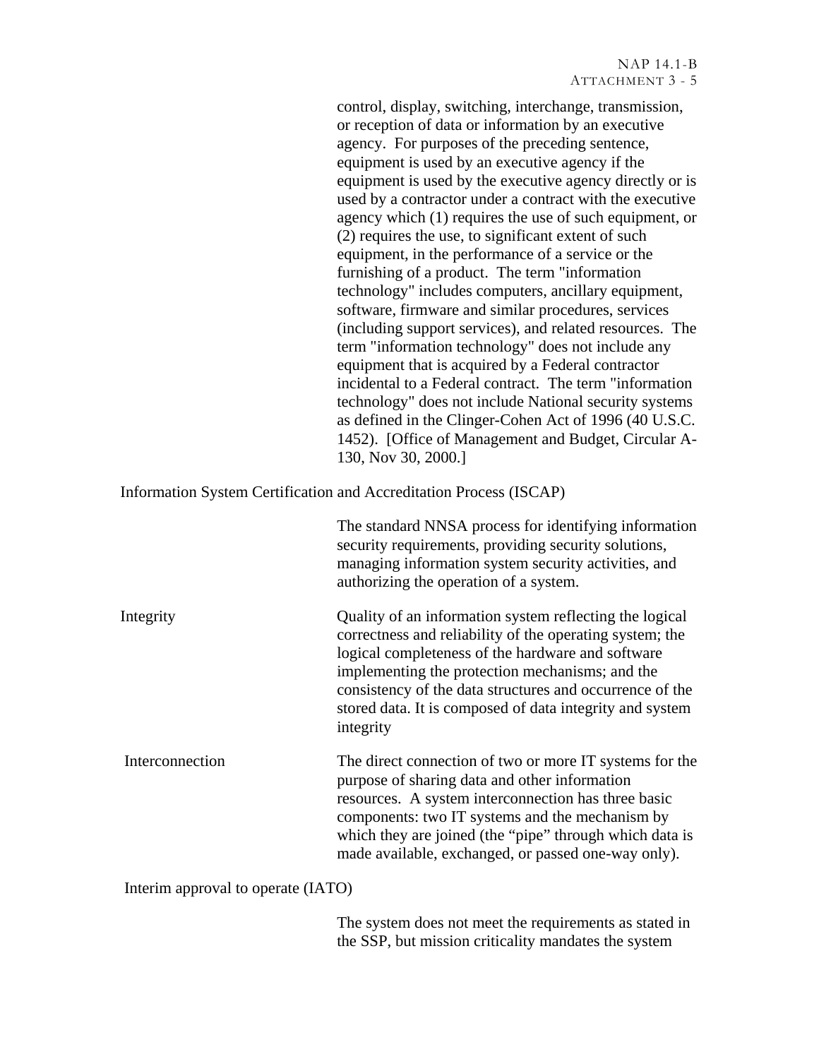control, display, switching, interchange, transmission, or reception of data or information by an executive agency. For purposes of the preceding sentence, equipment is used by an executive agency if the equipment is used by the executive agency directly or is used by a contractor under a contract with the executive agency which (1) requires the use of such equipment, or (2) requires the use, to significant extent of such equipment, in the performance of a service or the furnishing of a product. The term "information technology" includes computers, ancillary equipment, software, firmware and similar procedures, services (including support services), and related resources. The term "information technology" does not include any equipment that is acquired by a Federal contractor incidental to a Federal contract. The term "information technology" does not include National security systems as defined in the Clinger-Cohen Act of 1996 (40 U.S.C. 1452). [Office of Management and Budget, Circular A-130, Nov 30, 2000.]

Information System Certification and Accreditation Process (ISCAP)

The standard NNSA process for identifying information security requirements, providing security solutions, managing information system security activities, and authorizing the operation of a system.

Integrity

Quality of an information system reflecting the logical correctness and reliability of the operating system; the logical completeness of the hardware and software implementing the protection mechanisms; and the consistency of the data structures and occurrence of the stored data. It is composed of data integrity and system integrity

Interconnection

The direct connection of two or more IT systems for the purpose of sharing data and other information resources. A system interconnection has three basic components: two IT systems and the mechanism by which they are joined (the "pipe" through which data is made available, exchanged, or passed one-way only).

Interim approval to operate (IATO)

The system does not meet the requirements as stated in the SSP, but mission criticality mandates the system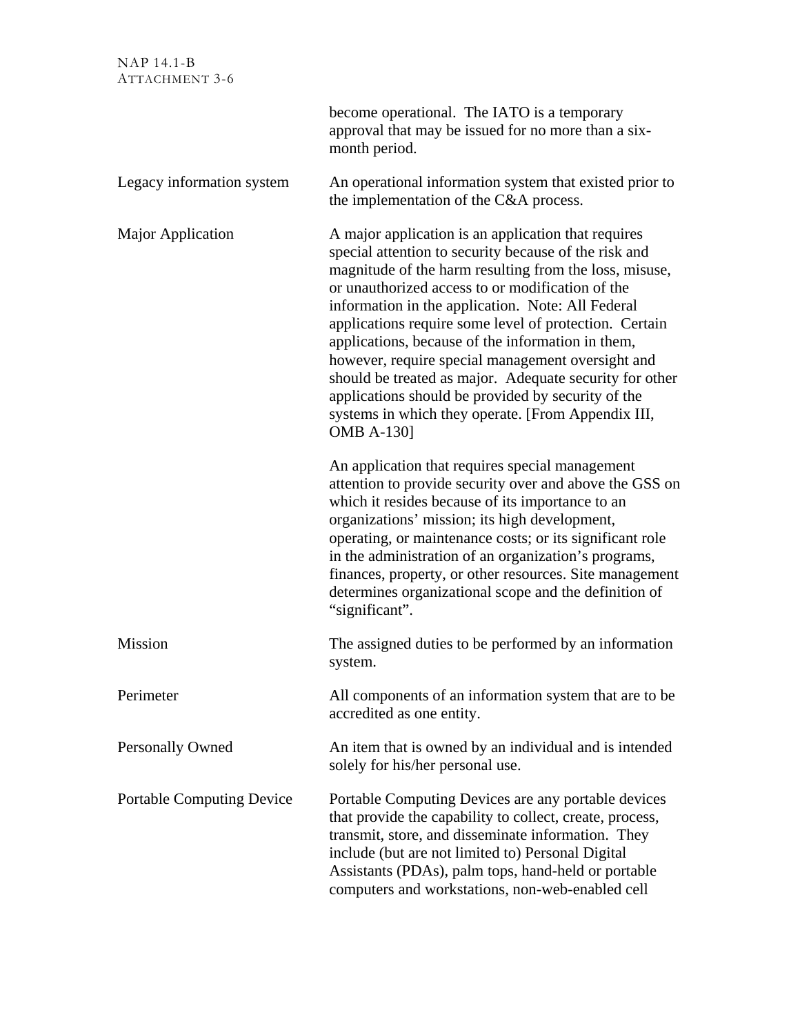| | |
|---|---|
| | become operational. The IATO is a temporary approval that may be issued for no more than a six-month period. |
| Legacy information system | An operational information system that existed prior to the implementation of the C&A process. |
| Major Application | A major application is an application that requires special attention to security because of the risk and magnitude of the harm resulting from the loss, misuse, or unauthorized access to or modification of the information in the application. Note: All Federal applications require some level of protection. Certain applications, because of the information in them, however, require special management oversight and should be treated as major. Adequate security for other applications should be provided by security of the systems in which they operate. [From Appendix III, OMB A-130]<br><br>An application that requires special management attention to provide security over and above the GSS on which it resides because of its importance to an organizations' mission; its high development, operating, or maintenance costs; or its significant role in the administration of an organization's programs, finances, property, or other resources. Site management determines organizational scope and the definition of "significant". |
| Mission | The assigned duties to be performed by an information system. |
| Perimeter | All components of an information system that are to be accredited as one entity. |
| Personally Owned | An item that is owned by an individual and is intended solely for his/her personal use. |
| Portable Computing Device | Portable Computing Devices are any portable devices that provide the capability to collect, create, process, transmit, store, and disseminate information. They include (but are not limited to) Personal Digital Assistants (PDAs), palm tops, hand-held or portable computers and workstations, non-web-enabled cell |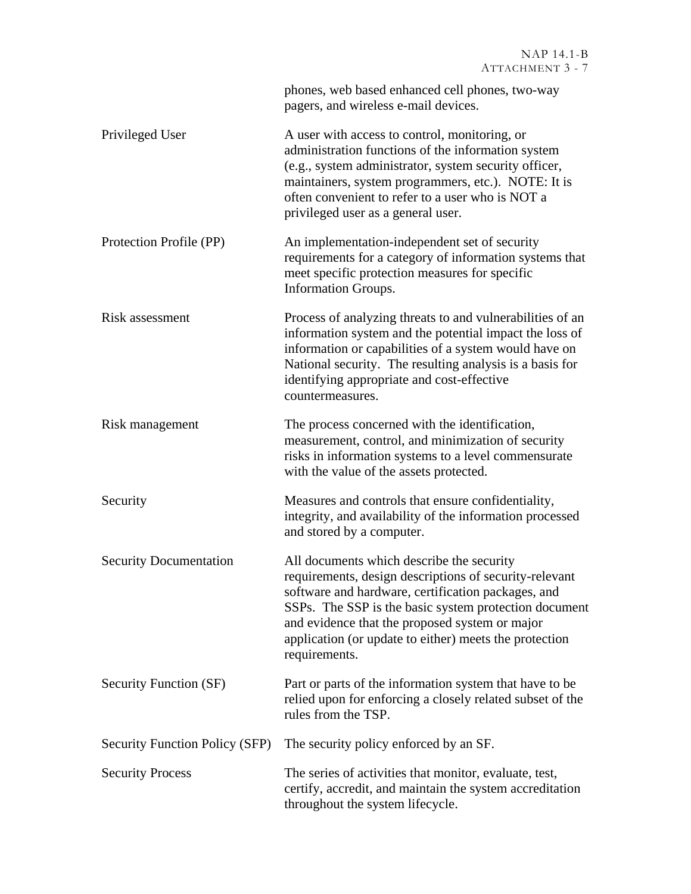| | |
|---|---|
| | phones, web based enhanced cell phones, two-way pagers, and wireless e-mail devices. |
| Privileged User | A user with access to control, monitoring, or administration functions of the information system (e.g., system administrator, system security officer, maintainers, system programmers, etc.). NOTE: It is often convenient to refer to a user who is NOT a privileged user as a general user. |
| Protection Profile (PP) | An implementation-independent set of security requirements for a category of information systems that meet specific protection measures for specific Information Groups. |
| Risk assessment | Process of analyzing threats to and vulnerabilities of an information system and the potential impact the loss of information or capabilities of a system would have on National security. The resulting analysis is a basis for identifying appropriate and cost-effective countermeasures. |
| Risk management | The process concerned with the identification, measurement, control, and minimization of security risks in information systems to a level commensurate with the value of the assets protected. |
| Security | Measures and controls that ensure confidentiality, integrity, and availability of the information processed and stored by a computer. |
| Security Documentation | All documents which describe the security requirements, design descriptions of security-relevant software and hardware, certification packages, and SSPs. The SSP is the basic system protection document and evidence that the proposed system or major application (or update to either) meets the protection requirements. |
| Security Function (SF) | Part or parts of the information system that have to be relied upon for enforcing a closely related subset of the rules from the TSP. |
| Security Function Policy (SFP) | The security policy enforced by an SF. |
| Security Process | The series of activities that monitor, evaluate, test, certify, accredit, and maintain the system accreditation throughout the system lifecycle. |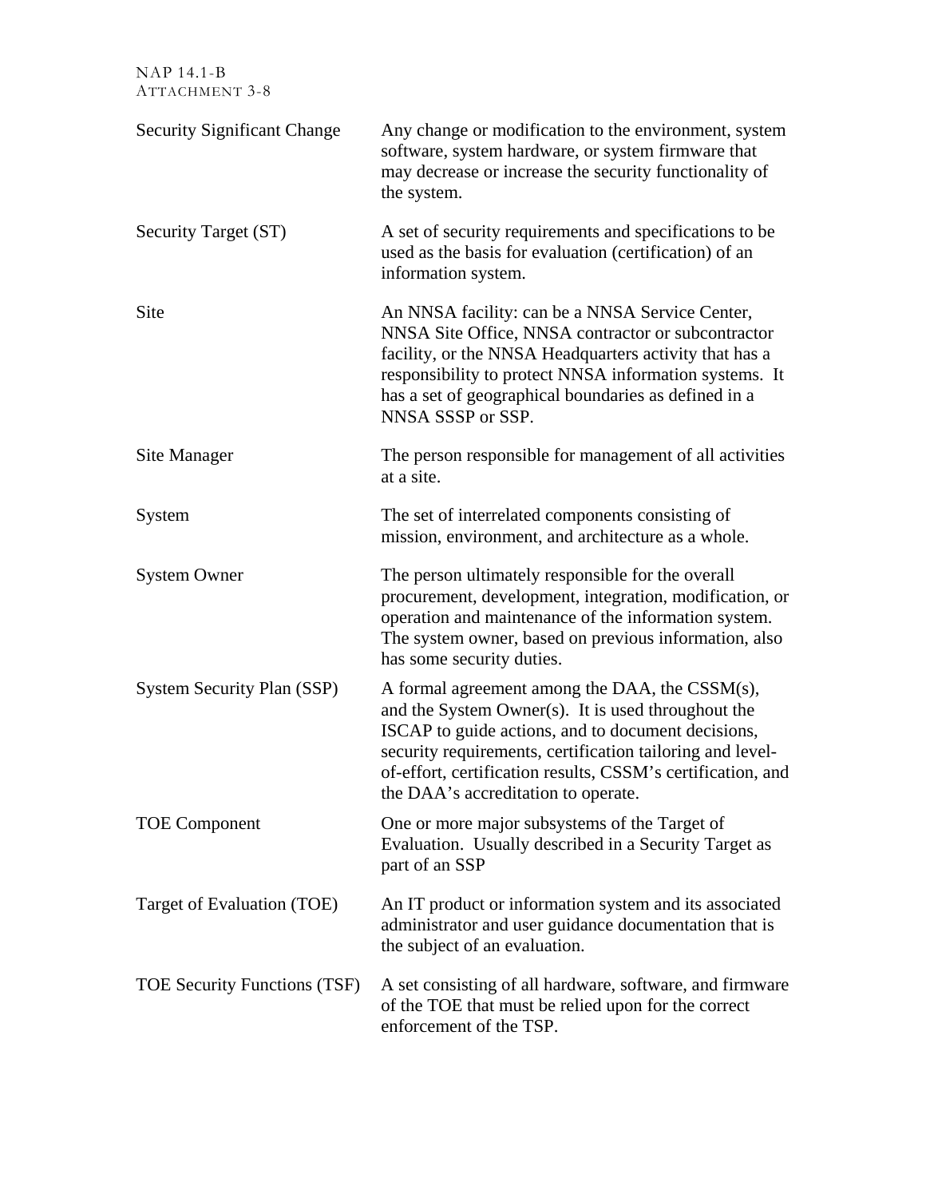| | |
|---|---|
| Security Significant Change | Any change or modification to the environment, system software, system hardware, or system firmware that may decrease or increase the security functionality of the system. |
| Security Target (ST) | A set of security requirements and specifications to be used as the basis for evaluation (certification) of an information system. |
| Site | An NNSA facility: can be a NNSA Service Center, NNSA Site Office, NNSA contractor or subcontractor facility, or the NNSA Headquarters activity that has a responsibility to protect NNSA information systems. It has a set of geographical boundaries as defined in a NNSA SSSP or SSP. |
| Site Manager | The person responsible for management of all activities at a site. |
| System | The set of interrelated components consisting of mission, environment, and architecture as a whole. |
| System Owner | The person ultimately responsible for the overall procurement, development, integration, modification, or operation and maintenance of the information system. The system owner, based on previous information, also has some security duties. |
| System Security Plan (SSP) | A formal agreement among the DAA, the CSSM(s), and the System Owner(s). It is used throughout the ISCAP to guide actions, and to document decisions, security requirements, certification tailoring and level-of-effort, certification results, CSSM's certification, and the DAA's accreditation to operate. |
| TOE Component | One or more major subsystems of the Target of Evaluation. Usually described in a Security Target as part of an SSP |
| Target of Evaluation (TOE) | An IT product or information system and its associated administrator and user guidance documentation that is the subject of an evaluation. |
| TOE Security Functions (TSF) | A set consisting of all hardware, software, and firmware of the TOE that must be relied upon for the correct enforcement of the TSP. |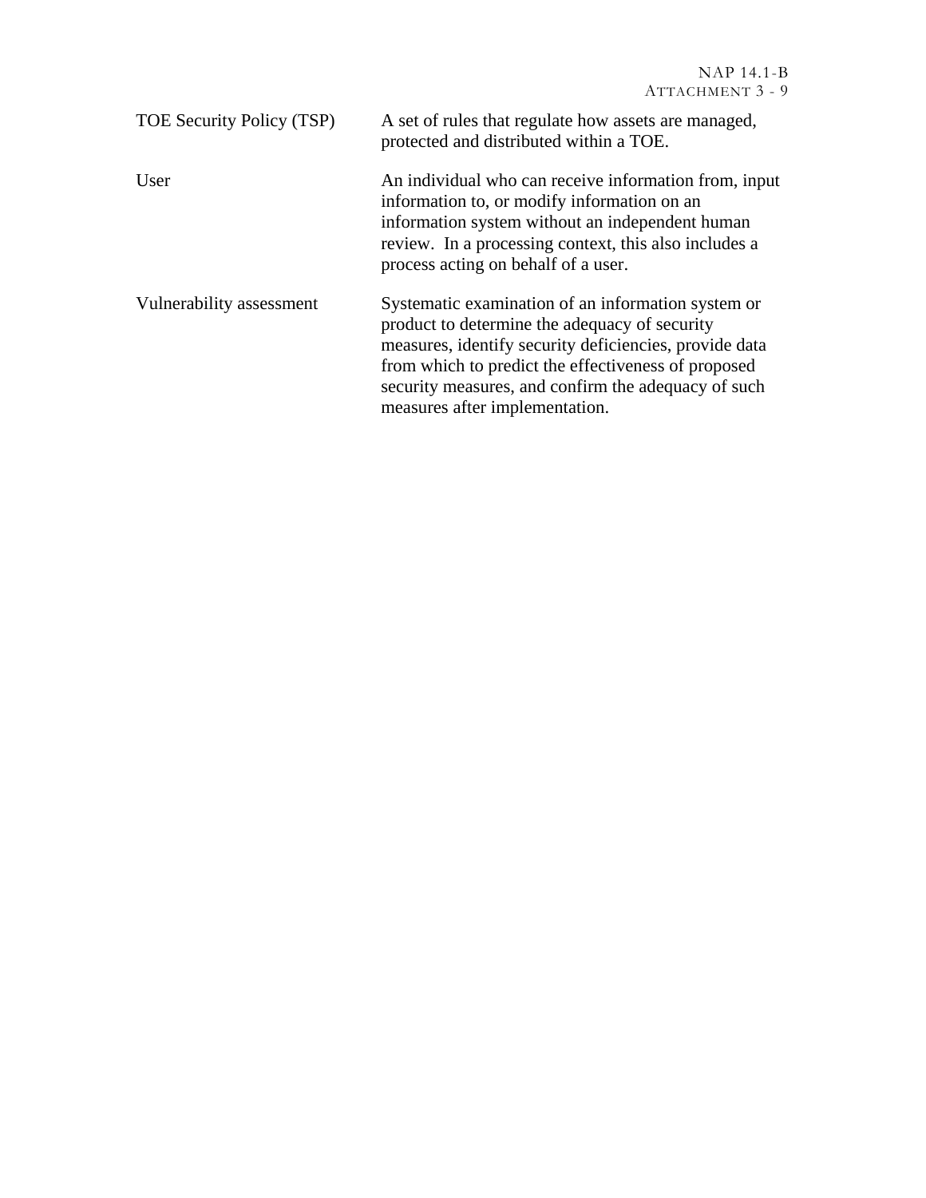| | |
|---|---|
| TOE Security Policy (TSP) | A set of rules that regulate how assets are managed, protected and distributed within a TOE. |
| User | An individual who can receive information from, input information to, or modify information on an information system without an independent human review. In a processing context, this also includes a process acting on behalf of a user. |
| Vulnerability assessment | Systematic examination of an information system or product to determine the adequacy of security measures, identify security deficiencies, provide data from which to predict the effectiveness of proposed security measures, and confirm the adequacy of such measures after implementation. |